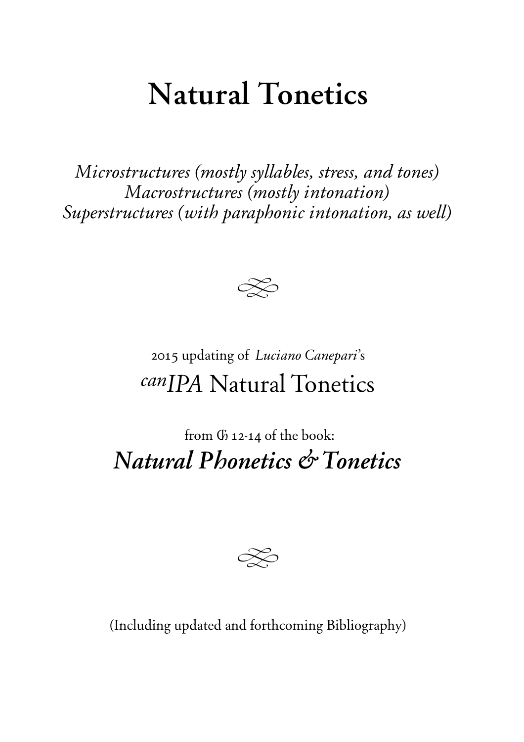# Natural Tonetics

*Microstructures (mostly syllables, stress, and tones)*
*Macrostructures (mostly intonation)*
*Superstructures (with paraphonic intonation, as well)*

2015 updating of *Luciano Canepari*'s

## *canIPA* Natural Tonetics

from Ch 12-14 of the book:

## ***Natural Phonetics & Tonetics***

(Including updated and forthcoming Bibliography)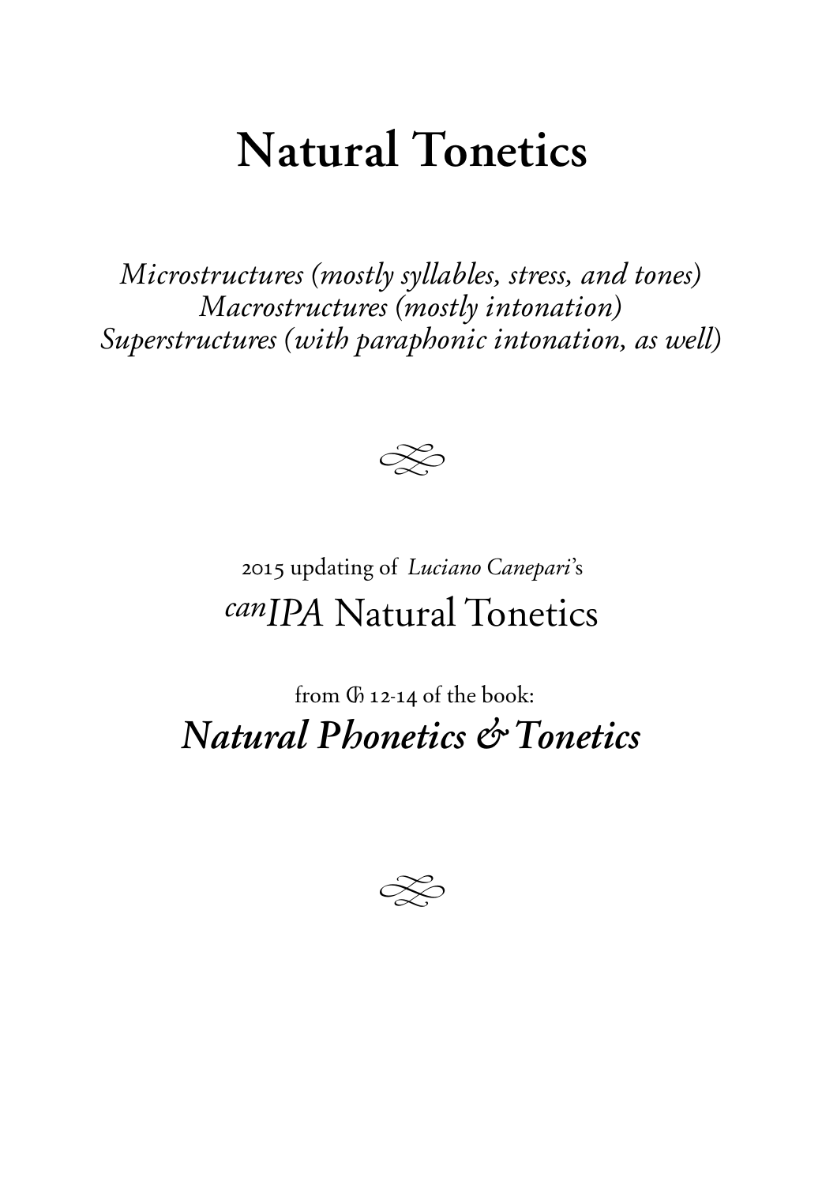# Natural Tonetics

*Microstructures (mostly syllables, stress, and tones)*
*Macrostructures (mostly intonation)*
*Superstructures (with paraphonic intonation, as well)*

2015 updating of *Luciano Canepari*'s

## *canIPA* Natural Tonetics

from Ch 12-14 of the book:

## ***Natural Phonetics & Tonetics***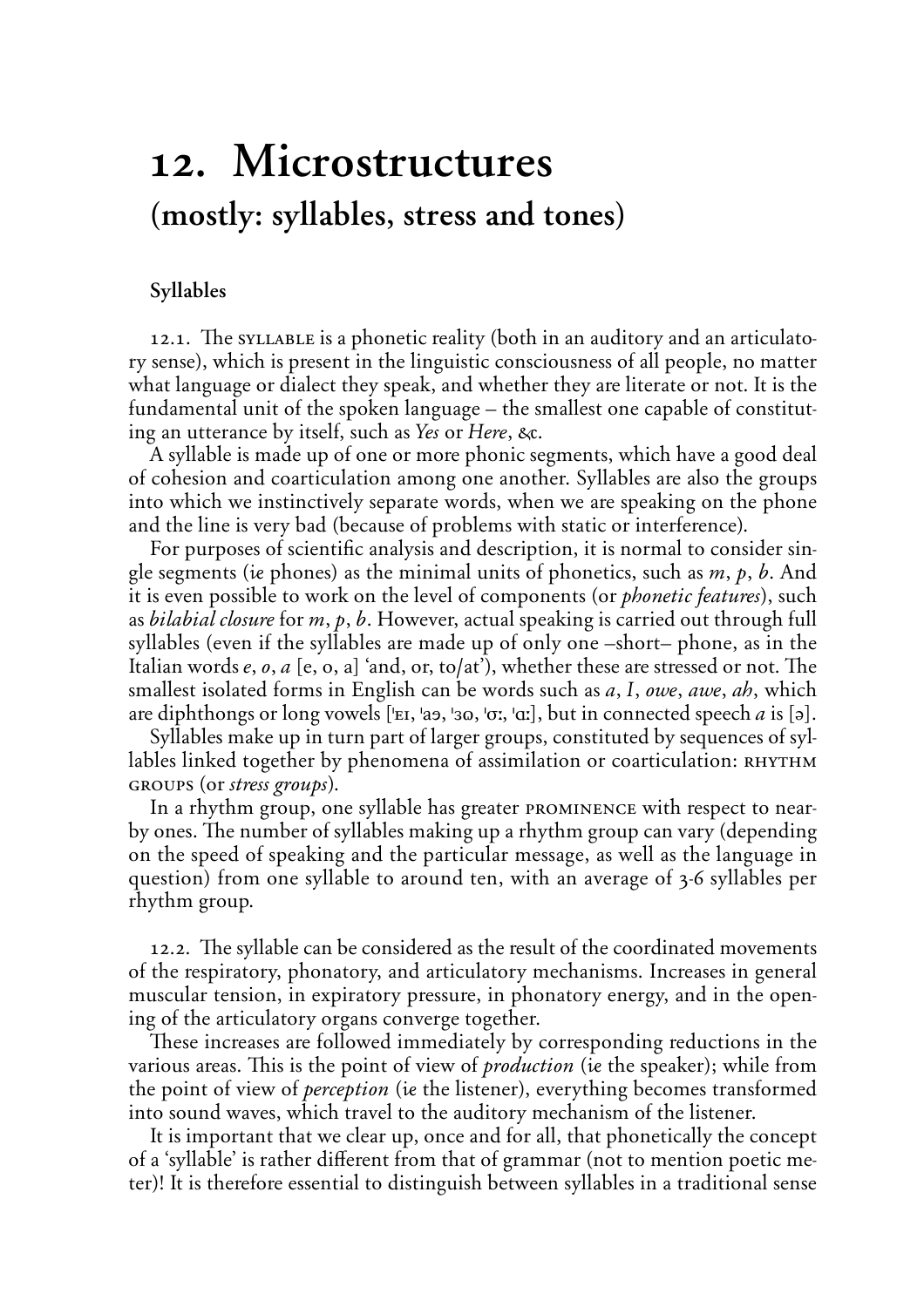# 12. Microstructures

## (mostly: syllables, stress and tones)

### Syllables

12.1. The SYLLABLE is a phonetic reality (both in an auditory and an articulatory sense), which is present in the linguistic consciousness of all people, no matter what language or dialect they speak, and whether they are literate or not. It is the fundamental unit of the spoken language – the smallest one capable of constituting an utterance by itself, such as *Yes* or *Here*, &c.

A syllable is made up of one or more phonic segments, which have a good deal of cohesion and coarticulation among one another. Syllables are also the groups into which we instinctively separate words, when we are speaking on the phone and the line is very bad (because of problems with static or interference).

For purposes of scientific analysis and description, it is normal to consider single segments (*ie* phones) as the minimal units of phonetics, such as *m*, *p*, *b*. And it is even possible to work on the level of components (or *phonetic features*), such as *bilabial closure* for *m*, *p*, *b*. However, actual speaking is carried out through full syllables (even if the syllables are made up of only one –short– phone, as in the Italian words *e*, *o*, *a* [e, o, a] 'and, or, to/at'), whether these are stressed or not. The smallest isolated forms in English can be words such as *a*, *I*, *owe*, *awe*, *ah*, which are diphthongs or long vowels [ˈɛɪ, ˈaə, ˈɜʊ, ˈɑː, ˈɑː], but in connected speech *a* is [ə].

Syllables make up in turn part of larger groups, constituted by sequences of syllables linked together by phenomena of assimilation or coarticulation: RHYTHM GROUPS (or *stress groups*).

In a rhythm group, one syllable has greater PROMINENCE with respect to nearby ones. The number of syllables making up a rhythm group can vary (depending on the speed of speaking and the particular message, as well as the language in question) from one syllable to around ten, with an average of 3-6 syllables per rhythm group.

12.2. The syllable can be considered as the result of the coordinated movements of the respiratory, phonatory, and articulatory mechanisms. Increases in general muscular tension, in expiratory pressure, in phonatory energy, and in the opening of the articulatory organs converge together.

These increases are followed immediately by corresponding reductions in the various areas. This is the point of view of *production* (*ie* the speaker); while from the point of view of *perception* (*ie* the listener), everything becomes transformed into sound waves, which travel to the auditory mechanism of the listener.

It is important that we clear up, once and for all, that phonetically the concept of a 'syllable' is rather different from that of grammar (not to mention poetic meter)! It is therefore essential to distinguish between syllables in a traditional sense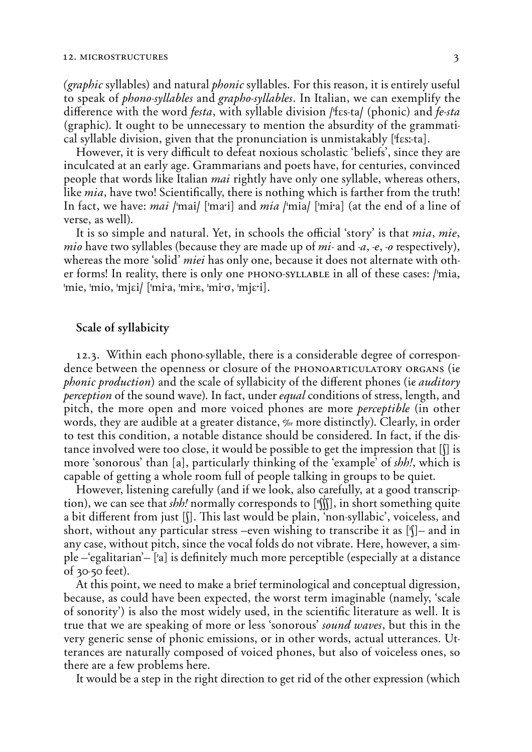(*graphic* syllables) and natural *phonic* syllables. For this reason, it is entirely useful to speak of *phono-syllables* and *grapho-syllables*. In Italian, we can exemplify the difference with the word *festa*, with syllable division /ˈfɛs-ta/ (phonic) and *fe-sta* (graphic). It ought to be unnecessary to mention the absurdity of the grammatical syllable division, given that the pronunciation is unmistakably [ˈfɛsː-ta].

However, it is very difficult to defeat noxious scholastic 'beliefs', since they are inculcated at an early age. Grammarians and poets have, for centuries, convinced people that words like Italian *mai* rightly have only one syllable, whereas others, like *mia*, have two! Scientifically, there is nothing which is farther from the truth! In fact, we have: *mai* /ˈmai/ [ˈmaˑi] and *mia* /ˈmia/ [ˈmiˑa] (at the end of a line of verse, as well).

It is so simple and natural. Yet, in schools the official 'story' is that *mia*, *mie*, *mio* have two syllables (because they are made up of *mi-* and *-a*, *-e*, *-o* respectively), whereas the more 'solid' *miei* has only one, because it does not alternate with other forms! In reality, there is only one PHONO-SYLLABLE in all of these cases: /ˈmia, ˈmie, ˈmio, ˈmjɛi/ [ˈmiˑa, ˈmiˑᴇ, ˈmiˑʊ, ˈmjɛˑi].

## Scale of syllabicity

12.3. Within each phono-syllable, there is a considerable degree of correspondence between the openness or closure of the PHONOARTICULATORY ORGANS (*ie phonic production*) and the scale of syllabicity of the different phones (*ie auditory perception* of the sound wave). In fact, under *equal* conditions of stress, length, and pitch, the more open and more voiced phones are more *perceptible* (in other words, they are audible at a greater distance, &/or more distinctly). Clearly, in order to test this condition, a notable distance should be considered. In fact, if the distance involved were too close, it would be possible to get the impression that [ʃ] is more 'sonorous' than [a], particularly thinking of the 'example' of *shh!*, which is capable of getting a whole room full of people talking in groups to be quiet.

However, listening carefully (and if we look, also carefully, at a good transcription), we can see that *shh!* normally corresponds to [ˈˈʃʃʃ], in short something quite a bit different from just [ʃ]. This last would be plain, 'non-syllabic', voiceless, and short, without any particular stress –even wishing to transcribe it as [ˈʃ]– and in any case, without pitch, since the vocal folds do not vibrate. Here, however, a simple –'egalitarian'– [ˈa] is definitely much more perceptible (especially at a distance of 30-50 feet).

At this point, we need to make a brief terminological and conceptual digression, because, as could have been expected, the worst term imaginable (namely, 'scale of sonority') is also the most widely used, in the scientific literature as well. It is true that we are speaking of more or less 'sonorous' *sound waves*, but this in the very generic sense of phonic emissions, or in other words, actual utterances. Utterances are naturally composed of voiced phones, but also of voiceless ones, so there are a few problems here.

It would be a step in the right direction to get rid of the other expression (which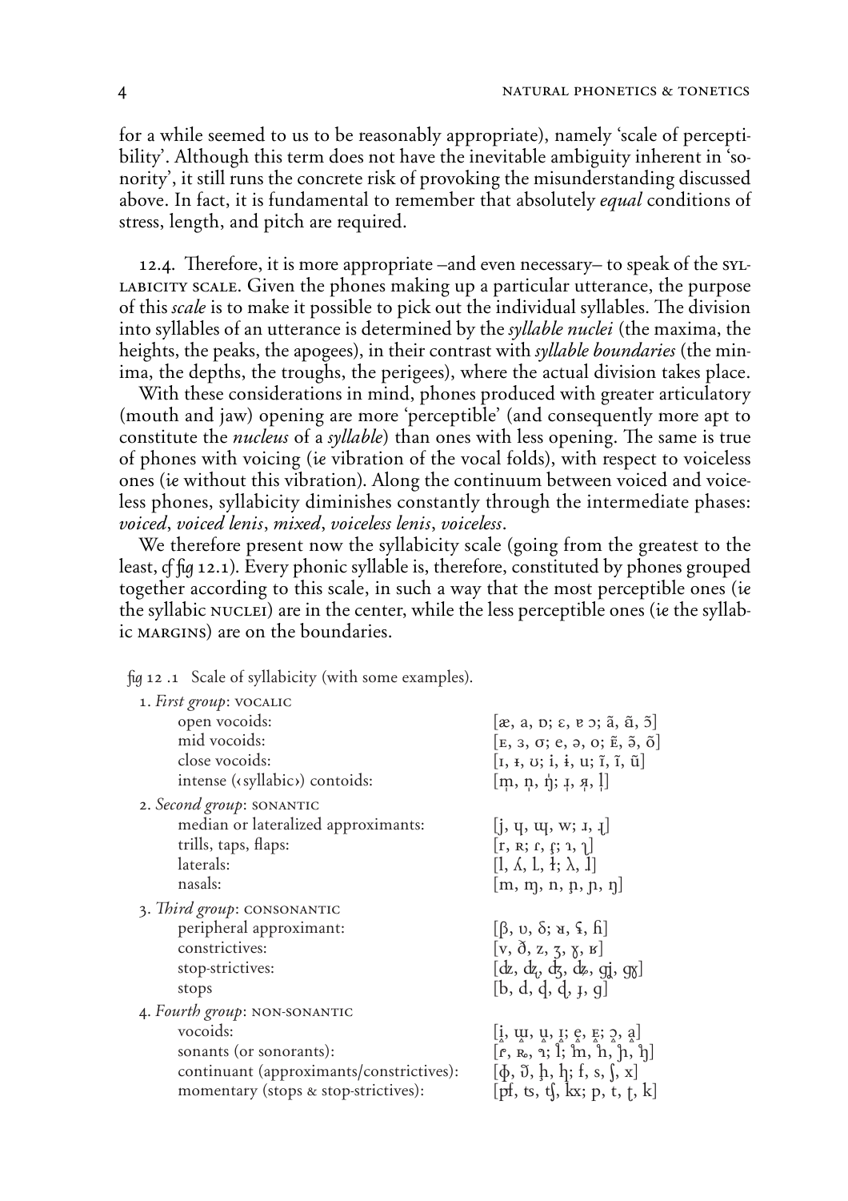for a while seemed to us to be reasonably appropriate), namely 'scale of perceptibility'. Although this term does not have the inevitable ambiguity inherent in 'sonority', it still runs the concrete risk of provoking the misunderstanding discussed above. In fact, it is fundamental to remember that absolutely *equal* conditions of stress, length, and pitch are required.

12.4. Therefore, it is more appropriate –and even necessary– to speak of the SYLLABICITY SCALE. Given the phones making up a particular utterance, the purpose of this *scale* is to make it possible to pick out the individual syllables. The division into syllables of an utterance is determined by the *syllable nuclei* (the maxima, the heights, the peaks, the apogees), in their contrast with *syllable boundaries* (the minima, the depths, the troughs, the perigees), where the actual division takes place.

With these considerations in mind, phones produced with greater articulatory (mouth and jaw) opening are more 'perceptible' (and consequently more apt to constitute the *nucleus* of a *syllable*) than ones with less opening. The same is true of phones with voicing (*ie* vibration of the vocal folds), with respect to voiceless ones (*ie* without this vibration). Along the continuum between voiced and voiceless phones, syllabicity diminishes constantly through the intermediate phases: *voiced*, *voiced lenis*, *mixed*, *voiceless lenis*, *voiceless*.

We therefore present now the syllabicity scale (going from the greatest to the least, *cf fig* 12.1). Every phonic syllable is, therefore, constituted by phones grouped together according to this scale, in such a way that the most perceptible ones (*ie* the syllabic NUCLEI) are in the center, while the less perceptible ones (*ie* the syllabic MARGINS) are on the boundaries.

*fig* 12.1 Scale of syllabicity (with some examples).

1. *First group*: VOCALIC
   - open vocoids: [æ, a, ɒ; ɛ, ɐ ɔ; ã, ɑ̃, ɔ̃]
   - mid vocoids: [ᴇ, ɜ, ɞ; e, ə, o; ᴇ̃, ə̃, õ]
   - close vocoids: [ɪ, ɨ, ʊ; i, ɨ, u; ɪ̃, ĩ, ũ]
   - intense (‹syllabic›) contoids: [m̩, n̩, ŋ̍; ɹ̩, ʀ̩, l̩]
2. *Second group*: SONANTIC
   - median or lateralized approximants: [j, ɥ, ɰ, w; ɹ, ɻ]
   - trills, taps, flaps: [r, ʀ; ɾ, ɽ; ɺ, ɭ]
   - laterals: [l, ʎ, ʟ, ɫ; λ, ɭ]
   - nasals: [m, ɱ, n, ɲ̟, ɲ, ŋ]
3. *Third group*: CONSONANTIC
   - peripheral approximant: [β, ʋ, ð; ʁ, ʕ, ɦ]
   - constrictives: [v, ð, z, ʒ, ɣ, ʁ]
   - stop-strictives: [ʣ, ʣ̺, ʤ, ʥ, ɟʝ, ɡɣ]
   - stops: [b, d, ɖ, ɖ, ɟ, ɡ]
4. *Fourth group*: NON-SONANTIC
   - vocoids: [i̥, ɯ̥, u̥, ɪ̥; e̥, ᴇ̥; ɔ̥, ḁ]
   - sonants (or sonorants): [ɾ̥, ʀ̥, ɺ̥; l̥; m̥, n̥, ɲ̊, ŋ̊]
   - continuant (approximants/constrictives): [ɸ, θ, ḫ, ḥ; f, s, ʃ, x]
   - momentary (stops & stop-strictives): [p͡f, ʦ, ʧ, k͡x; p, t, ʈ, k]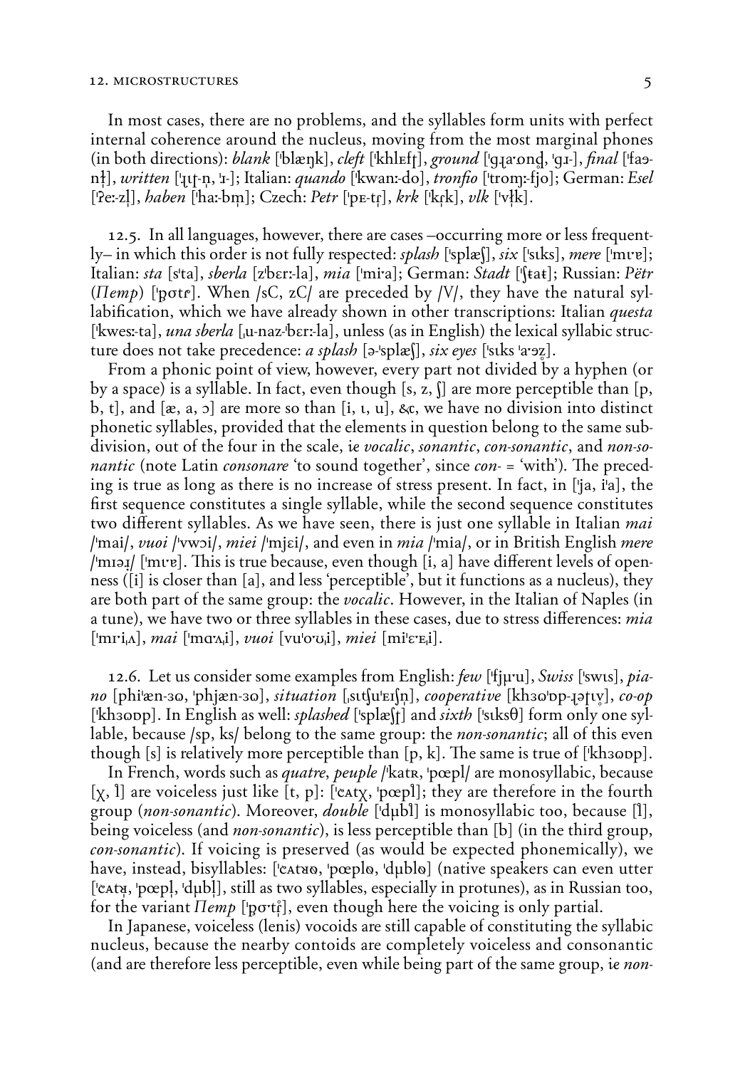In most cases, there are no problems, and the syllables form units with perfect internal coherence around the nucleus, moving from the most marginal phones (in both directions): *blank* [ˈblæŋk], *cleft* [ˈkhlɛfʈ], *ground* [ˈgɹaˑond̥, ˈgɹ-], *final* [ˈfaə-nɫ̩], *written* [ˈɹɪʈ-n̩, ˈɹ-]; Italian: *quando* [ˈkwanː-do], *tronfio* [ˈtromː-fjo]; German: *Esel* [ˈʔeː-zl̩], *haben* [ˈhaː-bm̩]; Czech: *Petr* [ˈpɛ-tr̥], *krk* [ˈkr̩k], *vlk* [ˈvɫ̩k].

12.5. In all languages, however, there are cases –occurring more or less frequently– in which this order is not fully respected: *splash* [ˈsplæʃ], *six* [ˈsɪks], *mere* [ˈmɪˑɐ]; Italian: *sta* [sˈta], *sberla* [zˈbɛrː-la], *mia* [ˈmiˑa]; German: *Stadt* [ˈʃtaɫ]; Russian: *Pëtr* (*Пётр*) [ˈp̡ɵtr̥]. When /sC, zC/ are preceded by /V/, they have the natural syllabification, which we have already shown in other transcriptions: Italian *questa* [ˈkwesː-ta], *una sberla* [ˌu-naz-ˈbɛrː-la], unless (as in English) the lexical syllabic structure does not take precedence: *a splash* [ə-ˈsplæʃ], *six eyes* [ˈsɪks ˈaˑəz̥].

From a phonic point of view, however, every part not divided by a hyphen (or by a space) is a syllable. In fact, even though [s, z, ʃ] are more perceptible than [p, b, t], and [æ, a, ɔ] are more so than [i, ɪ, u], &c, we have no division into distinct phonetic syllables, provided that the elements in question belong to the same subdivision, out of the four in the scale, i.e *vocalic*, *sonantic*, *con-sonantic*, and *non-sonantic* (note Latin *consonare* 'to sound together', since *con-* = 'with'). The preceding is true as long as there is no increase of stress present. In fact, in [ˈja, iˈa], the first sequence constitutes a single syllable, while the second sequence constitutes two different syllables. As we have seen, there is just one syllable in Italian *mai* /ˈmai/, *vuoi* /ˈvwɔi/, *miei* /ˈmjɛi/, and even in *mia* /ˈmia/, or in British English *mere* /ˈmɪəɹ/ [ˈmɪˑɐ]. This is true because, even though [i, a] have different levels of openness ([i] is closer than [a], and less 'perceptible', but it functions as a nucleus), they are both part of the same group: the *vocalic*. However, in the Italian of Naples (in a tune), we have two or three syllables in these cases, due to stress differences: *mia* [ˈmɪˑiˌʌ], *mai* [ˈmɑˑʌˌi], *vuoi* [vuˈoˑʊˌi], *miei* [miˈɛˑɛˌi].

12.6. Let us consider some examples from English: *few* [ˈfjʉˑu], *Swiss* [ˈswɪs], *piano* [phiˈæn-3ʊ, ˈphjæn-3ʊ], *situation* [ˌsɪtʃuˈeɪʃn̩], *cooperative* [kh3ʊˈɒp-ɹəɾɪv̥], *co-op* [ˈkh3ʊɒp]. In English as well: *splashed* [ˈsplæʃʈ] and *sixth* [ˈsɪksθ] form only one syllable, because /sp, ks/ belong to the same group: the *non-sonantic*; all of this even though [s] is relatively more perceptible than [p, k]. The same is true of [ˈkh3ʊɒp].

In French, words such as *quatre*, *peuple* /ˈkatʀ, ˈpœpl/ are monosyllabic, because [χ, l̥] are voiceless just like [t, p]: [ˈcʌtχ, ˈpœpl̥]; they are therefore in the fourth group (*non-sonantic*). Moreover, *double* [ˈdʉbl̥] is monosyllabic too, because [l̥], being voiceless (and *non-sonantic*), is less perceptible than [b] (in the third group, *con-sonantic*). If voicing is preserved (as would be expected phonemically), we have, instead, bisyllables: [ˈcʌtʁʊ, ˈpœplʊ, ˈdʉblʊ] (native speakers can even utter [ˈcʌtʁ̩, ˈpœpl̩, ˈdʉbl̩], still as two syllables, especially in protunes), as in Russian too, for the variant *Петр* [ˈp̡ɵˑtr̥̩], even though here the voicing is only partial.

In Japanese, voiceless (lenis) vocoids are still capable of constituting the syllabic nucleus, because the nearby contoids are completely voiceless and consonantic (and are therefore less perceptible, even while being part of the same group, i.e *non-*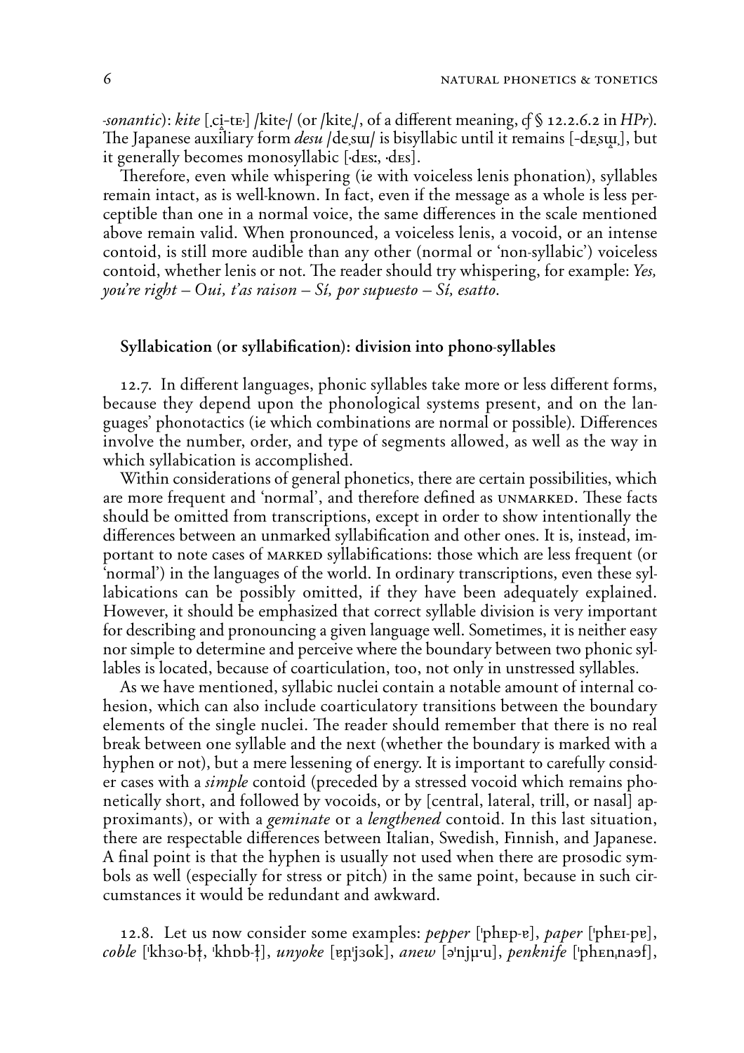-*sonantic*): *kite* [ˌci̥-tɛ·] /kite·/ (or /kiteˌ/, of a different meaning, *cf* § 12.2.6.2 in *HPr*). The Japanese auxiliary form *desu* /deˌsɯ/ is bisyllabic until it remains [-dɛˌsɯ̥ˌ], but it generally becomes monosyllabic [·dɛsː, ·dɛs].

Therefore, even while whispering (*ie* with voiceless lenis phonation), syllables remain intact, as is well-known. In fact, even if the message as a whole is less perceptible than one in a normal voice, the same differences in the scale mentioned above remain valid. When pronounced, a voiceless lenis, a vocoid, or an intense contoid, is still more audible than any other (normal or 'non-syllabic') voiceless contoid, whether lenis or not. The reader should try whispering, for example: *Yes, you're right – Oui, t'as raison – Sí, por supuesto – Sí, esatto.*

## Syllabication (or syllabification): division into phono-syllables

12.7. In different languages, phonic syllables take more or less different forms, because they depend upon the phonological systems present, and on the languages' phonotactics (*ie* which combinations are normal or possible). Differences involve the number, order, and type of segments allowed, as well as the way in which syllabication is accomplished.

Within considerations of general phonetics, there are certain possibilities, which are more frequent and 'normal', and therefore defined as UNMARKED. These facts should be omitted from transcriptions, except in order to show intentionally the differences between an unmarked syllabification and other ones. It is, instead, important to note cases of MARKED syllabifications: those which are less frequent (or 'normal') in the languages of the world. In ordinary transcriptions, even these syllabications can be possibly omitted, if they have been adequately explained. However, it should be emphasized that correct syllable division is very important for describing and pronouncing a given language well. Sometimes, it is neither easy nor simple to determine and perceive where the boundary between two phonic syllables is located, because of coarticulation, too, not only in unstressed syllables.

As we have mentioned, syllabic nuclei contain a notable amount of internal cohesion, which can also include coarticulatory transitions between the boundary elements of the single nuclei. The reader should remember that there is no real break between one syllable and the next (whether the boundary is marked with a hyphen or not), but a mere lessening of energy. It is important to carefully consider cases with a *simple* contoid (preceded by a stressed vocoid which remains phonetically short, and followed by vocoids, or by [central, lateral, trill, or nasal] approximants), or with a *geminate* or a *lengthened* contoid. In this last situation, there are respectable differences between Italian, Swedish, Finnish, and Japanese. A final point is that the hyphen is usually not used when there are prosodic symbols as well (especially for stress or pitch) in the same point, because in such circumstances it would be redundant and awkward.

12.8. Let us now consider some examples: *pepper* [ˈphɛp-ɐ], *paper* [ˈphɛɪ-pɐ], *coble* [ˈkhɜɷ-bɫ̩, ˈkhɒb-ɫ̩], *unyoke* [ɐɲˈjɜɷk], *anew* [əˈnjµ·u], *penknife* [ˈphɛnˌnaɔf],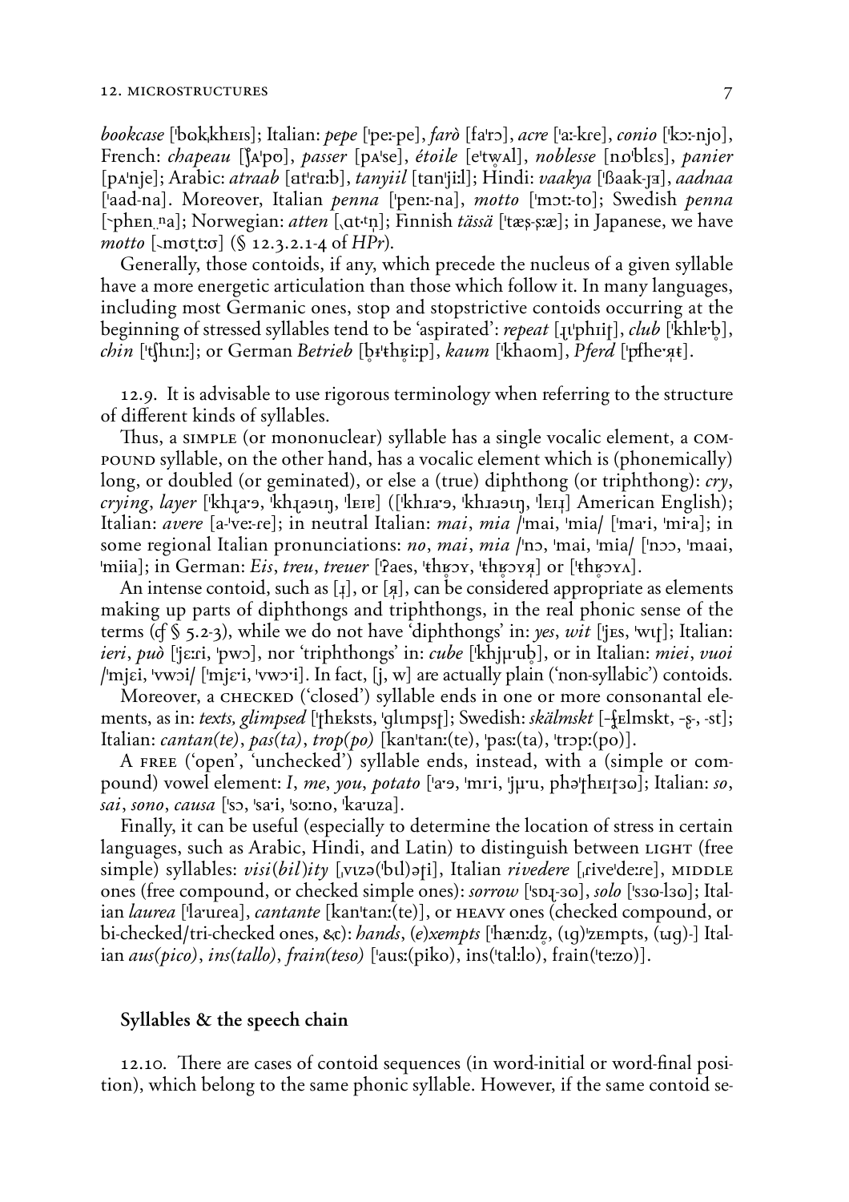*bookcase* [ˈbʊk,khɛɪs]; Italian: *pepe* [ˈpeː-pe], *farò* [faˈrɔ], *acre* [ˈaː-kre], *conio* [ˈkɔː-njo], French: *chapeau* [ʃʌˈpʊ], *passer* [pʌˈse], *étoile* [eˈtw̥ʌl], *noblesse* [nʊˈblɛs], *panier* [pʌˈnje]; Arabic: *atraab* [atˈrɑːb], *tanyiil* [tanˈjiːl]; Hindi: *vaakya* [ˈßaak-jɜ], *aadnaa* [ˈaad-na]. Moreover, Italian *penna* [ˈpenː-na], *motto* [ˈmɔtː-to]; Swedish *penna* [ˋphɛn.ⁿa]; Norwegian: *atten* [ˎɑt-ᵗn̩]; Finnish *tässä* [ˈtæʂ-ʂːæ]; in Japanese, we have *motto* [ˎmɑt̚tːɑ] (§ 12.3.2.1-4 of *HPr*).

Generally, those contoids, if any, which precede the nucleus of a given syllable have a more energetic articulation than those which follow it. In many languages, including most Germanic ones, stop and stopstrictive contoids occurring at the beginning of stressed syllables tend to be 'aspirated': *repeat* [ɹɪˈphɪiʈ], *club* [ˈkhlɐˑb̥], *chin* [ˈtʃhɪnː]; or German *Betrieb* [b̥ɪˈthʁ̥iːp], *kaum* [ˈkhaom], *Pferd* [ˈpfheˑʁ̥t].

12.9. It is advisable to use rigorous terminology when referring to the structure of different kinds of syllables.

Thus, a SIMPLE (or mononuclear) syllable has a single vocalic element, a COMPOUND syllable, on the other hand, has a vocalic element which is (phonemically) long, or doubled (or geminated), or else a (true) diphthong (or triphthong): *cry*, *crying*, *layer* [ˈkhɹaˑə, ˈkhɹaəɪŋ, ˈlɛɪɐ] ([ˈkhɹaˑə, ˈkhɹaəɪŋ, ˈlɛɪɹ] American English); Italian: *avere* [a-ˈveː-re]; in neutral Italian: *mai*, *mia* /ˈmai, ˈmia/ [ˈmaˑi, ˈmiˑa]; in some regional Italian pronunciations: *no*, *mai*, *mia* /ˈnɔ, ˈmai, ˈmia/ [ˈnɔɔ, ˈmaai, ˈmiia]; in German: *Eis*, *treu*, *treuer* [ˈʔaes, ˈthʁ̥ɔʏ, ˈthʁ̥ɔʏʁ̞] or [ˈthʁ̥ɔʏʌ].

An intense contoid, such as [ɹ], or [ʁ̞], can be considered appropriate as elements making up parts of diphthongs and triphthongs, in the real phonic sense of the terms (cf § 5.2-3), while we do not have 'diphthongs' in: *yes*, *wit* [ˈjɛs, ˈwɪʈ]; Italian: *ieri*, *può* [ˈjɛːri, ˈpwɔ], nor 'triphthongs' in: *cube* [ˈkhjʉˑub̥], or in Italian: *miei*, *vuoi* /ˈmjɛi, ˈvwɔi/ [ˈmjɛˑi, ˈvwɔˑi]. In fact, [j, w] are actually plain ('non-syllabic') contoids.

Moreover, a CHECKED ('closed') syllable ends in one or more consonantal elements, as in: *texts, glimpsed* [ˈʈhɛksts, ˈglɪmpsʈ]; Swedish: *skälmskt* [-ʂ̥ɛlmskt, -ʂ-, -st]; Italian: *cantan(te)*, *pas(ta)*, *trop(po)* [kanˈtanː(te), ˈpasː(ta), ˈtrɔpː(po)].

A FREE ('open', 'unchecked') syllable ends, instead, with a (simple or compound) vowel element: *I*, *me*, *you*, *potato* [ˈaˑə, ˈmɪˑi, ˈjʉˑu, phəˈʈhɛɪʈɜʊ]; Italian: *so*, *sai*, *sono*, *causa* [ˈsɔ, ˈsaˑi, ˈsoːno, ˈkaˑuza].

Finally, it can be useful (especially to determine the location of stress in certain languages, such as Arabic, Hindi, and Latin) to distinguish between LIGHT (free simple) syllables: *visi(bil)ity* [ˌvɪzə(ˈbɪl)əʈi], Italian *rivedere* [ˌriveˈdeːre], MIDDLE ones (free compound, or checked simple ones): *sorrow* [ˈsɒɹ-ɜʊ], *solo* [ˈsɜʊ-lɜʊ]; Italian *laurea* [ˈlaˑurea], *cantante* [kanˈtanː(te)], or HEAVY ones (checked compound, or bi-checked/tri-checked ones, &c): *hands*, *(e)xempts* [ˈhænːdz̥, (ɪg)ˈzɛmpts, (ɯg)-] Italian *aus(pico)*, *ins(tallo)*, *frain(teso)* [ˈausː(piko), ins(ˈtalːlo), frain(ˈteːzo)].

### Syllables & the speech chain

12.10. There are cases of contoid sequences (in word-initial or word-final position), which belong to the same phonic syllable. However, if the same contoid se-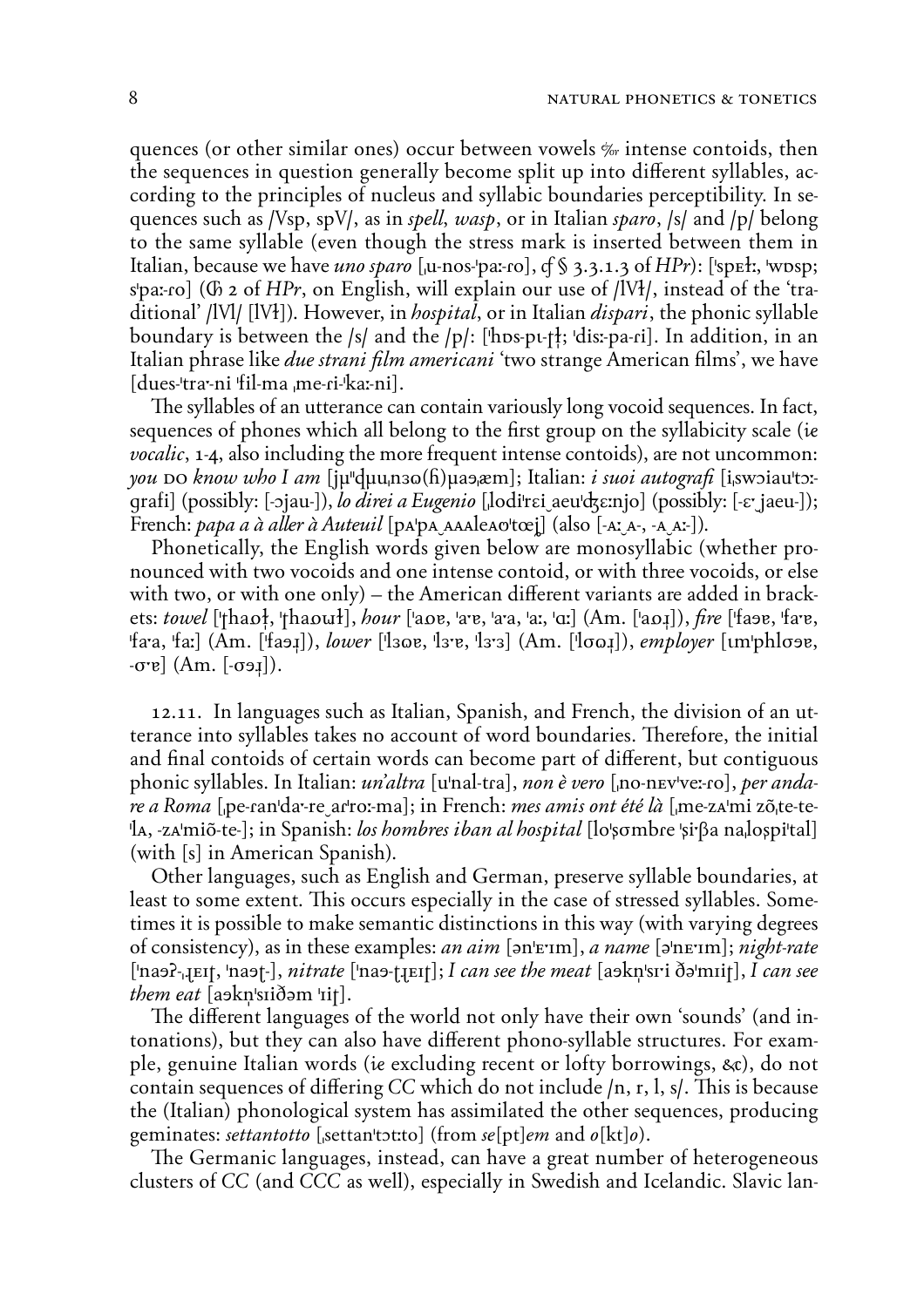quences (or other similar ones) occur between vowels ‰ intense contoids, then the sequences in question generally become split up into different syllables, according to the principles of nucleus and syllabic boundaries perceptibility. In sequences such as /Vsp, spV/, as in *spell*, *wasp*, or in Italian *sparo*, /s/ and /p/ belong to the same syllable (even though the stress mark is inserted between them in Italian, because we have *uno sparo* [ˌu-nos-ˈpaː-ro], *cf* § 3.3.1.3 of *HPr*): [ˈspɛɫː, ˈwɒsp; sˈpaː-ro] (Ꞓ 2 of *HPr*, on English, will explain our use of /lVɫ/, instead of the 'traditional' /lVl/ [lVɫ]). However, in *hospital*, or in Italian *dispari*, the phonic syllable boundary is between the /s/ and the /p/: [ˈhɒs-pɩ-ʈɫ̩; ˈdisː-pa-ri]. In addition, in an Italian phrase like *due strani film americani* 'two strange American films', we have [dues-ˈtraˑ-ni ˈfil-ma ˌme-ri-ˈkaː-ni].

The syllables of an utterance can contain variously long vocoid sequences. In fact, sequences of phones which all belong to the first group on the syllabicity scale (*ie vocalic*, 1-4, also including the more frequent intense contoids), are not uncommon: *you* DO *know who I am* [jµˈdµuˌnɜo(ɦ)µaəˌæm]; Italian: *i suoi autografi* [iˌswɔiauˈtɔː-grafi] (possibly: [-ɔjau-]), *lo direi a Eugenio* [ˌlodiˈrɛi aeuˈʤɛːnjo] (possibly: [-ɛˑ jaeu-]); French: *papa a à aller à Auteuil* [pʌˈpʌ ʌʌʌleʌoˈtœj̥] (also [-ʌː ʌ-, -ʌ ʌː-]).

Phonetically, the English words given below are monosyllabic (whether pronounced with two vocoids and one intense contoid, or with three vocoids, or else with two, or with one only) – the American different variants are added in brackets: *towel* [ˈʈhaɒɫ̩, ˈʈhaɒɯɫ], *hour* [ˈaɒɐ, ˈaˑɐ, ˈaˑa, ˈaː, ˈɑː] (Am. [ˈaɒɹ̩]), *fire* [ˈfaɘɐ, ˈfaˑɐ, ˈfaˑa, ˈfaː] (Am. [ˈfaɘɹ̩]), *lower* [ˈlɜɷɐ, ˈlɜˑɐ, ˈlɜˑɜ] (Am. [ˈlʊɷɹ̩]), *employer* [ɩmˈphlʊɘɐ, -ʊˑɐ] (Am. [-ʊɘɹ̩]).

12.11. In languages such as Italian, Spanish, and French, the division of an utterance into syllables takes no account of word boundaries. Therefore, the initial and final contoids of certain words can become part of different, but contiguous phonic syllables. In Italian: *un'altra* [uˈnal-tra], *non è vero* [ˌno-nɛvˈveː-ro], *per andare a Roma* [ˌpe-ranˈdaˑ-re arˈroː-ma]; in French: *mes amis ont été là* [ˌme-zʌˈmi zõˌte-te-ˈlʌ, -zʌˈmiõ-te-]; in Spanish: *los hombres iban al hospital* [loˈʂombɾe ˈʂiˑβa naˌloʂpiˈtal] (with [s] in American Spanish).

Other languages, such as English and German, preserve syllable boundaries, at least to some extent. This occurs especially in the case of stressed syllables. Sometimes it is possible to make semantic distinctions in this way (with varying degrees of consistency), as in these examples: *an aim* [ənˈɛˑɪm], *a name* [əˈnɛˑɪm]; *night-rate* [ˈnaəʔ-ˌɹ̥ɛɪʈ, ˈnaəʈ-], *nitrate* [ˈnaə-ʈɹ̥ɛɪʈ]; *I can see the meat* [aəknˈsɪˑi ðəˈmɪiʈ], *I can see them eat* [aəknˈsɪiðəm ˈɪiʈ].

The different languages of the world not only have their own 'sounds' (and intonations), but they can also have different phono-syllable structures. For example, genuine Italian words (*ie* excluding recent or lofty borrowings, &c), do not contain sequences of differing *CC* which do not include /n, r, l, s/. This is because the (Italian) phonological system has assimilated the other sequences, producing geminates: *settantotto* [ˌsettanˈtɔtːto] (from *se*[pt]*em* and *o*[kt]*o*).

The Germanic languages, instead, can have a great number of heterogeneous clusters of *CC* (and *CCC* as well), especially in Swedish and Icelandic. Slavic lan-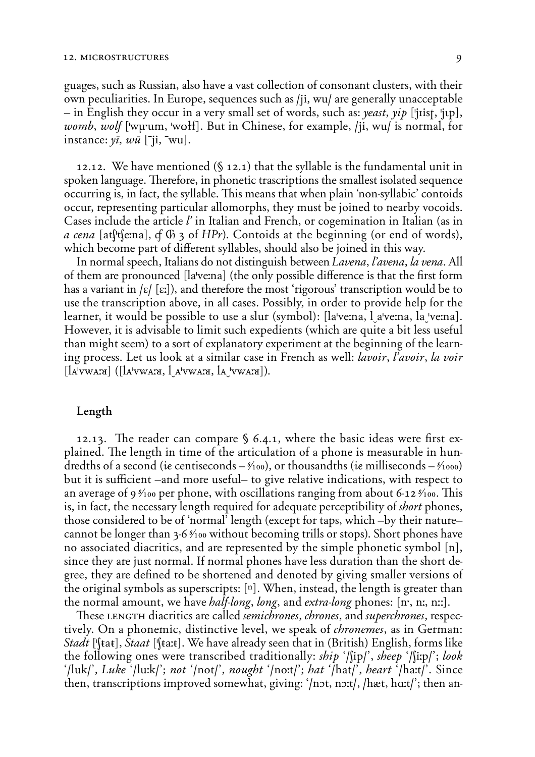guages, such as Russian, also have a vast collection of consonant clusters, with their own peculiarities. In Europe, sequences such as /ji, wu/ are generally unacceptable – in English they occur in a very small set of words, such as: *yeast*, *yip* [ˈjɪisʈ, ˈjɪp], *womb*, *wolf* [ˈwµ·um, ˈwoɫf]. But in Chinese, for example, /ji, wu/ is normal, for instance: *yī*, *wū* [¯ji, ¯wu].

12.12. We have mentioned (§ 12.1) that the syllable is the fundamental unit in spoken language. Therefore, in phonetic trascriptions the smallest isolated sequence occurring is, in fact, the syllable. This means that when plain 'non-syllabic' contoids occur, representing particular allomorphs, they must be joined to nearby vocoids. Cases include the article *l'* in Italian and French, or cogemination in Italian (as in *a cena* [atʃˈtʃeːna], *cf* Ꮆ 3 of *HPr*). Contoids at the beginning (or end of words), which become part of different syllables, should also be joined in this way.

In normal speech, Italians do not distinguish between *Lavena*, *l'avena*, *la vena*. All of them are pronounced [laˈveːna] (the only possible difference is that the first form has a variant in /ɛ/ [ɛː]), and therefore the most 'rigorous' transcription would be to use the transcription above, in all cases. Possibly, in order to provide help for the learner, it would be possible to use a slur (symbol): [laˈveːna, l‿aˈveːna, la‿ˈveːna]. However, it is advisable to limit such expedients (which are quite a bit less useful than might seem) to a sort of explanatory experiment at the beginning of the learning process. Let us look at a similar case in French as well: *lavoir*, *l'avoir*, *la voir* [lᴀˈvwᴀːʁ] ([lᴀˈvwᴀːʁ, l‿ᴀˈvwᴀːʁ, lᴀ‿ˈvwᴀːʁ]).

## Length

12.13. The reader can compare § 6.4.1, where the basic ideas were first explained. The length in time of the articulation of a phone is measurable in hundredths of a second (*ie* centiseconds – ⁵⁄₁₀₀), or thousandths (*ie* milliseconds – ⁵⁄₁₀₀₀) but it is sufficient –and more useful– to give relative indications, with respect to an average of 9 ⁵⁄₁₀₀ per phone, with oscillations ranging from about 6-12 ⁵⁄₁₀₀. This is, in fact, the necessary length required for adequate perceptibility of *short* phones, those considered to be of 'normal' length (except for taps, which –by their nature– cannot be longer than 3-6 ⁵⁄₁₀₀ without becoming trills or stops). Short phones have no associated diacritics, and are represented by the simple phonetic symbol [n], since they are just normal. If normal phones have less duration than the short degree, they are defined to be shortened and denoted by giving smaller versions of the original symbols as superscripts: [ⁿ]. When, instead, the length is greater than the normal amount, we have *half-long*, *long*, and *extra-long* phones: [n·, nː, nːː].

These LENGTH diacritics are called *semichrones*, *chrones*, and *superchrones*, respectively. On a phonemic, distinctive level, we speak of *chronemes*, as in German: *Stadt* [ˈʃʈaʈ], *Staat* [ˈʃʈaːʈ]. We have already seen that in (British) English, forms like the following ones were transcribed traditionally: *ship* '/ʃip/', *sheep* '/ʃiːp/'; *look* '/luk/', *Luke* '/luːk/'; *not* '/not/', *nought* '/noːt/'; *hat* '/hat/', *heart* '/haːt/'. Since then, transcriptions improved somewhat, giving: '/nɔt, nɔːt/, /hæt, hɑːt/'; then an-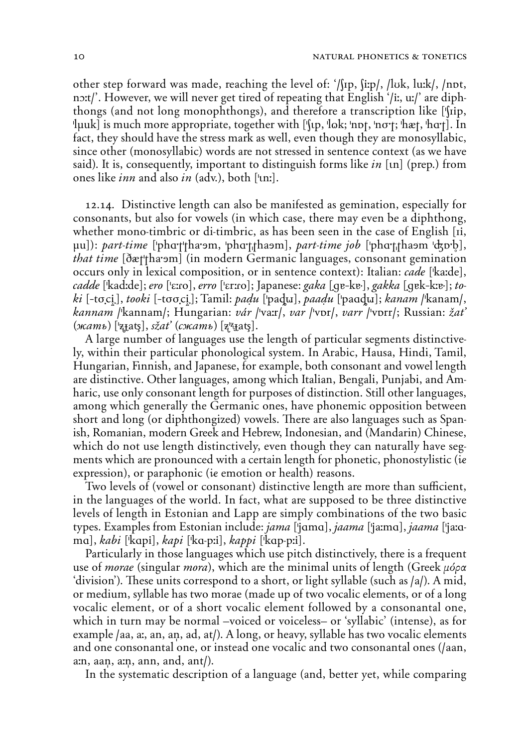other step forward was made, reaching the level of: '/ʃɪp, ʃiːp/, /lʊk, luːk/, /nɒt, nɔːt/'. However, we will never get tired of repeating that English '/iː, uː/' are diphthongs (and not long monophthongs), and therefore a transcription like [ˈʃɪip, ˈlµuk] is much more appropriate, together with [ˈʃɪp, ˈlʊk; ˈnɒʈ, ˈnɔ̈ˑʈ; ˈhæʈ, ˈhɑˑʈ]. In fact, they should have the stress mark as well, even though they are monosyllabic, since other (monosyllabic) words are not stressed in sentence context (as we have said). It is, consequently, important to distinguish forms like *in* [ɪn] (prep.) from ones like *inn* and also *in* (adv.), both [ˈɪnː].

12.14. Distinctive length can also be manifested as gemination, especially for consonants, but also for vowels (in which case, there may even be a diphthong, whether mono-timbric or di-timbric, as has been seen in the case of English [ɪi, µu]): *part-time* [ˈphɑˑʈˈʈhaˑəm, ˈphɑˑʈ̚ʈhaəm], *part-time job* [ˈphɑˑʈ̚ʈhaəm ˈʤɒˑb̥], *that time* [ðæʈˈʈhaˑəm] (in modern Germanic languages, consonant gemination occurs only in lexical composition, or in sentence context): Italian: *cade* [ˈkaːde], *cadde* [ˈkadːde]; *ero* [ˈɛːro], *erro* [ˈɛrːro]; Japanese: *gaka* [gɐ-kɐˑ], *gakka* [gɐk-kːɐˑ]; *toki* [-tσ̞ci̥], *tooki* [-tσσ̞ci̥]; Tamil: *paḍu* [ˈpaɖɯ], *paaḍu* [ˈpaɑɖɯ]; *kanam* /ˈkanam/, *kannam* /ˈkannam/; Hungarian: *vár* /ˈvaːr/, *var* /ˈvɒr/, *varr* /ˈvɒrr/; Russian: *žat'* (жать) [ˈʐ̊ɻatʂ], *sžat'* (сжать) [ʐ̊ˈʐɻatʂ].

A large number of languages use the length of particular segments distinctively, within their particular phonological system. In Arabic, Hausa, Hindi, Tamil, Hungarian, Finnish, and Japanese, for example, both consonant and vowel length are distinctive. Other languages, among which Italian, Bengali, Punjabi, and Amharic, use only consonant length for purposes of distinction. Still other languages, among which generally the Germanic ones, have phonemic opposition between short and long (or diphthongized) vowels. There are also languages such as Spanish, Romanian, modern Greek and Hebrew, Indonesian, and (Mandarin) Chinese, which do not use length distinctively, even though they can naturally have segments which are pronounced with a certain length for phonetic, phonostylistic (*ie* expression), or paraphonic (*ie* emotion or health) reasons.

Two levels of (vowel or consonant) distinctive length are more than sufficient, in the languages of the world. In fact, what are supposed to be three distinctive levels of length in Estonian and Lapp are simply combinations of the two basic types. Examples from Estonian include: *jama* [ˈjɑmɑ], *jaama* [ˈjaːmɑ], *jaama* [ˈjaːɑ-mɑ], *kabi* [ˈkɑpi], *kapi* [ˈkɑ-pːi], *kappi* [ˈkɑp-pːi].

Particularly in those languages which use pitch distinctively, there is a frequent use of *morae* (singular *mora*), which are the minimal units of length (Greek *μόρα* 'division'). These units correspond to a short, or light syllable (such as /a/). A mid, or medium, syllable has two morae (made up of two vocalic elements, or of a long vocalic element, or of a short vocalic element followed by a consonantal one, which in turn may be normal –voiced or voiceless– or 'syllabic' (intense), as for example /aa, aː, an, an̩, ad, at/). A long, or heavy, syllable has two vocalic elements and one consonantal one, or instead one vocalic and two consonantal ones (/aan, aːn, aan̩, aːn̩, ann, and, ant/).

In the systematic description of a language (and, better yet, while comparing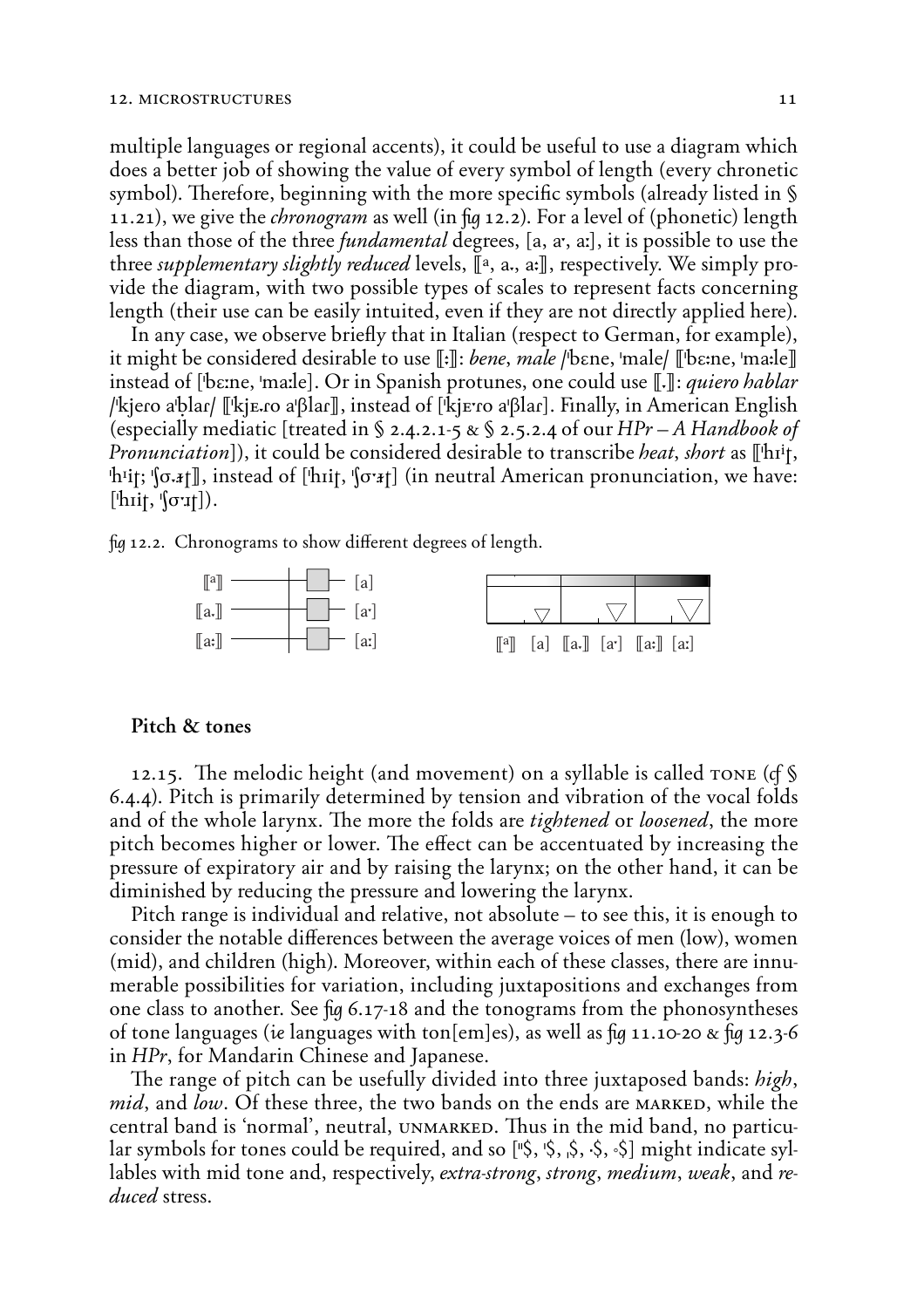multiple languages or regional accents), it could be useful to use a diagram which does a better job of showing the value of every symbol of length (every chronetic symbol). Therefore, beginning with the more specific symbols (already listed in § 11.21), we give the *chronogram* as well (in *fig* 12.2). For a level of (phonetic) length less than those of the three *fundamental* degrees, [a, aˑ, aː], it is possible to use the three *supplementary slightly reduced* levels, ⟦ᵃ, a., aː⟧, respectively. We simply provide the diagram, with two possible types of scales to represent facts concerning length (their use can be easily intuited, even if they are not directly applied here).

In any case, we observe briefly that in Italian (respect to German, for example), it might be considered desirable to use ⟦ː⟧: *bene*, *male* /ˈbɛne, ˈmale/ ⟦ˈbɛːne, ˈmaːle⟧ instead of [ˈbɛːne, ˈmaːle]. Or in Spanish protunes, one could use ⟦.⟧: *quiero hablar* /ˈkjero aˈblar/ ⟦ˈkjɛ.ɾo aˈβlaɾ⟧, instead of [ˈkjɛˑɾo aˈβlaɾ]. Finally, in American English (especially mediatic [treated in § 2.4.2.1-5 & § 2.5.2.4 of our *HPr – A Handbook of Pronunciation*]), it could be considered desirable to transcribe *heat*, *short* as ⟦ˈhɪⁱɾ, ˈhɪⁱɾ; ˈʃɔ.ɹɾ⟧, instead of [ˈhɪiɾ, ˈʃɔˑɹɾ] (in neutral American pronunciation, we have: [ˈhɪiɾ, ˈʃɔˑɹɾ]).

*fig* 12.2. Chronograms to show different degrees of length.

⟦ᵃ⟧ [a] ⟦a.⟧ [aˑ] ⟦aː⟧ [aː]

⟦ᵃ⟧ [a] ⟦a.⟧ [aˑ] ⟦aː⟧ [aː]

## Pitch & tones

12.15. The melodic height (and movement) on a syllable is called TONE (*cf* § 6.4.4). Pitch is primarily determined by tension and vibration of the vocal folds and of the whole larynx. The more the folds are *tightened* or *loosened*, the more pitch becomes higher or lower. The effect can be accentuated by increasing the pressure of expiratory air and by raising the larynx; on the other hand, it can be diminished by reducing the pressure and lowering the larynx.

Pitch range is individual and relative, not absolute – to see this, it is enough to consider the notable differences between the average voices of men (low), women (mid), and children (high). Moreover, within each of these classes, there are innumerable possibilities for variation, including juxtapositions and exchanges from one class to another. See *fig* 6.17-18 and the tonograms from the phonosyntheses of tone languages (*ie* languages with ton[em]es), as well as *fig* 11.10-20 & *fig* 12.3-6 in *HPr*, for Mandarin Chinese and Japanese.

The range of pitch can be usefully divided into three juxtaposed bands: *high*, *mid*, and *low*. Of these three, the two bands on the ends are MARKED, while the central band is 'normal', neutral, UNMARKED. Thus in the mid band, no particular symbols for tones could be required, and so [ˈˈ$, ˈ$, ˌ$, ·$, ∘$] might indicate syllables with mid tone and, respectively, *extra-strong*, *strong*, *medium*, *weak*, and *reduced* stress.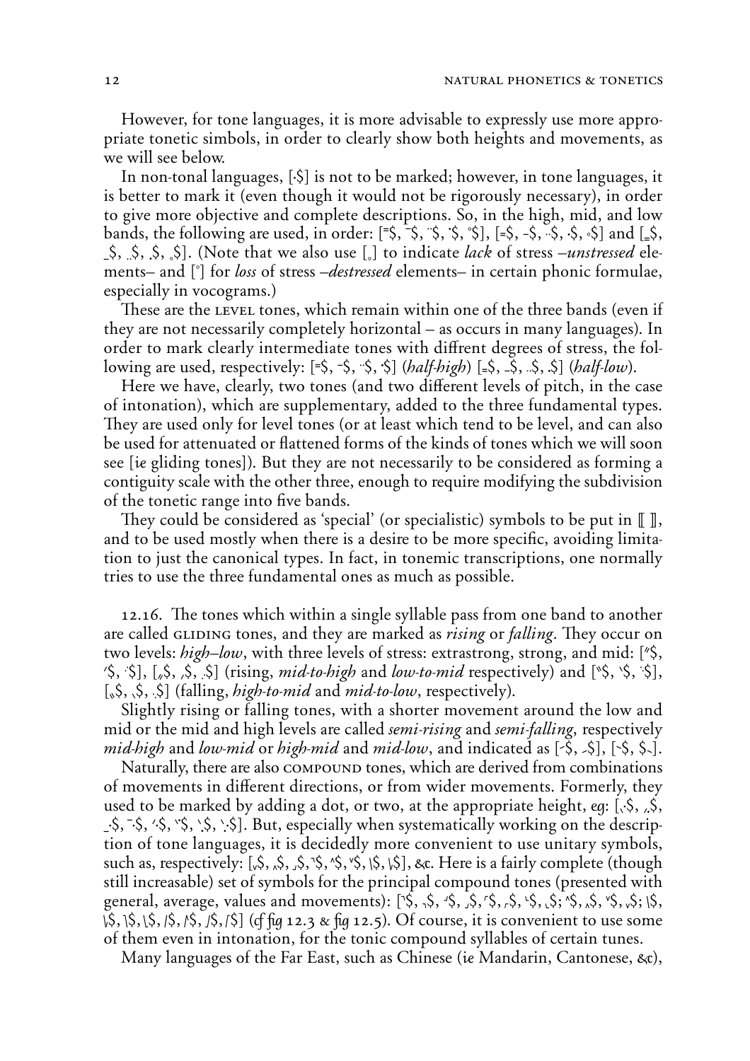However, for tone languages, it is more advisable to expressly use more appropriate tonetic simbols, in order to clearly show both heights and movements, as we will see below.

In non-tonal languages, [·$] is not to be marked; however, in tone languages, it is better to mark it (even though it would not be rigorously necessary), in order to give more objective and complete descriptions. So, in the high, mid, and low bands, the following are used, in order: [=̄$, ¯$, ¨$, ˙$, ˚$], [=$, -$, ··$, ·$, ∘$] and [_̳$, _$, ..$, .$, ˳$]. (Note that we also use [˳] to indicate *lack* of stress –*unstressed* elements– and [˚] for *loss* of stress –*destressed* elements– in certain phonic formulae, especially in vocograms.)

These are the LEVEL tones, which remain within one of the three bands (even if they are not necessarily completely horizontal – as occurs in many languages). In order to mark clearly intermediate tones with diffrent degrees of stress, the following are used, respectively: [=$, ⁻$, ¨$, ˙$] (*half-high*) [₌$, ₋$, ..$, .$] (*half-low*).

Here we have, clearly, two tones (and two different levels of pitch, in the case of intonation), which are supplementary, added to the three fundamental types. They are used only for level tones (or at least which tend to be level, and can also be used for attenuated or flattened forms of the kinds of tones which we will soon see [*ie* gliding tones]). But they are not necessarily to be considered as forming a contiguity scale with the other three, enough to require modifying the subdivision of the tonetic range into five bands.

They could be considered as 'special' (or specialistic) symbols to be put in ⟦ ⟧, and to be used mostly when there is a desire to be more specific, avoiding limitation to just the canonical types. In fact, in tonemic transcriptions, one normally tries to use the three fundamental ones as much as possible.

12.16. The tones which within a single syllable pass from one band to another are called GLIDING tones, and they are marked as *rising* or *falling*. They occur on two levels: *high–low*, with three levels of stress: extrastrong, strong, and mid: [″$, ′$, ·′$], [‚‚$, ‚$, .$] (rising, *mid-to-high* and *low-to-mid* respectively) and [‶$, ‵$, ·‵$], [„$, ˏ$, .$] (falling, *high-to-mid* and *mid-to-low*, respectively).

Slightly rising or falling tones, with a shorter movement around the low and mid or the mid and high levels are called *semi-rising* and *semi-falling*, respectively *mid-high* and *low-mid* or *high-mid* and *mid-low*, and indicated as [⁻́$, ₋́$], [⁻̀$, $₋̀].

Naturally, there are also COMPOUND tones, which are derived from combinations of movements in different directions, or from wider movements. Formerly, they used to be marked by adding a dot, or two, at the appropriate height, *eg*: [ˏ·$, ‚.$, ₋$, ¯·$, ′·$, ‵$, ˎ$, ˎ:$]. But, especially when systematically working on the description of tone languages, it is decidedly more convenient to use unitary symbols, such as, respectively: [ˬ$, ‸$, ˏ$, ˺$, ^$, ˇ$, \$, \$], &c. Here is a fairly complete (though still increasable) set of symbols for the principal compound tones (presented with general, average, values and movements): [˺$, ˁ$, ˀ$, ˏ$, ˹$, ˻$, ˼$, ˾$; ^$, ‸$, ˇ$, ˬ$; \$, \$, \$, \$, /$, /$, /$, /$] (*cf fig* 12.3 & *fig* 12.5). Of course, it is convenient to use some of them even in intonation, for the tonic compound syllables of certain tunes.

Many languages of the Far East, such as Chinese (*ie* Mandarin, Cantonese, &c),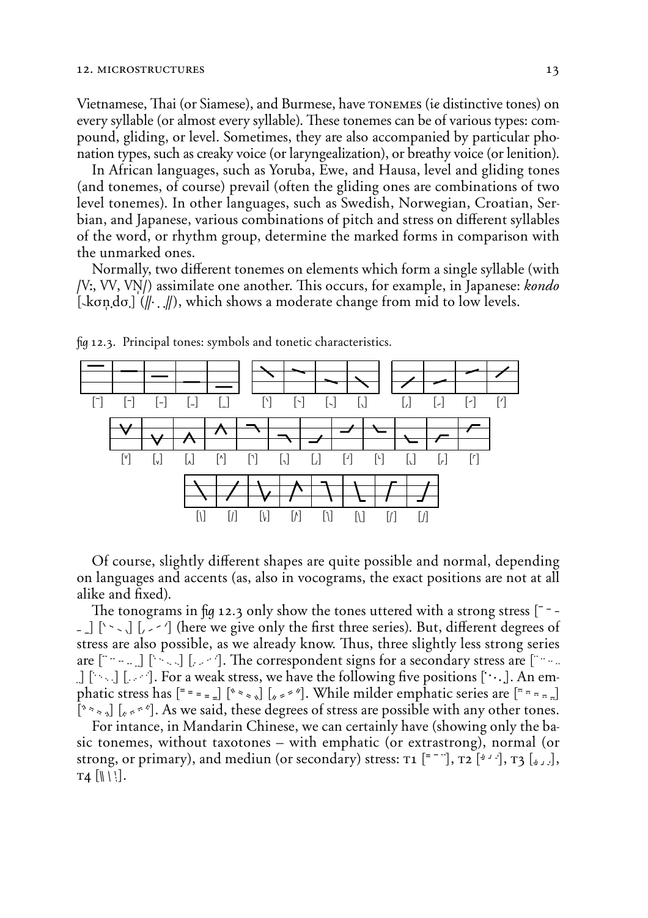Vietnamese, Thai (or Siamese), and Burmese, have TONEMES (*ie* distinctive tones) on every syllable (or almost every syllable). These tonemes can be of various types: compound, gliding, or level. Sometimes, they are also accompanied by particular phonation types, such as creaky voice (or laryngealization), or breathy voice (or lenition).

In African languages, such as Yoruba, Ewe, and Hausa, level and gliding tones (and tonemes, of course) prevail (often the gliding ones are combinations of two level tonemes). In other languages, such as Swedish, Norwegian, Croatian, Serbian, and Japanese, various combinations of pitch and stress on different syllables of the word, or rhythm group, determine the marked forms in comparison with the unmarked ones.

Normally, two different tonemes on elements which form a single syllable (with /Vː, VV, VN̩/) assimilate one another. This occurs, for example, in Japanese: *kondo* [˽kɔn̩.dɔ˽] (//· . .//), which shows a moderate change from mid to low levels.

*fig* 12.3. Principal tones: symbols and tonetic characteristics.

[¯] [-] [-] [_] [_]   [ˋ] [ˋ] [ˎ] [ˎ]   [ˏ] [ˏ] [ˊ] [ˊ]

[ˇ] [ˬ] [ˆ] [ˆ] [ˀ] [ˀ] [ˏ] [ˊ] [ˋ] [ˎ] [ˏ] [ˊ]

[\] [/] [\/] [/\] [\] [\] [/] [/]

Of course, slightly different shapes are quite possible and normal, depending on languages and accents (as, also in vocograms, the exact positions are not at all alike and fixed).

The tonograms in *fig* 12.3 only show the tones uttered with a strong stress [¯ - - _ _] [ˋ ˋ ˎ ˎ] [ˏ ˏ ˊ ˊ] (here we give only the first three series). But, different degrees of stress are also possible, as we already know. Thus, three slightly less strong series are [¨ ¨ ¨ ¨ ¨] [ˋ ˋ ˎ ˎ] [ˏ ˏ ˊ ˊ]. The correspondent signs for a secondary stress are [¨ ¨ ¨ ¨ ¨] [ˋ ˋ ˎ ˎ] [ˏ ˏ ˊ ˊ]. For a weak stress, we have the following five positions [˙ · · . .]. An emphatic stress has [= = = = =] [ˋ ˋ ˎ ˎ] [ˏ ˏ ˊ ˊ]. While milder emphatic series are [= = = = =] [ˋ ˋ ˎ ˎ] [ˏ ˏ ˊ ˊ]. As we said, these degrees of stress are possible with any other tones.

For intance, in Mandarin Chinese, we can certainly have (showing only the basic tonemes, without taxotones – with emphatic (or extrastrong), normal (or strong, or primary), and mediun (or secondary) stress: T1 [= ¯ ¨], T2 [ˊ ˊ ˊ], T3 [ˬ ˬ ˬ], T4 [\ \ \].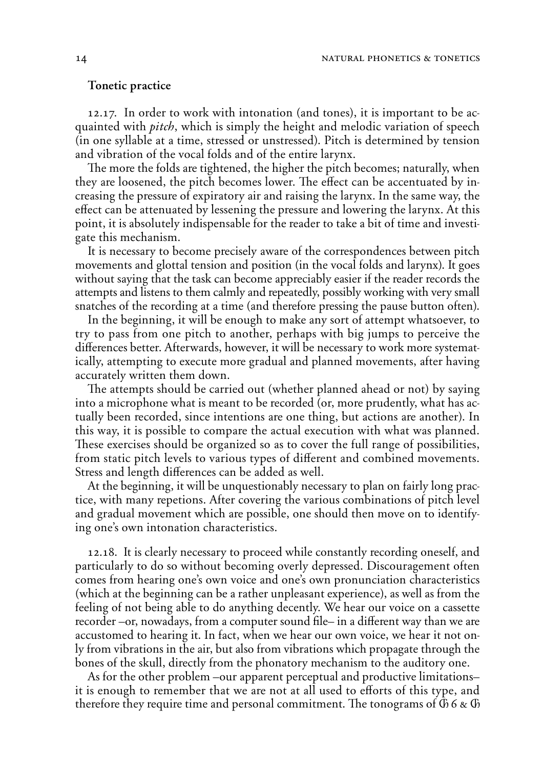### Tonetic practice

12.17. In order to work with intonation (and tones), it is important to be acquainted with *pitch*, which is simply the height and melodic variation of speech (in one syllable at a time, stressed or unstressed). Pitch is determined by tension and vibration of the vocal folds and of the entire larynx.

The more the folds are tightened, the higher the pitch becomes; naturally, when they are loosened, the pitch becomes lower. The effect can be accentuated by increasing the pressure of expiratory air and raising the larynx. In the same way, the effect can be attenuated by lessening the pressure and lowering the larynx. At this point, it is absolutely indispensable for the reader to take a bit of time and investigate this mechanism.

It is necessary to become precisely aware of the correspondences between pitch movements and glottal tension and position (in the vocal folds and larynx). It goes without saying that the task can become appreciably easier if the reader records the attempts and listens to them calmly and repeatedly, possibly working with very small snatches of the recording at a time (and therefore pressing the pause button often).

In the beginning, it will be enough to make any sort of attempt whatsoever, to try to pass from one pitch to another, perhaps with big jumps to perceive the differences better. Afterwards, however, it will be necessary to work more systematically, attempting to execute more gradual and planned movements, after having accurately written them down.

The attempts should be carried out (whether planned ahead or not) by saying into a microphone what is meant to be recorded (or, more prudently, what has actually been recorded, since intentions are one thing, but actions are another). In this way, it is possible to compare the actual execution with what was planned. These exercises should be organized so as to cover the full range of possibilities, from static pitch levels to various types of different and combined movements. Stress and length differences can be added as well.

At the beginning, it will be unquestionably necessary to plan on fairly long practice, with many repetions. After covering the various combinations of pitch level and gradual movement which are possible, one should then move on to identifying one's own intonation characteristics.

12.18. It is clearly necessary to proceed while constantly recording oneself, and particularly to do so without becoming overly depressed. Discouragement often comes from hearing one's own voice and one's own pronunciation characteristics (which at the beginning can be a rather unpleasant experience), as well as from the feeling of not being able to do anything decently. We hear our voice on a cassette recorder –or, nowadays, from a computer sound file– in a different way than we are accustomed to hearing it. In fact, when we hear our own voice, we hear it not only from vibrations in the air, but also from vibrations which propagate through the bones of the skull, directly from the phonatory mechanism to the auditory one.

As for the other problem –our apparent perceptual and productive limitations– it is enough to remember that we are not at all used to efforts of this type, and therefore they require time and personal commitment. The tonograms of ₲ 6 & ₲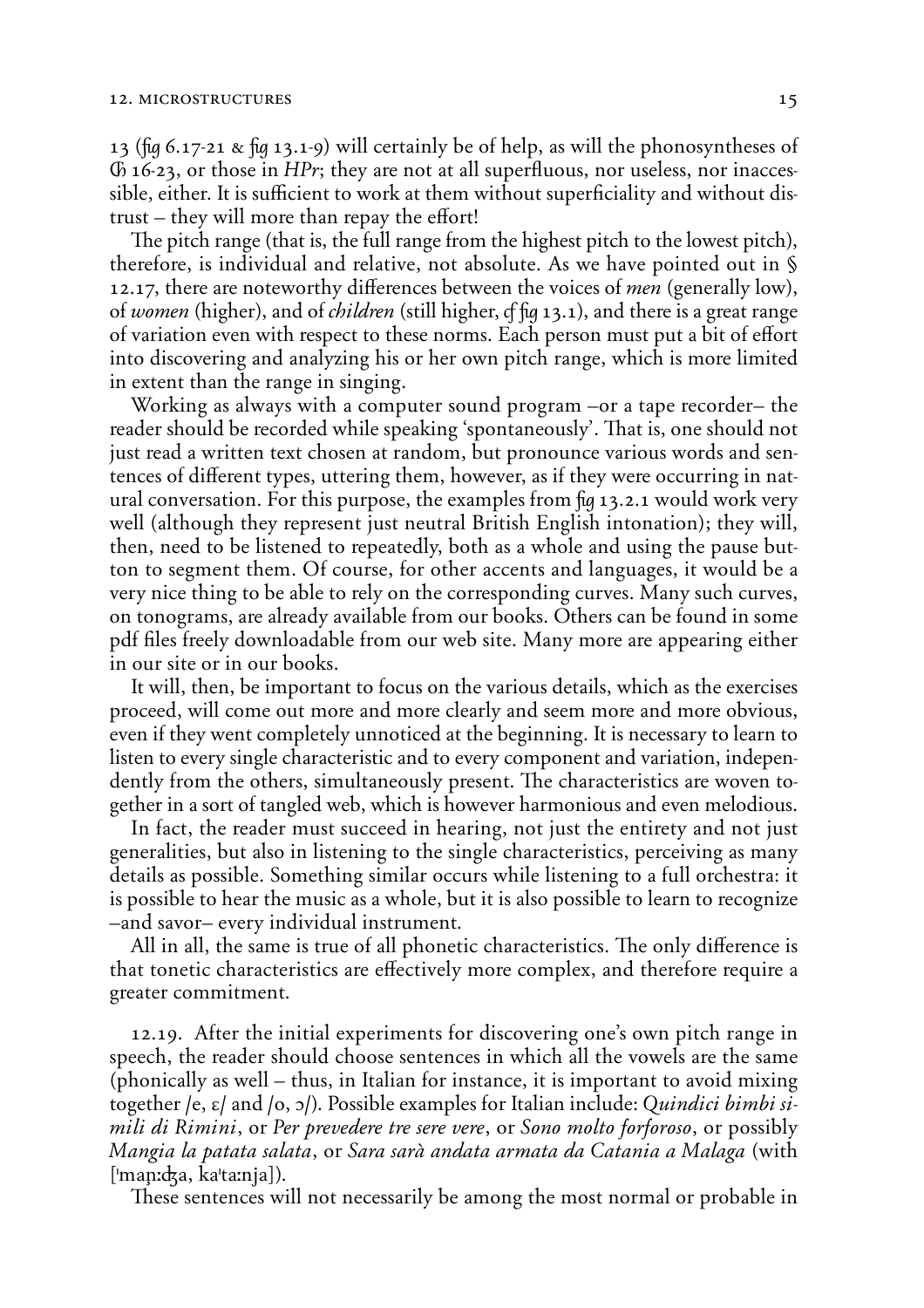13 (*fig* 6.17-21 & *fig* 13.1-9) will certainly be of help, as will the phonosyntheses of Ⓒ 16-23, or those in *HPr*; they are not at all superfluous, nor useless, nor inaccessible, either. It is sufficient to work at them without superficiality and without distrust – they will more than repay the effort!

The pitch range (that is, the full range from the highest pitch to the lowest pitch), therefore, is individual and relative, not absolute. As we have pointed out in § 12.17, there are noteworthy differences between the voices of *men* (generally low), of *women* (higher), and of *children* (still higher, *cf fig* 13.1), and there is a great range of variation even with respect to these norms. Each person must put a bit of effort into discovering and analyzing his or her own pitch range, which is more limited in extent than the range in singing.

Working as always with a computer sound program –or a tape recorder– the reader should be recorded while speaking 'spontaneously'. That is, one should not just read a written text chosen at random, but pronounce various words and sentences of different types, uttering them, however, as if they were occurring in natural conversation. For this purpose, the examples from *fig* 13.2.1 would work very well (although they represent just neutral British English intonation); they will, then, need to be listened to repeatedly, both as a whole and using the pause button to segment them. Of course, for other accents and languages, it would be a very nice thing to be able to rely on the corresponding curves. Many such curves, on tonograms, are already available from our books. Others can be found in some pdf files freely downloadable from our web site. Many more are appearing either in our site or in our books.

It will, then, be important to focus on the various details, which as the exercises proceed, will come out more and more clearly and seem more and more obvious, even if they went completely unnoticed at the beginning. It is necessary to learn to listen to every single characteristic and to every component and variation, independently from the others, simultaneously present. The characteristics are woven together in a sort of tangled web, which is however harmonious and even melodious.

In fact, the reader must succeed in hearing, not just the entirety and not just generalities, but also in listening to the single characteristics, perceiving as many details as possible. Something similar occurs while listening to a full orchestra: it is possible to hear the music as a whole, but it is also possible to learn to recognize –and savor– every individual instrument.

All in all, the same is true of all phonetic characteristics. The only difference is that tonetic characteristics are effectively more complex, and therefore require a greater commitment.

12.19. After the initial experiments for discovering one's own pitch range in speech, the reader should choose sentences in which all the vowels are the same (phonically as well – thus, in Italian for instance, it is important to avoid mixing together /e, ɛ/ and /o, ɔ/). Possible examples for Italian include: *Quindici bimbi simili di Rimini*, or *Per prevedere tre sere vere*, or *Sono molto forforoso*, or possibly *Mangia la patata salata*, or *Sara sarà andata armata da Catania a Malaga* (with [ˈmaɲːʤa, kaˈtaːnja]).

These sentences will not necessarily be among the most normal or probable in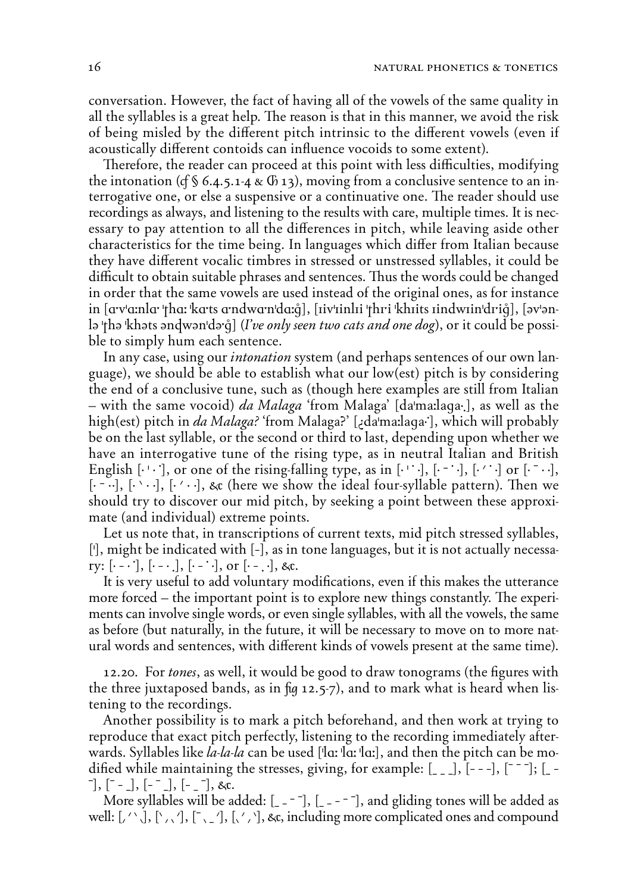conversation. However, the fact of having all of the vowels of the same quality in all the syllables is a great help. The reason is that in this manner, we avoid the risk of being misled by the different pitch intrinsic to the different vowels (even if acoustically different contoids can influence vocoids to some extent).

Therefore, the reader can proceed at this point with less difficulties, modifying the intonation (*cf* § 6.4.5.1-4 & ⓕ 13), moving from a conclusive sentence to an interrogative one, or else a suspensive or a continuative one. The reader should use recordings as always, and listening to the results with care, multiple times. It is necessary to pay attention to all the differences in pitch, while leaving aside other characteristics for the time being. In languages which differ from Italian because they have different vocalic timbres in stressed or unstressed syllables, it could be difficult to obtain suitable phrases and sentences. Thus the words could be changed in order that the same vowels are used instead of the original ones, as for instance in [ɑ·vˈɑːnlɑ· ˈʈhɑː ˈkɑ·ts ɑ·ndwɑ·nˈdɑːg̊], [ɪivˈɪinlɪi ˈʈhr·i ˈkhɪits ɪindwɪinˈdr·ig̊], [əvˈən-lə ˈʈhə ˈkhəts ənɖwənˈdə·g̊] (*I've only seen two cats and one dog*), or it could be possible to simply hum each sentence.

In any case, using our *intonation* system (and perhaps sentences of our own language), we should be able to establish what our low(est) pitch is by considering the end of a conclusive tune, such as (though here examples are still from Italian – with the same vocoid) *da Malaga* 'from Malaga' [daˈmaːlaga·.], as well as the high(est) pitch in *da Malaga?* 'from Malaga?' [¿daˈmaːlaga·˙], which will probably be on the last syllable, or the second or third to last, depending upon whether we have an interrogative tune of the rising type, as in neutral Italian and British English [· ˈ · ˙], or one of the rising-falling type, as in [· ˈ˙ ·], [· ˉ ˙ ·], [· ˊ ˙ ·] or [· ˉ · ·], [· ˉ ··], [· ˋ · ·], [· ˊ · ·], &c (here we show the ideal four-syllable pattern). Then we should try to discover our mid pitch, by seeking a point between these approximate (and individual) extreme points.

Let us note that, in transcriptions of current texts, mid pitch stressed syllables, [ˈ], might be indicated with [-], as in tone languages, but it is not actually necessary: [· - · ˙], [· - · .], [· - ˙ ·], or [· - ˌ ·], &c.

It is very useful to add voluntary modifications, even if this makes the utterance more forced – the important point is to explore new things constantly. The experiments can involve single words, or even single syllables, with all the vowels, the same as before (but naturally, in the future, it will be necessary to move on to more natural words and sentences, with different kinds of vowels present at the same time).

12.20. For *tones*, as well, it would be good to draw tonograms (the figures with the three juxtaposed bands, as in *fig* 12.5-7), and to mark what is heard when listening to the recordings.

Another possibility is to mark a pitch beforehand, and then work at trying to reproduce that exact pitch perfectly, listening to the recording immediately afterwards. Syllables like *la-la-la* can be used [ˈlɑː ˈlɑː ˈlɑː], and then the pitch can be modified while maintaining the stresses, giving, for example: [_ _ _], [- - -], [ˉ ˉ ˉ]; [_ - ˉ], [ˉ - _], [- ˉ _], [- _ ˉ], &c.

More syllables will be added: [_ ˍ - ˉ], [_ ˍ - - ˉ], and gliding tones will be added as well: [ˏ ˊ ˋ ˎ], [ˋ ˏ ˎ ˊ], [ˉ ˎ _ ˊ], [ˎ ˊ ˏ ˋ], &c, including more complicated ones and compound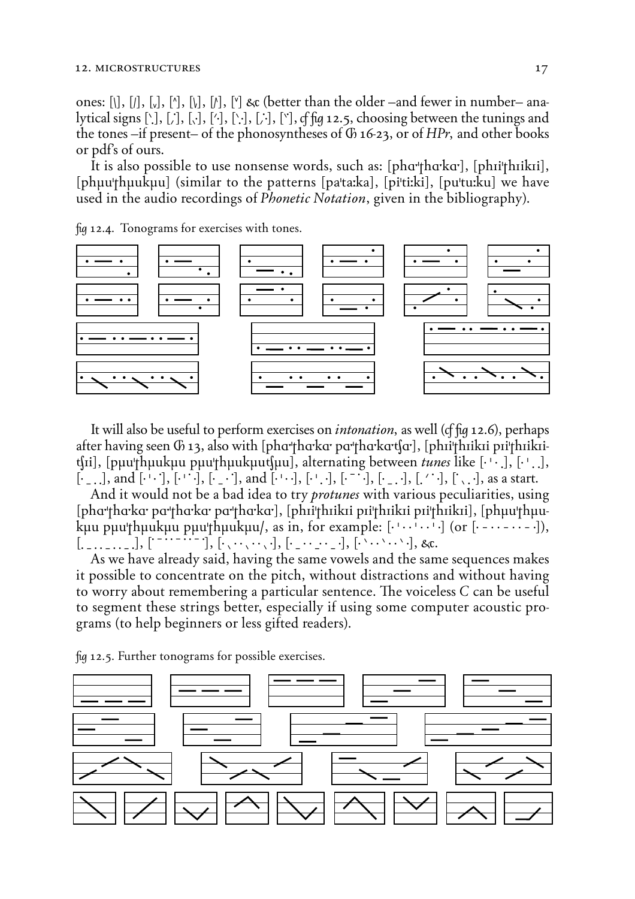ones: [\], [/], [ˏ], [^], [\/], [/\], [˅] &c (better than the older –and fewer in number– analytical signs [ˋ], [ˊ], [ˏ], [˙], [˙.], [.˙], [˅], *cf fig* 12.5, choosing between the tunings and the tones –if present– of the phonosyntheses of Ⓒ 16-23, or of *HPr*, and other books or pdf's of ours.

It is also possible to use nonsense words, such as: [pha'ʈhaˑkaˑ], [phɪi'ʈhɪikɪi], [phʉu'ʈhʉukʉu] (similar to the patterns [pa'taːka], [pi'tiːki], [pu'tuːku] we have used in the audio recordings of *Phonetic Notation*, given in the bibliography).

*fig* 12.4. Tonograms for exercises with tones.

It will also be useful to perform exercises on *intonation*, as well (*cf fig* 12.6), perhaps after having seen Ⓒ 13, also with [pha'ʈhaˑkaˑ pa'ʈhaˑkaˑtʃaˑ], [phɪi'ʈhɪikɪi pɪi'ʈhɪikɪitʃɪi], [pʉu'ʈhʉukʉu pʉu'ʈhʉukʉutʃʉu], alternating between *tunes* like [·ˈ·.], [·ˈ..], [·_..], and [·ˈ·˙], [·ˈ˙˙], [·_·˙], and [·ˈ··], [·ˈ.·], [·¯˙·], [·_.·], [.ˊ˙·], [˙ˎ.·], as a start.

And it would not be a bad idea to try *protunes* with various peculiarities, using [pha'ʈhaˑkaˑ pa'ʈhaˑkaˑ pa'ʈhaˑkaˑ], [phɪi'ʈhɪikɪi pɪi'ʈhɪikɪi pɪi'ʈhɪikɪi], [phʉu'ʈhʉukʉu pʉu'ʈhʉukʉu pʉu'ʈhʉukʉu/, as in, for example: [·ˈ··ˈ··ˈ·] (or [·–··–··–·]), [._.._.._.], [˙¯··¯··¯˙], [·ˎ··ˎ··ˎ·], [·_··_··_·], [·ˋ··ˋ··ˋ·], &c.

As we have already said, having the same vowels and the same sequences makes it possible to concentrate on the pitch, without distractions and without having to worry about remembering a particular sentence. The voiceless *C* can be useful to segment these strings better, especially if using some computer acoustic programs (to help beginners or less gifted readers).

*fig* 12.5. Further tonograms for possible exercises.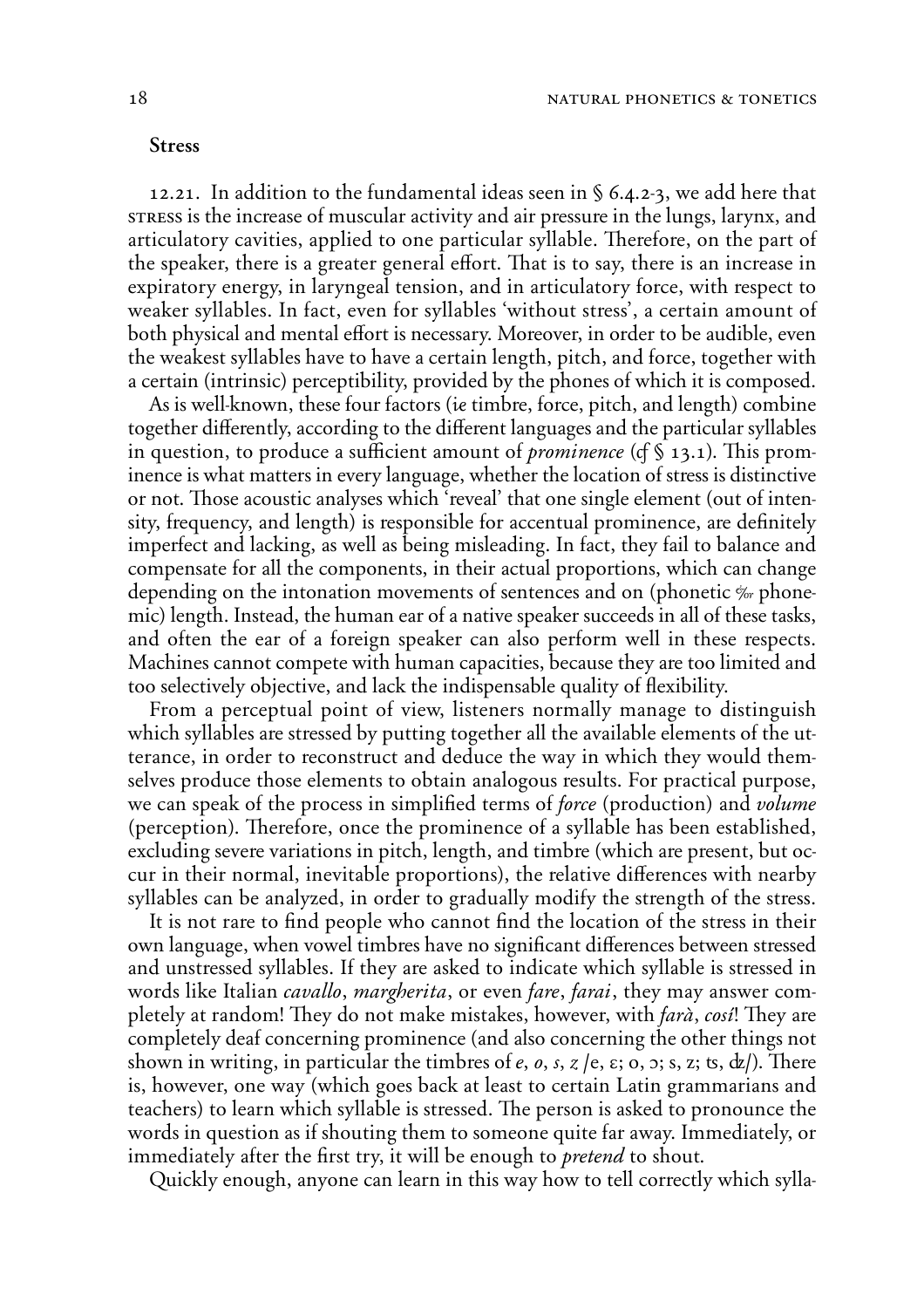## Stress

12.21. In addition to the fundamental ideas seen in § 6.4.2-3, we add here that STRESS is the increase of muscular activity and air pressure in the lungs, larynx, and articulatory cavities, applied to one particular syllable. Therefore, on the part of the speaker, there is a greater general effort. That is to say, there is an increase in expiratory energy, in laryngeal tension, and in articulatory force, with respect to weaker syllables. In fact, even for syllables 'without stress', a certain amount of both physical and mental effort is necessary. Moreover, in order to be audible, even the weakest syllables have to have a certain length, pitch, and force, together with a certain (intrinsic) perceptibility, provided by the phones of which it is composed.

As is well-known, these four factors (*ie* timbre, force, pitch, and length) combine together differently, according to the different languages and the particular syllables in question, to produce a sufficient amount of *prominence* (*cf* § 13.1). This prominence is what matters in every language, whether the location of stress is distinctive or not. Those acoustic analyses which 'reveal' that one single element (out of intensity, frequency, and length) is responsible for accentual prominence, are definitely imperfect and lacking, as well as being misleading. In fact, they fail to balance and compensate for all the components, in their actual proportions, which can change depending on the intonation movements of sentences and on (phonetic &/or phonemic) length. Instead, the human ear of a native speaker succeeds in all of these tasks, and often the ear of a foreign speaker can also perform well in these respects. Machines cannot compete with human capacities, because they are too limited and too selectively objective, and lack the indispensable quality of flexibility.

From a perceptual point of view, listeners normally manage to distinguish which syllables are stressed by putting together all the available elements of the utterance, in order to reconstruct and deduce the way in which they would themselves produce those elements to obtain analogous results. For practical purpose, we can speak of the process in simplified terms of *force* (production) and *volume* (perception). Therefore, once the prominence of a syllable has been established, excluding severe variations in pitch, length, and timbre (which are present, but occur in their normal, inevitable proportions), the relative differences with nearby syllables can be analyzed, in order to gradually modify the strength of the stress.

It is not rare to find people who cannot find the location of the stress in their own language, when vowel timbres have no significant differences between stressed and unstressed syllables. If they are asked to indicate which syllable is stressed in words like Italian *cavallo*, *margherita*, or even *fare*, *farai*, they may answer completely at random! They do not make mistakes, however, with *farà*, *così*! They are completely deaf concerning prominence (and also concerning the other things not shown in writing, in particular the timbres of *e*, *o*, *s*, *z* /e, ɛ; o, ɔ; s, z; ʦ, ʣ/). There is, however, one way (which goes back at least to certain Latin grammarians and teachers) to learn which syllable is stressed. The person is asked to pronounce the words in question as if shouting them to someone quite far away. Immediately, or immediately after the first try, it will be enough to *pretend* to shout.

Quickly enough, anyone can learn in this way how to tell correctly which sylla-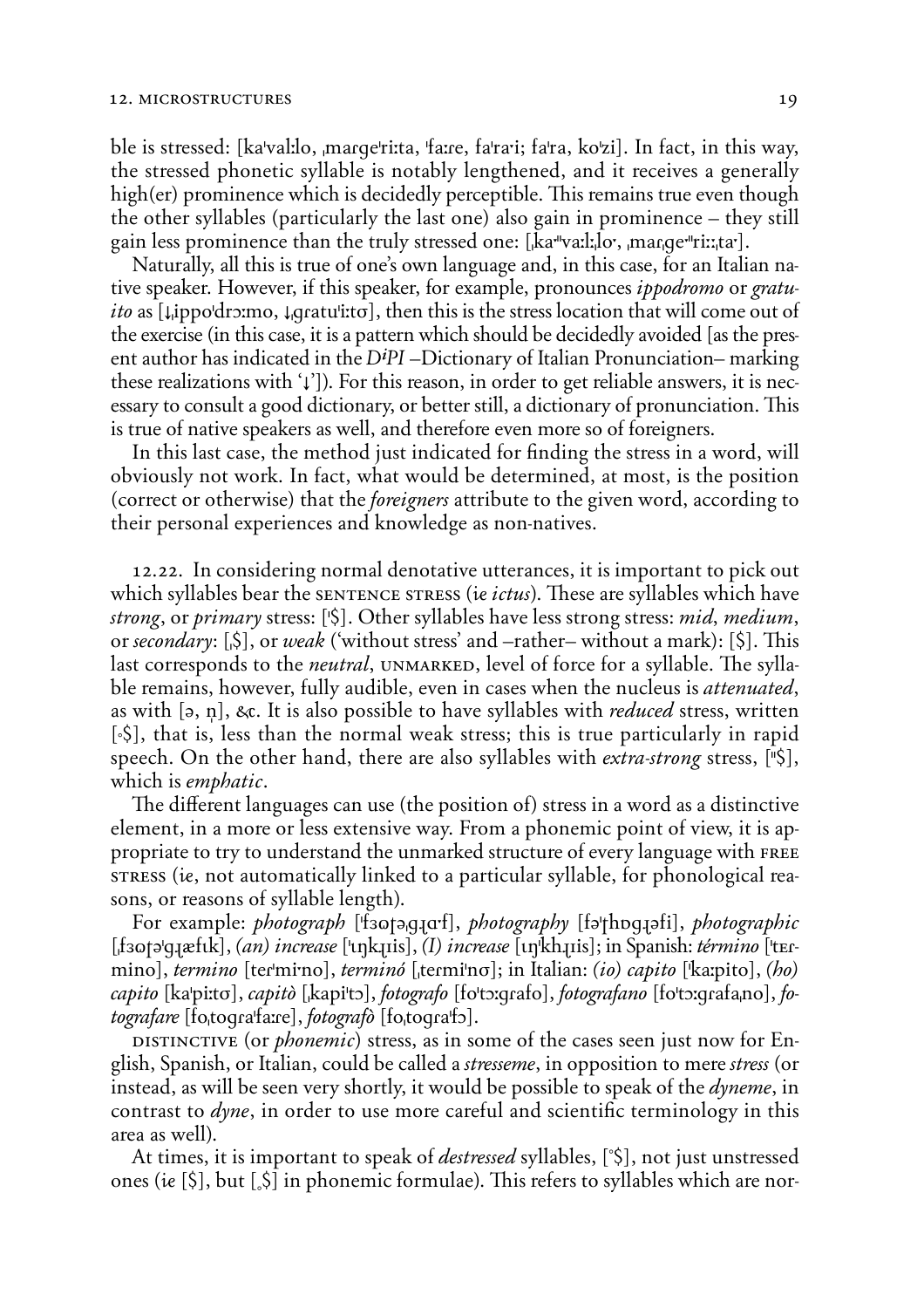ble is stressed: [kaˈvalːlo, ˌmarɡeˈriːta, ˈfaːre, faˈra·i; faˈra, koˈzi]. In fact, in this way, the stressed phonetic syllable is notably lengthened, and it receives a generally high(er) prominence which is decidedly perceptible. This remains true even though the other syllables (particularly the last one) also gain in prominence – they still gain less prominence than the truly stressed one: [ˌka"vaːlˌlo·, ˌmarˌge"riːˌta·].

Naturally, all this is true of one's own language and, in this case, for an Italian native speaker. However, if this speaker, for example, pronounces *ippodromo* or *gratuito* as [↓ˌippoˈdrɔːmo, ↓ˌɡratuˈiːtʊ], then this is the stress location that will come out of the exercise (in this case, it is a pattern which should be decidedly avoided [as the present author has indicated in the *DiPI* –Dictionary of Italian Pronunciation– marking these realizations with '↓']). For this reason, in order to get reliable answers, it is necessary to consult a good dictionary, or better still, a dictionary of pronunciation. This is true of native speakers as well, and therefore even more so of foreigners.

In this last case, the method just indicated for finding the stress in a word, will obviously not work. In fact, what would be determined, at most, is the position (correct or otherwise) that the *foreigners* attribute to the given word, according to their personal experiences and knowledge as non-natives.

12.22. In considering normal denotative utterances, it is important to pick out which syllables bear the SENTENCE STRESS (*ie ictus*). These are syllables which have *strong*, or *primary* stress: [ˈ$]. Other syllables have less strong stress: *mid*, *medium*, or *secondary*: [ˌ$], or *weak* ('without stress' and –rather– without a mark): [$]. This last corresponds to the *neutral*, UNMARKED, level of force for a syllable. The syllable remains, however, fully audible, even in cases when the nucleus is *attenuated*, as with [ə, n̩], &c. It is also possible to have syllables with *reduced* stress, written [˚$], that is, less than the normal weak stress; this is true particularly in rapid speech. On the other hand, there are also syllables with *extra-strong* stress, ["$], which is *emphatic*.

The different languages can use (the position of) stress in a word as a distinctive element, in a more or less extensive way. From a phonemic point of view, it is appropriate to try to understand the unmarked structure of every language with FREE STRESS (*ie*, not automatically linked to a particular syllable, for phonological reasons, or reasons of syllable length).

For example: *photograph* [ˈfɜʊṭəˌɡɹɑ·f], *photography* [fəˈṭhɒɡɹəfi], *photographic* [ˌfɜʊṭəˈɡɹæfɪk], *(an) increase* [ˈɪŋkɹis], *(I) increase* [ɪŋˈkhɹis]; in Spanish: *término* [ˈtɛrmino], *termino* [terˈmi·no], *terminó* [ˌtermiˈnɔ]; in Italian: *(io) capito* [ˈkaːpito], *(ho) capito* [kaˈpiːtʊ], *capitò* [ˌkapiˈtɔ], *fotografo* [foˈtɔːɡrafo], *fotografano* [foˈtɔːɡrafaˌno], *fotografare* [foˌtoɡraˈfaːre], *fotografò* [foˌtoɡraˈfɔ].

DISTINCTIVE (or *phonemic*) stress, as in some of the cases seen just now for English, Spanish, or Italian, could be called a *stresseme*, in opposition to mere *stress* (or instead, as will be seen very shortly, it would be possible to speak of the *dyneme*, in contrast to *dyne*, in order to use more careful and scientific terminology in this area as well).

At times, it is important to speak of *destressed* syllables, [˚$], not just unstressed ones (*ie* [$], but [ˌ$] in phonemic formulae). This refers to syllables which are nor-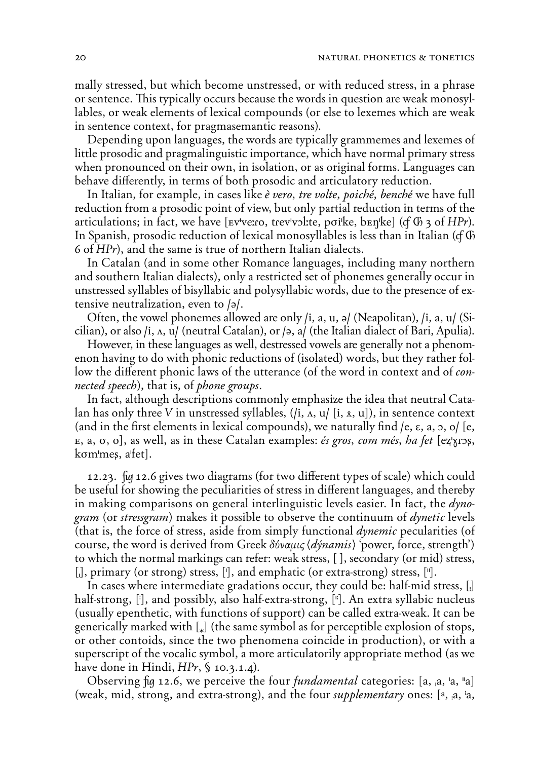mally stressed, but which become unstressed, or with reduced stress, in a phrase or sentence. This typically occurs because the words in question are weak monosyllables, or weak elements of lexical compounds (or else to lexemes which are weak in sentence context, for pragmasemantic reasons).

Depending upon languages, the words are typically grammemes and lexemes of little prosodic and pragmalinguistic importance, which have normal primary stress when pronounced on their own, in isolation, or as original forms. Languages can behave differently, in terms of both prosodic and articulatory reduction.

In Italian, for example, in cases like *è vero*, *tre volte*, *poiché*, *benché* we have full reduction from a prosodic point of view, but only partial reduction in terms of the articulations; in fact, we have [ɛvˈveːro, trevˈvɔlːte, pɔiˈke, bɛŋˈke] (*cf* Ꝺ 3 of *HPr*). In Spanish, prosodic reduction of lexical monosyllables is less than in Italian (*cf* Ꝺ 6 of *HPr*), and the same is true of northern Italian dialects.

In Catalan (and in some other Romance languages, including many northern and southern Italian dialects), only a restricted set of phonemes generally occur in unstressed syllables of bisyllabic and polysyllabic words, due to the presence of extensive neutralization, even to /ə/.

Often, the vowel phonemes allowed are only /i, a, u, ə/ (Neapolitan), /i, a, u/ (Sicilian), or also /i, ʌ, u/ (neutral Catalan), or /ə, a/ (the Italian dialect of Bari, Apulia).

However, in these languages as well, destressed vowels are generally not a phenomenon having to do with phonic reductions of (isolated) words, but they rather follow the different phonic laws of the utterance (of the word in context and of *connected speech*), that is, of *phone groups*.

In fact, although descriptions commonly emphasize the idea that neutral Catalan has only three *V* in unstressed syllables, (/i, ʌ, u/ [i, ɤ, u]), in sentence context (and in the first elements in lexical compounds), we naturally find /e, ɛ, a, ɔ, o/ [e, ᴇ, a, ɵ, o], as well, as in these Catalan examples: *és gros*, *com més*, *ha fet* [ezˈɣrɔs, kɵmˈmes, aˈfet].

12.23. *fig* 12.6 gives two diagrams (for two different types of scale) which could be useful for showing the peculiarities of stress in different languages, and thereby in making comparisons on general interlinguistic levels easier. In fact, the *dynogram* (or *stressgram*) makes it possible to observe the continuum of *dynetic* levels (that is, the force of stress, aside from simply functional *dynemic* pecularities (of course, the word is derived from Greek δύναμις ⟨*dýnamis*⟩ 'power, force, strength') to which the normal markings can refer: weak stress, [ ], secondary (or mid) stress, [ˌ], primary (or strong) stress, [ˈ], and emphatic (or extra-strong) stress, [ˈˈ].

In cases where intermediate gradations occur, they could be: half-mid stress, [ˌ] half-strong, [ˈ], and possibly, also half-extra-strong, [ˈˈ]. An extra syllabic nucleus (usually epenthetic, with functions of support) can be called extra-weak. It can be generically marked with [˳] (the same symbol as for perceptible explosion of stops, or other contoids, since the two phenomena coincide in production), or with a superscript of the vocalic symbol, a more articulatorily appropriate method (as we have done in Hindi, *HPr*, § 10.3.1.4).

Observing *fig* 12.6, we perceive the four *fundamental* categories: [a, ˌa, ˈa, ˈˈa] (weak, mid, strong, and extra-strong), and the four *supplementary* ones: [ᵃ, ˌa, ˈa,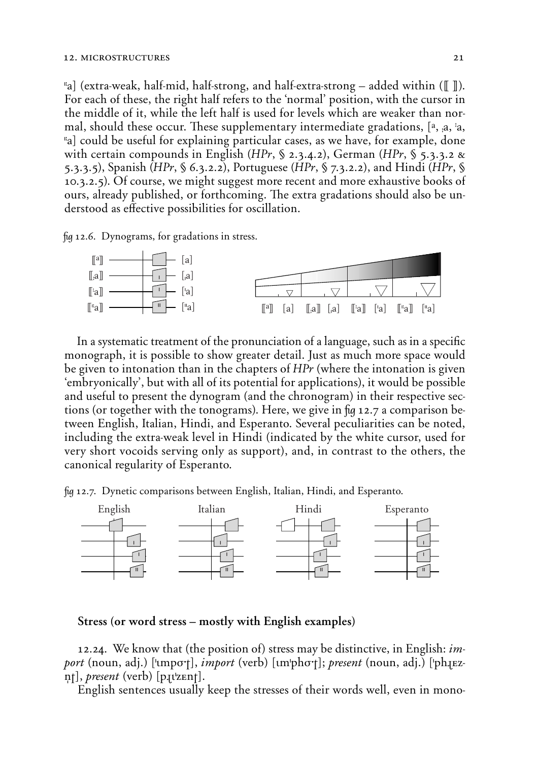ꟸa] (extra-weak, half-mid, half-strong, and half-extra-strong – added within (⟦ ⟧). For each of these, the right half refers to the 'normal' position, with the cursor in the middle of it, while the left half is used for levels which are weaker than normal, should these occur. These supplementary intermediate gradations, [ᵃ, ˌa, ˈa, ꟸa] could be useful for explaining particular cases, as we have, for example, done with certain compounds in English (*HPr*, § 2.3.4.2), German (*HPr*, § 5.3.3.2 & 5.3.3.5), Spanish (*HPr*, § 6.3.2.2), Portuguese (*HPr*, § 7.3.2.2), and Hindi (*HPr*, § 10.3.2.5). Of course, we might suggest more recent and more exhaustive books of ours, already published, or forthcoming. The extra gradations should also be understood as effective possibilities for oscillation.

*fig* 12.6. Dynograms, for gradations in stress.

⟦ᵃ⟧ [a] ⟦ˌa⟧ [ˌa] ⟦ˈa⟧ [ˈa] ⟦ꟸa⟧ [ꟸa]

⟦ᵃ⟧ [a] ⟦ˌa⟧ [ˌa] ⟦ˈa⟧ [ˈa] ⟦ꟸa⟧ [ꟸa]

In a systematic treatment of the pronunciation of a language, such as in a specific monograph, it is possible to show greater detail. Just as much more space would be given to intonation than in the chapters of *HPr* (where the intonation is given 'embryonically', but with all of its potential for applications), it would be possible and useful to present the dynogram (and the chronogram) in their respective sections (or together with the tonograms). Here, we give in *fig* 12.7 a comparison between English, Italian, Hindi, and Esperanto. Several peculiarities can be noted, including the extra-weak level in Hindi (indicated by the white cursor, used for very short vocoids serving only as support), and, in contrast to the others, the canonical regularity of Esperanto.

*fig* 12.7. Dynetic comparisons between English, Italian, Hindi, and Esperanto.

English Italian Hindi Esperanto

## Stress (or word stress – mostly with English examples)

12.24. We know that (the position of) stress may be distinctive, in English: *import* (noun, adj.) [ˈɪmpɔ˞ɽ], *import* (verb) [ɪmˈphɔ˞ɽ]; *present* (noun, adj.) [ˈphɻɛz-n̩ɽ], *present* (verb) [pɻɪˈzɛnɽ].

English sentences usually keep the stresses of their words well, even in mono-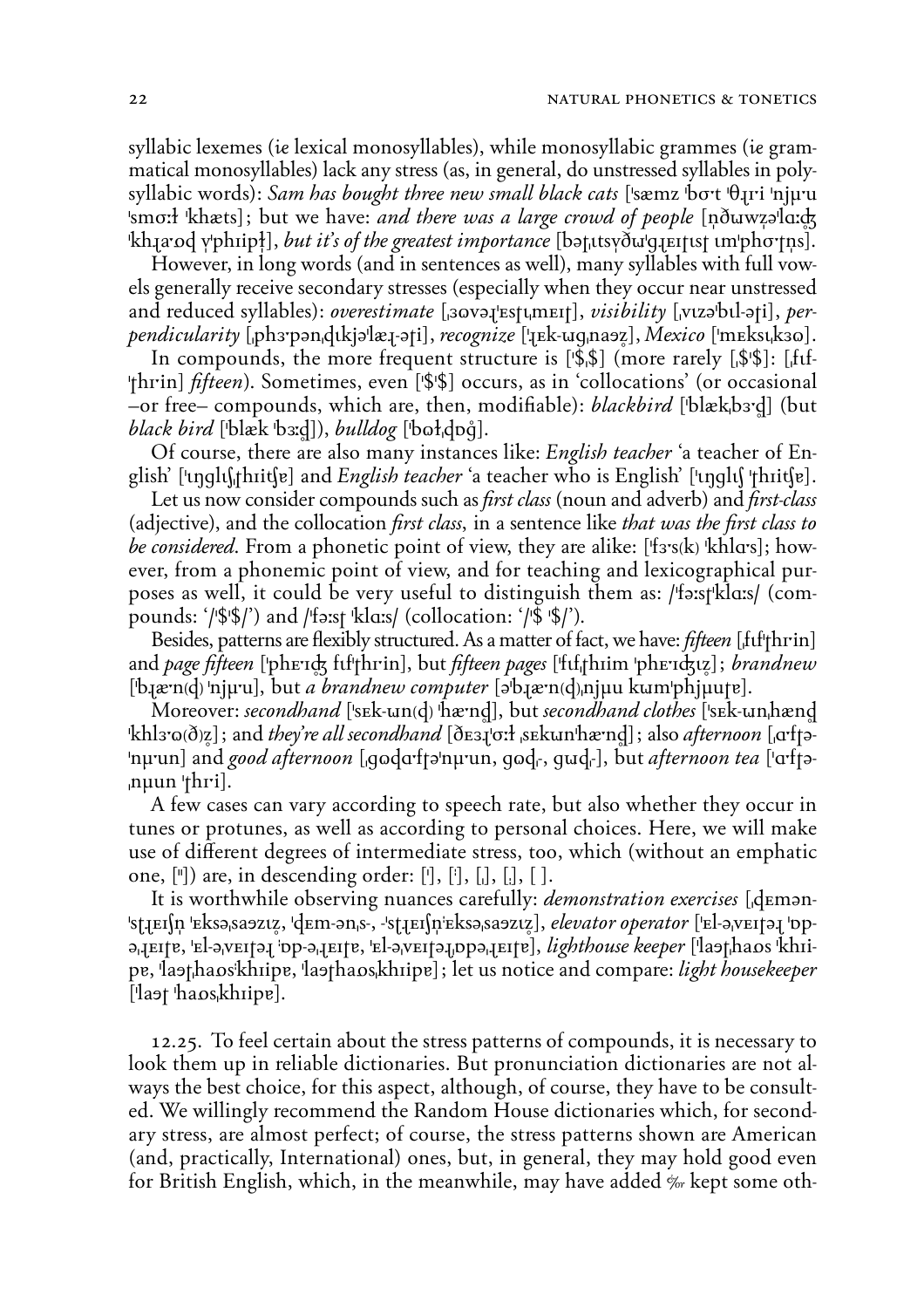syllabic lexemes (*ie* lexical monosyllables), while monosyllabic grammes (*ie* grammatical monosyllables) lack any stress (as, in general, do unstressed syllables in polysyllabic words): *Sam has bought three new small black cats* [ˈsæmz ˈbɒ·t ˈθɹ̥ɪ·i ˈnjʉ·u ˈsmɒ·ɫ ˈkhæts]; but we have: *and there was a large crowd of people* [n̩ðɯwz̥əˈlɑːʤ ˈkh̥ɹaˑɒd ɣˈphɪipɫ̥], *but it's of the greatest importance* [bəʈˌɪtsɣðɯˈɡ̊ɹɛɪʈɪsʈ ɪmˈphɒ·ʈn̩s].

However, in long words (and in sentences as well), many syllables with full vowels generally receive secondary stresses (especially when they occur near unstressed and reduced syllables): *overestimate* [ˌɜʊvəɹˈɛsʈɪˌmɛɪʈ], *visibility* [ˌvɪzəˈbɪl-əʈi], *perpendicularity* [ˌphɜ·pənˌɖɪkjəˈlæɹ-əʈi], *recognize* [ˈɹɛk-ɯɡˌnaəz̥], *Mexico* [ˈmɛksɪˌkɜʊ].

In compounds, the more frequent structure is [ˈ$ˌ$] (more rarely [ˌ$ˈ$]: [ˌfɪf-ˈʈhɪ·in] *fifteen*). Sometimes, even [ˈ$ˈ$] occurs, as in 'collocations' (or occasional –or free– compounds, which are, then, modifiable): *blackbird* [ˈblækˌbɜ·ɖ̥] (but *black bird* [ˈblæk ˈbɜːɖ̥]), *bulldog* [ˈbʊɫˌɖɒɡ̊].

Of course, there are also many instances like: *English teacher* 'a teacher of English' [ˈɪŋɡlɪʃˌʈhɪiʧɐ] and *English teacher* 'a teacher who is English' [ˈɪŋɡlɪʃ ˈʈhɪiʧɐ].

Let us now consider compounds such as *first class* (noun and adverb) and *first-class* (adjective), and the collocation *first class*, in a sentence like *that was the first class to be considered*. From a phonetic point of view, they are alike: [ˈfɜ·s(k) ˈkhlɑ·s]; however, from a phonemic point of view, and for teaching and lexicographical purposes as well, it could be very useful to distinguish them as: /ˈfɜːsʈˈklɑːs/ (compounds: '/ˈ$ˈ$/') and /ˈfɜːsʈ ˈklɑːs/ (collocation: '/ˈ$ ˈ$/').

Besides, patterns are flexibly structured. As a matter of fact, we have: *fifteen* [ˌfɪfˈʈhɪ·in] and *page fifteen* [ˈphɛ·ɪʤ̊ fɪfˈʈhɪ·in], but *fifteen pages* [ˈfɪfˌʈhɪim ˈphɛ·ɪʤɪz̥]; *brandnew* [ˈbɹæ·n(ɖ) ˈnjʉ·u], but *a brandnew computer* [əˈbɹæ·n(ɖ)ˌnjʉu kɯmˈphjʉuʈɐ].

Moreover: *secondhand* [ˈsɛk-ɯn(ɖ) ˈhæ·nɖ̥], but *secondhand clothes* [ˈsɛk-ɯnˌhænɖ̥ ˈkhlɜ·ʊ(ð)z̥]; and *they're all secondhand* [ðɛɜɹˈɒːɫ ˌsɛkɯnˈhæ·nɖ̥]; also *afternoon* [ˌɑfʈə-ˈnʉ·un] and *good afternoon* [ˌɡʊɖɑ·fʈəˈnʉ·un, ɡʊɖ˹, ɡɯɖ˹], but *afternoon tea* [ˈɑ·fʈə-ˌnʉun ˈʈhɪ·i].

A few cases can vary according to speech rate, but also whether they occur in tunes or protunes, as well as according to personal choices. Here, we will make use of different degrees of intermediate stress, too, which (without an emphatic one, [ˮ]) are, in descending order: [ˈ], [ˈ], [ˌ], [ˌ], [ ].

It is worthwhile observing nuances carefully: *demonstration exercises* [ˌɖɛmən-ˈsʈɹɛɪʃn̩ ˈɛksəˌsaəzɪz̥, ˈɖɛm-ənˌs-, -ˈsʈɹɛɪʃn̩ˈɛksəˌsaəzɪz̥], *elevator operator* [ˈɛl-əˌvɛɪʈəɹ ˈɒp-əˌɹɛɪʈɐ, ˈɛl-əˌvɛɪʈəɹ ˈɒp-əˌɹɛɪʈɐ, ˈɛl-əˌvɛɪʈəɹˌɒpəˌɹɛɪʈɐ], *lighthouse keeper* [ˈlaəʈˌhaʊs ˈkhɪi-pɐ, ˈlaəʈˌhaʊsˈkhɪipɐ, ˈlaəʈhaʊsˌkhɪipɐ]; let us notice and compare: *light housekeeper* [ˈlaəʈ ˈhaʊsˌkhɪipɐ].

12.25. To feel certain about the stress patterns of compounds, it is necessary to look them up in reliable dictionaries. But pronunciation dictionaries are not always the best choice, for this aspect, although, of course, they have to be consulted. We willingly recommend the Random House dictionaries which, for secondary stress, are almost perfect; of course, the stress patterns shown are American (and, practically, International) ones, but, in general, they may hold good even for British English, which, in the meanwhile, may have added ⁒or kept some oth-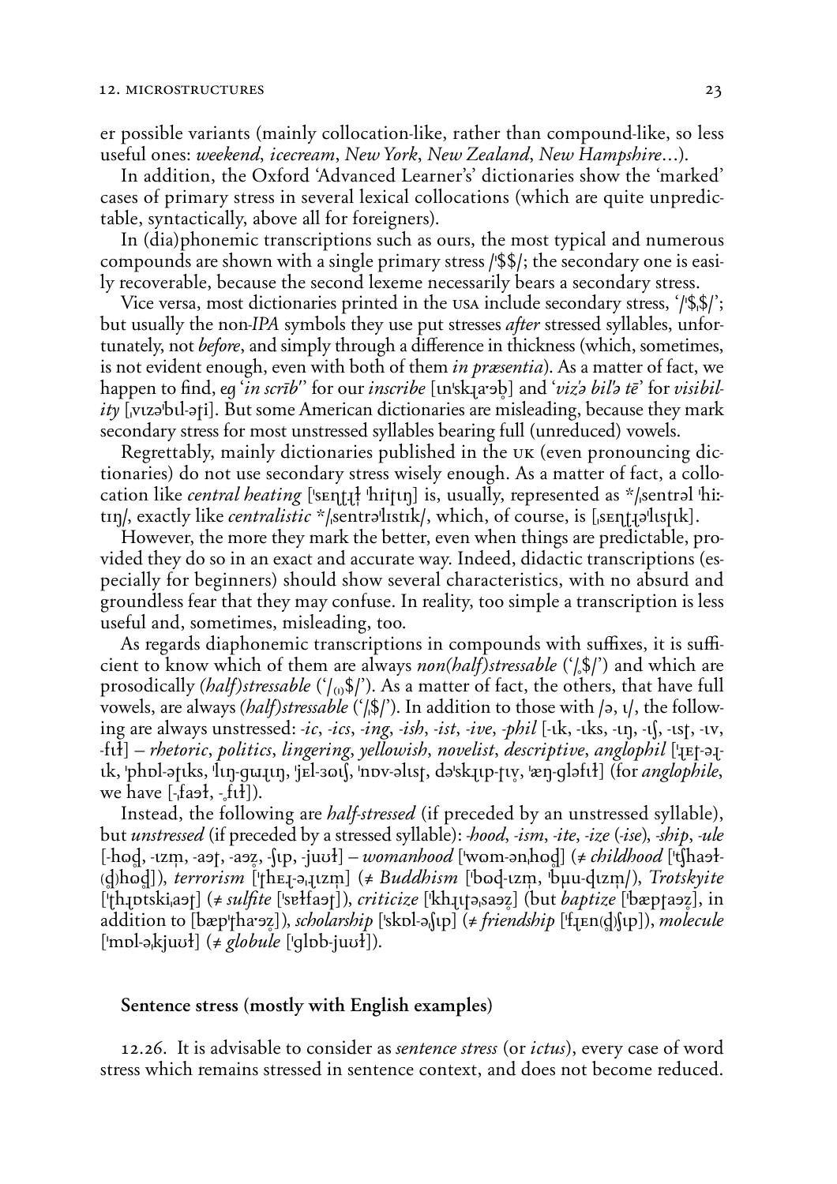er possible variants (mainly collocation-like, rather than compound-like, so less useful ones: *weekend*, *icecream*, *New York*, *New Zealand*, *New Hampshire*…).

In addition, the Oxford 'Advanced Learner's' dictionaries show the 'marked' cases of primary stress in several lexical collocations (which are quite unpredictable, syntactically, above all for foreigners).

In (dia)phonemic transcriptions such as ours, the most typical and numerous compounds are shown with a single primary stress /ˈ$$/; the secondary one is easily recoverable, because the second lexeme necessarily bears a secondary stress.

Vice versa, most dictionaries printed in the USA include secondary stress, '/ˈ$ˌ$/'; but usually the non-*IPA* symbols they use put stresses *after* stressed syllables, unfortunately, not *before*, and simply through a difference in thickness (which, sometimes, is not evident enough, even with both of them *in præsentia*). As a matter of fact, we happen to find, *eg* '*in scrīb*'' for our *inscribe* [ɪnˈskɹaˑəb̥] and '*viz'ə bil'ə tē*' for *visibility* [ˌvɪzəˈbɪl-əɾi]. But some American dictionaries are misleading, because they mark secondary stress for most unstressed syllables bearing full (unreduced) vowels.

Regrettably, mainly dictionaries published in the UK (even pronouncing dictionaries) do not use secondary stress wisely enough. As a matter of fact, a collocation like *central heating* [ˈsɛnʈɽɫ̩ ˈhiiɾɪŋ] is, usually, represented as */ˌsentrəl ˈhiːtɪŋ/, exactly like *centralistic* */ˌsentrəˈlɪstɪk/, which, of course, is [ˌsɛnʈɽəˈlɪsʈɪk].

However, the more they mark the better, even when things are predictable, provided they do so in an exact and accurate way. Indeed, didactic transcriptions (especially for beginners) should show several characteristics, with no absurd and groundless fear that they may confuse. In reality, too simple a transcription is less useful and, sometimes, misleading, too.

As regards diaphonemic transcriptions in compounds with suffixes, it is sufficient to know which of them are always *non(half)stressable* ('/˳$/') and which are prosodically *(half)stressable* ('/₍ˌ₎$/'). As a matter of fact, the others, that have full vowels, are always *(half)stressable* ('/ˌ$/'). In addition to those with /ə, ɪ/, the following are always unstressed: *-ic*, *-ics*, *-ing*, *-ish*, *-ist*, *-ive*, *-phil* [-ɪk, -ɪks, -ɪŋ, -ɪʃ, -ɪsʈ, -ɪv, -fɪɫ] – *rhetoric*, *politics*, *lingering*, *yellowish*, *novelist*, *descriptive*, *anglophil* [ˈɹɛɾ-əɹɪk, ˈpʰɒl-əɾɪks, ˈlɪŋ-gɹɪŋ, ˈjɛl-ɜʊɪʃ, ˈnɒv-əlɪsʈ, dəˈskɹɪp-ʈɪv̥, ˈæŋ-gləfɪɫ] (for *anglophile*, we have [-ˌfaəɫ, -˳fɪɫ]).

Instead, the following are *half-stressed* (if preceded by an unstressed syllable), but *unstressed* (if preceded by a stressed syllable): *-hood*, *-ism*, *-ite*, *-ize* (*-ise*), *-ship*, *-ule* [-hʊd̥, -ɪzm̩, -aəʈ, -aəz̥, -ʃɪp, -juʊɫ] – *womanhood* [ˈwʊm-ənˌhʊd̥] (≠ *childhood* [ˈʧhaəɫ-(d̥)hʊd̥]), *terrorism* [ˈʈhɛɹ-əˌɹɪzm̩] (≠ *Buddhism* [ˈbʊd̥-ɪzm̩, ˈbʉu-d̥ɪzm̩/), *Trotskyite* [ˈʈhɹɒtskiˌaəʈ] (≠ *sulfite* [ˈsɐɫfaəʈ]), *criticize* [ˈkhɹɪɾəˌsaəz̥] (but *baptize* [ˈbæpʈaəz̥], in addition to [bæpˈʈhaˑəz̥]), *scholarship* [ˈskɒl-əˌʃɪp] (≠ *friendship* [ˈfɹɛn(d̥)ʃɪp]), *molecule* [ˈmɒl-əˌkjuʊɫ] (≠ *globule* [ˈglɒb-juʊɫ]).

## Sentence stress (mostly with English examples)

12.26. It is advisable to consider as *sentence stress* (or *ictus*), every case of word stress which remains stressed in sentence context, and does not become reduced.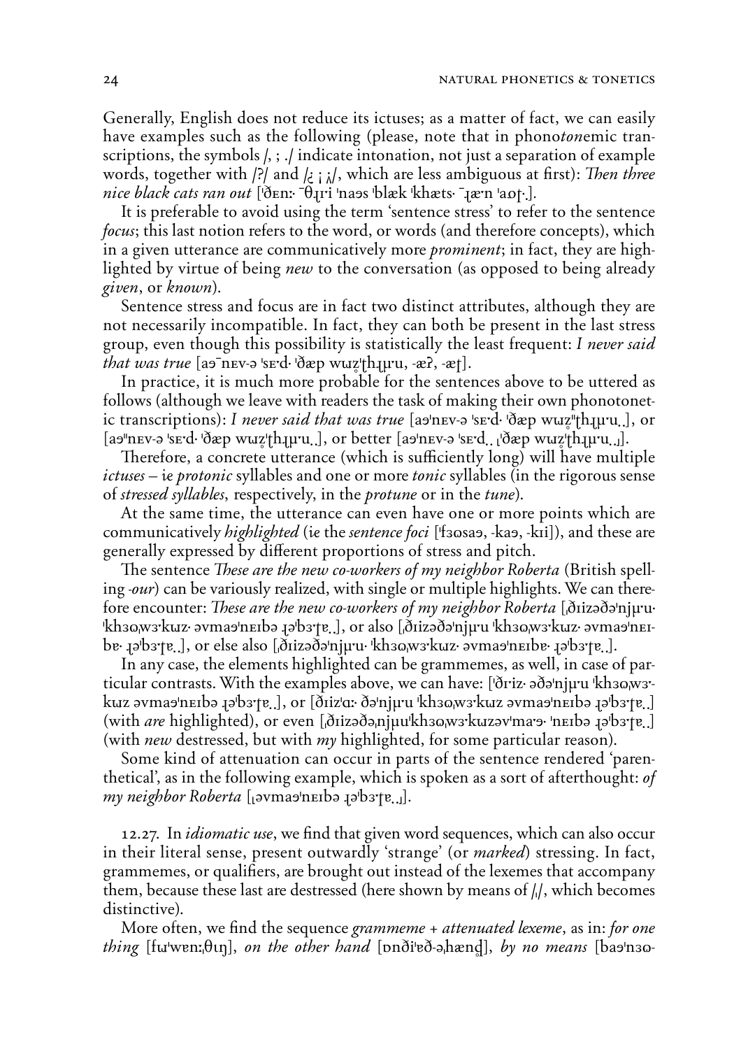Generally, English does not reduce its ictuses; as a matter of fact, we can easily have examples such as the following (please, note that in phono*tone*mic transcriptions, the symbols /, ; ./ indicate intonation, not just a separation of example words, together with /?/ and /¿ ¡ ¡/, which are less ambiguous at first): *Then three nice black cats ran out* [ˈðɛnː ˉθɹ̥ɪi ˈnaəs ˈblæk ˈkhæts ˉɹæ·n ˈaɒɾ.].

It is preferable to avoid using the term 'sentence stress' to refer to the sentence *focus*; this last notion refers to the word, or words (and therefore concepts), which in a given utterance are communicatively more *prominent*; in fact, they are highlighted by virtue of being *new* to the conversation (as opposed to being already *given*, or *known*).

Sentence stress and focus are in fact two distinct attributes, although they are not necessarily incompatible. In fact, they can both be present in the last stress group, even though this possibility is statistically the least frequent: *I never said that was true* [aəˉnɛv-ə ˈsɛ·d· ˈðæp wɯz̥ˈʈhɹ̥ʉu, -æʔ, -æɾ].

In practice, it is much more probable for the sentences above to be uttered as follows (although we leave with readers the task of making their own phonotonetic transcriptions): *I never said that was true* [aəˈnɛv-ə ˈsɛ·d· ˈðæp wɯz̥ˈʈhɹ̥ʉ·u.], or [aəˈnɛv-ə ˈsɛ·d· ˈðæp wɯz̥ˈʈhɹ̥ʉ·u.], or better [aəˈnɛv-ə ˈsɛ·d.. ˌðæp wɯz̥ˈʈhɹ̥ʉ·u..].

Therefore, a concrete utterance (which is sufficiently long) will have multiple *ictuses* – ie *protonic* syllables and one or more *tonic* syllables (in the rigorous sense of *stressed syllables*, respectively, in the *protune* or in the *tune*).

At the same time, the utterance can even have one or more points which are communicatively *highlighted* (ie the *sentence foci* [ˈfɜʊsaə, -kaə, -kɪi]), and these are generally expressed by different proportions of stress and pitch.

The sentence *These are the new co-workers of my neighbor Roberta* (British spelling *-our*) can be variously realized, with single or multiple highlights. We can therefore encounter: *These are the new co-workers of my neighbor Roberta* [ˌðɪizəðəˈnjʉ·u· ˈkhɜʊˌwɜ·kɯz· əvmaəˈnɛɪbə ɹəˈbɜ·ɾɐ.], or also [ˌðɪizəðəˈnjʉ·u ˈkhɜʊˌwɜ·kɯz· əvmaəˈnɛɪbɐ· ɹəˈbɜ·ɾɐ.], or else also [ˌðɪizəðəˈnjʉ·u· ˈkhɜʊˌwɜ·kɯz· əvmaəˈnɛɪbɐ· ɹəˈbɜ·ɾɐ.].

In any case, the elements highlighted can be grammemes, as well, in case of particular contrasts. With the examples above, we can have: [ˈðɾiz· əðəˈnjʉ·u ˈkhɜʊˌwɜ·kɯz əvmaəˈnɛɪbə ɹəˈbɜ·ɾɐ.], or [ðɪizˈɑː· ðəˈnjʉ·u ˈkhɜʊˌwɜ·kɯz əvmaəˈnɛɪbə ɹəˈbɜ·ɾɐ.] (with *are* highlighted), or even [ˌðɪizəðəˌnjʉuˈkhɜʊˌwɜ·kɯzəvˈma·ə· ˈnɛɪbə ɹəˈbɜ·ɾɐ.] (with *new* destressed, but with *my* highlighted, for some particular reason).

Some kind of attenuation can occur in parts of the sentence rendered 'parenthetical', as in the following example, which is spoken as a sort of afterthought: *of my neighbor Roberta* [ˌəvmaəˈnɛɪbə ɹəˈbɜ·ɾɐ..].

12.27. In *idiomatic use*, we find that given word sequences, which can also occur in their literal sense, present outwardly 'strange' (or *marked*) stressing. In fact, grammemes, or qualifiers, are brought out instead of the lexemes that accompany them, because these last are destressed (here shown by means of /ˌ/, which becomes distinctive).

More often, we find the sequence *grammeme + attenuated lexeme*, as in: *for one thing* [fɯˈwɛnːˌθɪŋ], *on the other hand* [ɒnðiˈɐð-əˌhænd̥], *by no means* [baəˈnɜʊ-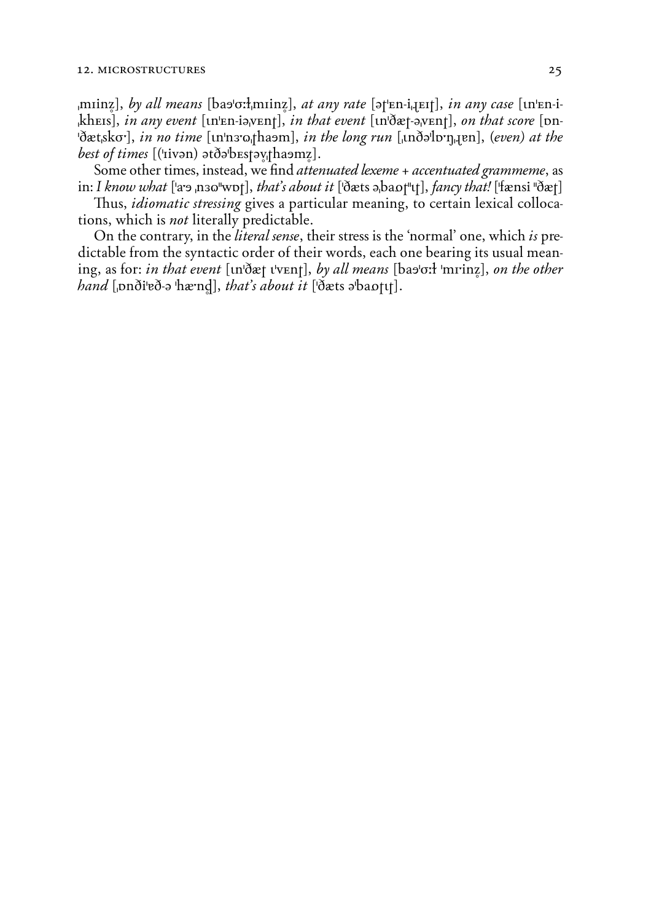ˌmɪinz̥], *by all means* [baɘˈɑːɫˌmɪinz̥], *at any rate* [əɽˈɛn-iˌɽɛɪɽ], *in any case* [ɩnˈɛn-i-ˌkhɛɪs], *in any event* [ɩnˈɛn-iəˌvɛnɽ], *in that event* [ɩnˈðæɽ-əˌvɛnɽ], *on that score* [ɒn-ˈðætˌskɑ˞], *in no time* [ɩnˈnɜ˞ɷˌɽhaɘm], *in the long run* [ˌɩnðəˈlɒˑŋˌɽɐn], (*even*) *at the best of times* [(ˈɪivən) ətðəˈbɛsɽəv̥ˌɽhaɘmz̥].

Some other times, instead, we find *attenuated lexeme + accentuated grammeme*, as in: *I know what* [ˈa˞ɘ ˌnɜɷ"wɒɽ], *that's about it* [ˈðæts əˌbaɒɽ"ɩɽ], *fancy that!* [ˈfænsi "ðæɽ]

Thus, *idiomatic stressing* gives a particular meaning, to certain lexical collocations, which is *not* literally predictable.

On the contrary, in the *literal sense*, their stress is the 'normal' one, which *is* predictable from the syntactic order of their words, each one bearing its usual meaning, as for: *in that event* [ɩnˈðæɽ ɩˈvɛnɽ], *by all means* [baɘˈɑːɫ ˈmɪinz̥], *on the other hand* [ˌɒnðiˈɐð-ə ˈhæˑnd̥], *that's about it* [ˈðæts əˈbaɒɽɩɽ].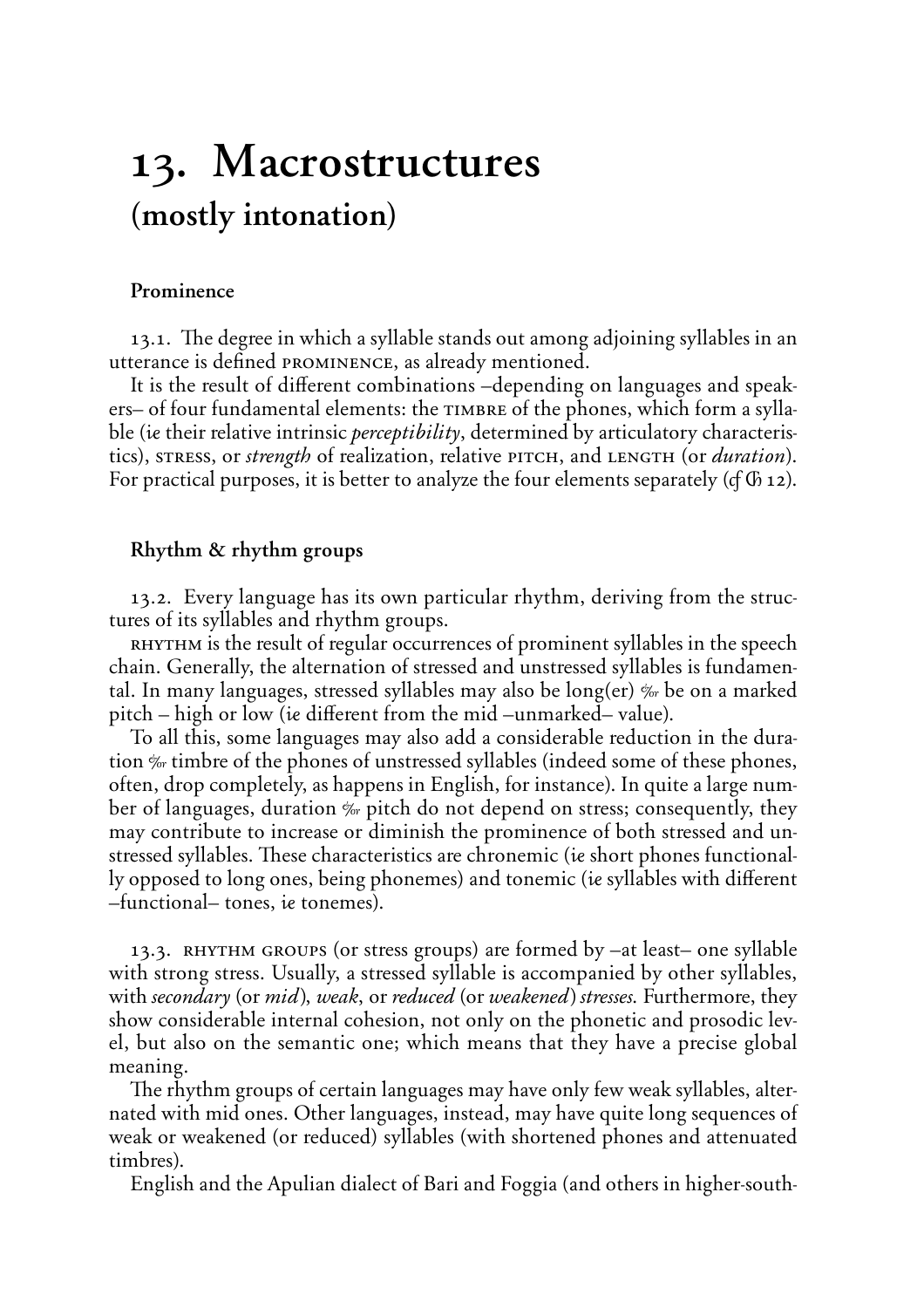# 13. Macrostructures
## (mostly intonation)

### Prominence

13.1. The degree in which a syllable stands out among adjoining syllables in an utterance is defined PROMINENCE, as already mentioned.

It is the result of different combinations –depending on languages and speakers– of four fundamental elements: the TIMBRE of the phones, which form a syllable (*ie* their relative intrinsic *perceptibility*, determined by articulatory characteristics), STRESS, or *strength* of realization, relative PITCH, and LENGTH (or *duration*). For practical purposes, it is better to analyze the four elements separately (*cf* Ch 12).

### Rhythm & rhythm groups

13.2. Every language has its own particular rhythm, deriving from the structures of its syllables and rhythm groups.

RHYTHM is the result of regular occurrences of prominent syllables in the speech chain. Generally, the alternation of stressed and unstressed syllables is fundamental. In many languages, stressed syllables may also be long(er) &/or be on a marked pitch – high or low (*ie* different from the mid –unmarked– value).

To all this, some languages may also add a considerable reduction in the duration &/or timbre of the phones of unstressed syllables (indeed some of these phones, often, drop completely, as happens in English, for instance). In quite a large number of languages, duration &/or pitch do not depend on stress; consequently, they may contribute to increase or diminish the prominence of both stressed and unstressed syllables. These characteristics are chronemic (*ie* short phones functionally opposed to long ones, being phonemes) and tonemic (*ie* syllables with different –functional– tones, *ie* tonemes).

13.3. RHYTHM GROUPS (or stress groups) are formed by –at least– one syllable with strong stress. Usually, a stressed syllable is accompanied by other syllables, with *secondary* (or *mid*), *weak*, or *reduced* (or *weakened*) *stresses*. Furthermore, they show considerable internal cohesion, not only on the phonetic and prosodic level, but also on the semantic one; which means that they have a precise global meaning.

The rhythm groups of certain languages may have only few weak syllables, alternated with mid ones. Other languages, instead, may have quite long sequences of weak or weakened (or reduced) syllables (with shortened phones and attenuated timbres).

English and the Apulian dialect of Bari and Foggia (and others in higher-south-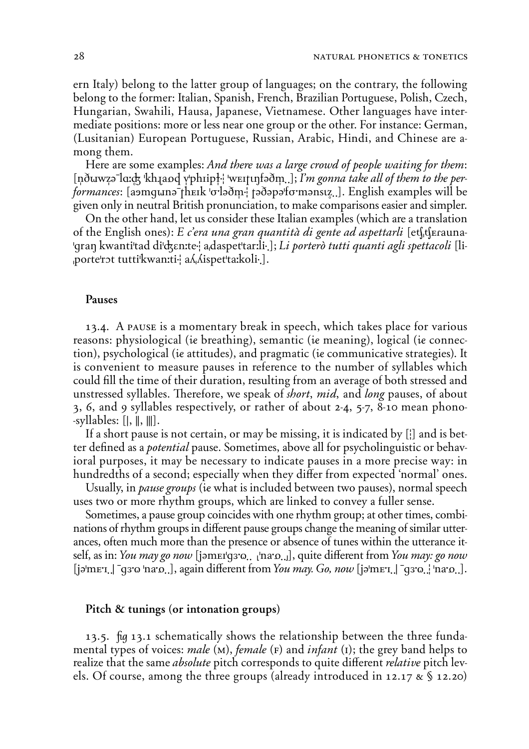ern Italy) belong to the latter group of languages; on the contrary, the following belong to the former: Italian, Spanish, French, Brazilian Portuguese, Polish, Czech, Hungarian, Swahili, Hausa, Japanese, Vietnamese. Other languages have intermediate positions: more or less near one group or the other. For instance: German, (Lusitanian) European Portuguese, Russian, Arabic, Hindi, and Chinese are among them.

Here are some examples: *And there was a large crowd of people waiting for them*: [n̩ðɯwz̩ə¯lɑːʤ̊ ˈkhɹaɔd v̩ˈphɪip̩ɫ·¦ ˈwɛɪʈɩŋfəðm̩..]; *I'm gonna take all of them to the performances*: [aəmgɯnə¯ʈhɛɪk ˈɒ·ləðm̩·¦ ʈəðəpəˈfɒ·mənsɪz̥..]. English examples will be given only in neutral British pronunciation, to make comparisons easier and simpler.

On the other hand, let us consider these Italian examples (which are a translation of the English ones): *E c'era una gran quantità di gente ad aspettarli* [etʃˌtʃɛrauna-ˈgraŋ kwantiˈtad diˈʤɛnːte·¦ aˌdaspetˈtarːli·.]; *Li porterò tutti quanti agli spettacoli* [li-ˌporteˈrɔt tuttiˈkwanːti·¦ aʎˌʎispetˈtaːkoli·.].

## Pauses

13.4. A pause is a momentary break in speech, which takes place for various reasons: physiological (*ie* breathing), semantic (*ie* meaning), logical (*ie* connection), psychological (*ie* attitudes), and pragmatic (*ie* communicative strategies). It is convenient to measure pauses in reference to the number of syllables which could fill the time of their duration, resulting from an average of both stressed and unstressed syllables. Therefore, we speak of *short*, *mid*, and *long* pauses, of about 3, 6, and 9 syllables respectively, or rather of about 2-4, 5-7, 8-10 mean phono-syllables: [|, ‖, |||].

If a short pause is not certain, or may be missing, it is indicated by [¦] and is better defined as a *potential* pause. Sometimes, above all for psycholinguistic or behavioral purposes, it may be necessary to indicate pauses in a more precise way: in hundredths of a second; especially when they differ from expected 'normal' ones.

Usually, in *pause groups* (*ie* what is included between two pauses), normal speech uses two or more rhythm groups, which are linked to convey a fuller sense.

Sometimes, a pause group coincides with one rhythm group; at other times, combinations of rhythm groups in different pause groups change the meaning of similar utterances, often much more than the presence or absence of tunes within the utterance itself, as in: *You may go now* [jəmɛɪˈgɜ·ʊ.. ˌˈna·ɒ..], quite different from *You may: go now* [jəˈmɛ·ɪ..| ¯gɜ·ʊ ˈna·ɒ..], again different from *You may. Go, now* [jəˈmɛ·ɪ..| ¯gɜ·ʊ..¦ ˈna·ɒ..].

## Pitch & tunings (or intonation groups)

13.5. *fig* 13.1 schematically shows the relationship between the three fundamental types of voices: *male* (m), *female* (f) and *infant* (i); the grey band helps to realize that the same *absolute* pitch corresponds to quite different *relative* pitch levels. Of course, among the three groups (already introduced in 12.17 & § 12.20)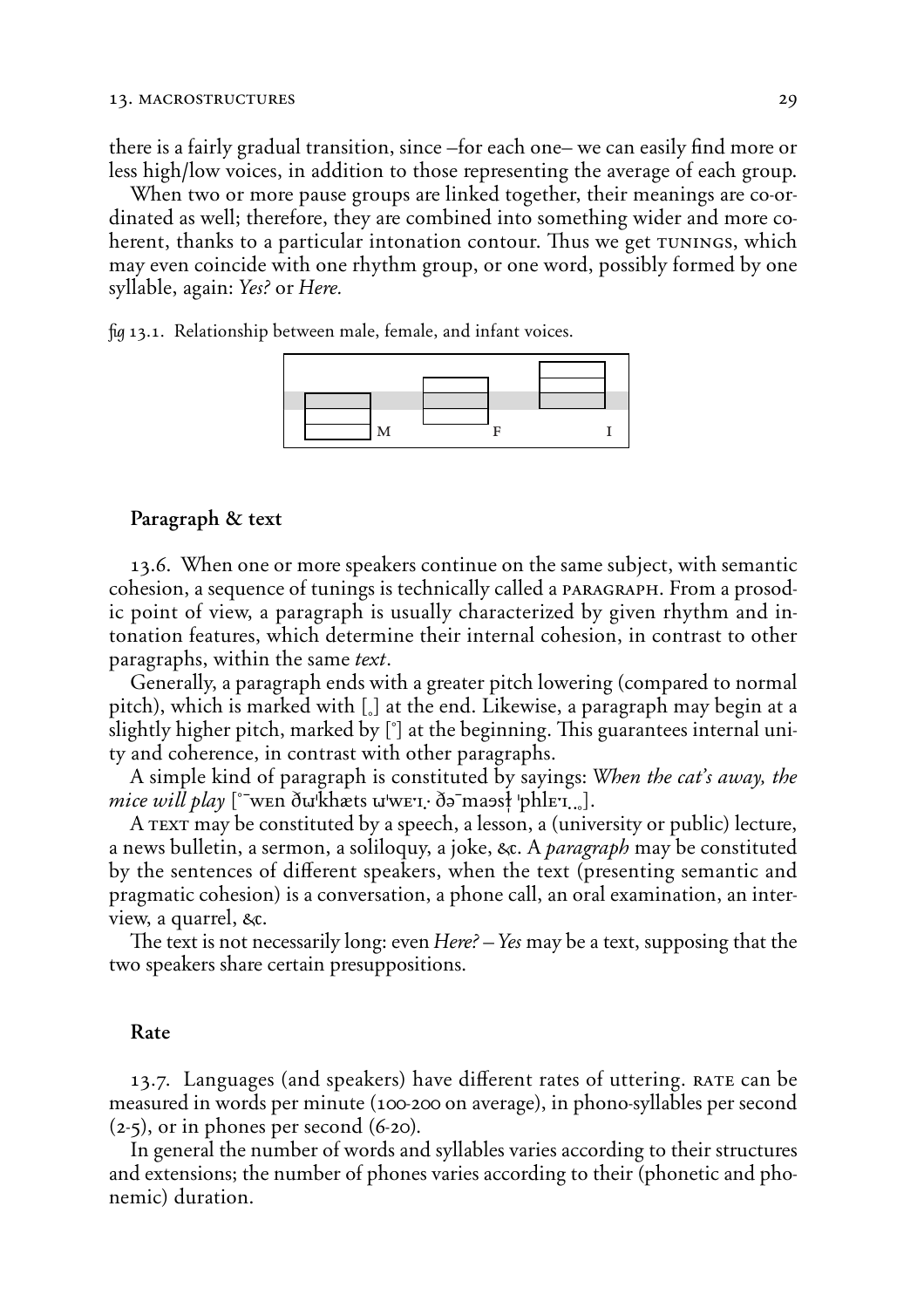there is a fairly gradual transition, since –for each one– we can easily find more or less high/low voices, in addition to those representing the average of each group.

When two or more pause groups are linked together, their meanings are co-ordinated as well; therefore, they are combined into something wider and more coherent, thanks to a particular intonation contour. Thus we get TUNINGS, which may even coincide with one rhythm group, or one word, possibly formed by one syllable, again: *Yes?* or *Here.*

*fig* 13.1. Relationship between male, female, and infant voices.

M F I

### Paragraph & text

13.6. When one or more speakers continue on the same subject, with semantic cohesion, a sequence of tunings is technically called a PARAGRAPH. From a prosodic point of view, a paragraph is usually characterized by given rhythm and intonation features, which determine their internal cohesion, in contrast to other paragraphs, within the same *text*.

Generally, a paragraph ends with a greater pitch lowering (compared to normal pitch), which is marked with [˳] at the end. Likewise, a paragraph may begin at a slightly higher pitch, marked by [˚] at the beginning. This guarantees internal unity and coherence, in contrast with other paragraphs.

A simple kind of paragraph is constituted by sayings: *When the cat's away, the mice will play* [˚¯wɛn ðɯˈkhæts ɯˈweɪ.· ðə¯maəsɬ̩ ˈphlɛɪ..˳].

A TEXT may be constituted by a speech, a lesson, a (university or public) lecture, a news bulletin, a sermon, a soliloquy, a joke, &c. A *paragraph* may be constituted by the sentences of different speakers, when the text (presenting semantic and pragmatic cohesion) is a conversation, a phone call, an oral examination, an interview, a quarrel, &c.

The text is not necessarily long: even *Here? – Yes* may be a text, supposing that the two speakers share certain presuppositions.

### Rate

13.7. Languages (and speakers) have different rates of uttering. RATE can be measured in words per minute (100-200 on average), in phono-syllables per second (2-5), or in phones per second (6-20).

In general the number of words and syllables varies according to their structures and extensions; the number of phones varies according to their (phonetic and phonemic) duration.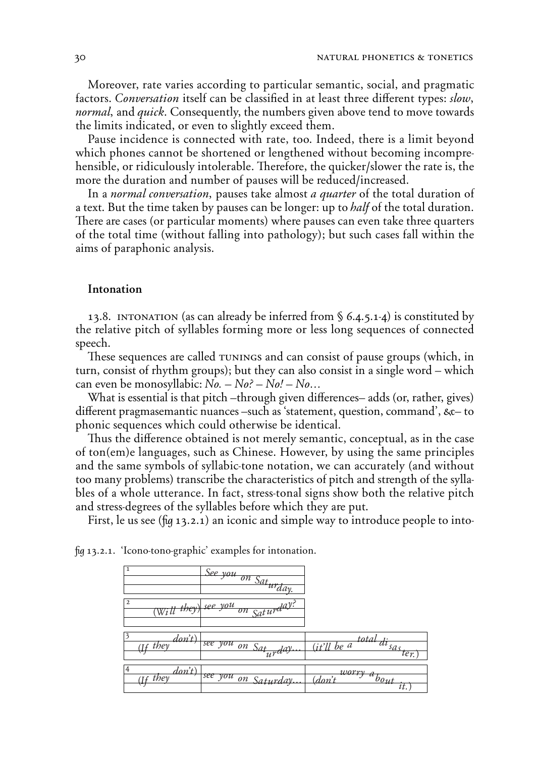Moreover, rate varies according to particular semantic, social, and pragmatic factors. *Conversation* itself can be classified in at least three different types: *slow*, *normal*, and *quick*. Consequently, the numbers given above tend to move towards the limits indicated, or even to slightly exceed them.

Pause incidence is connected with rate, too. Indeed, there is a limit beyond which phones cannot be shortened or lengthened without becoming incomprehensible, or ridiculously intolerable. Therefore, the quicker/slower the rate is, the more the duration and number of pauses will be reduced/increased.

In a *normal conversation*, pauses take almost *a quarter* of the total duration of a text. But the time taken by pauses can be longer: up to *half* of the total duration. There are cases (or particular moments) where pauses can even take three quarters of the total time (without falling into pathology); but such cases fall within the aims of paraphonic analysis.

## Intonation

13.8. INTONATION (as can already be inferred from § 6.4.5.1-4) is constituted by the relative pitch of syllables forming more or less long sequences of connected speech.

These sequences are called TUNINGS and can consist of pause groups (which, in turn, consist of rhythm groups); but they can also consist in a single word – which can even be monosyllabic: *No. – No? – No! – No…*

What is essential is that pitch –through given differences– adds (or, rather, gives) different pragmasemantic nuances –such as 'statement, question, command', &c– to phonic sequences which could otherwise be identical.

Thus the difference obtained is not merely semantic, conceptual, as in the case of ton(em)e languages, such as Chinese. However, by using the same principles and the same symbols of syllabic-tone notation, we can accurately (and without too many problems) transcribe the characteristics of pitch and strength of the syllables of a whole utterance. In fact, stress-tonal signs show both the relative pitch and stress-degrees of the syllables before which they are put.

First, le us see (fig 13.2.1) an iconic and simple way to introduce people to into-

fig 13.2.1. 'Icono-tono-graphic' examples for intonation.

| | | |
|---|---|---|
| 1 | *See you on Saturday.* | |
| 2 (*Will they*) | *see you on Saturday?* | |
| 3 (*If they don't*) | *see you on Saturday…* | (*it'll be a total disaster.*) |
| 4 (*If they don't*) | *see you on Saturday…* | (*don't worry about it.*) |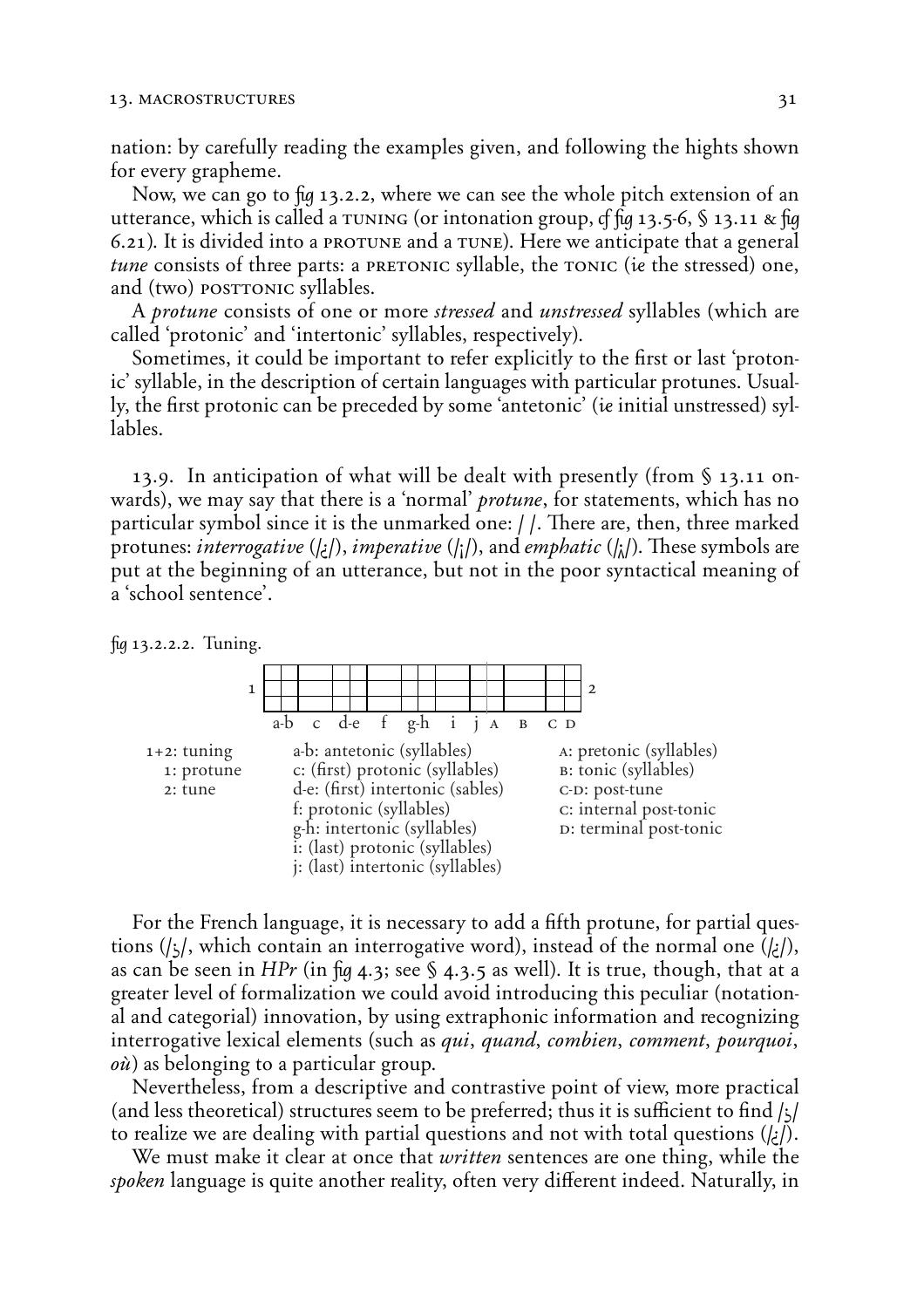nation: by carefully reading the examples given, and following the hights shown for every grapheme.

Now, we can go to *fig* 13.2.2, where we can see the whole pitch extension of an utterance, which is called a TUNING (or intonation group, *cf fig* 13.5-6, § 13.11 & *fig* 6.21). It is divided into a PROTUNE and a TUNE). Here we anticipate that a general *tune* consists of three parts: a PRETONIC syllable, the TONIC (*ie* the stressed) one, and (two) POSTTONIC syllables.

A *protune* consists of one or more *stressed* and *unstressed* syllables (which are called 'protonic' and 'intertonic' syllables, respectively).

Sometimes, it could be important to refer explicitly to the first or last 'protonic' syllable, in the description of certain languages with particular protunes. Usually, the first protonic can be preceded by some 'antetonic' (*ie* initial unstressed) syllables.

13.9. In anticipation of what will be dealt with presently (from § 13.11 onwards), we may say that there is a 'normal' *protune*, for statements, which has no particular symbol since it is the unmarked one: / /. There are, then, three marked protunes: *interrogative* (/¿/), *imperative* (/¡/), and *emphatic* (/¡̂/). These symbols are put at the beginning of an utterance, but not in the poor syntactical meaning of a 'school sentence'.

*fig* 13.2.2.2. Tuning.

1 [grid] 2

a-b c d-e f g-h i j A B C D

| | | |
|---|---|---|
| 1+2: tuning | a-b: antetonic (syllables) | A: pretonic (syllables) |
| 1: protune | c: (first) protonic (syllables) | B: tonic (syllables) |
| 2: tune | d-e: (first) intertonic (sables) | C-D: post-tune |
| | f: protonic (syllables) | C: internal post-tonic |
| | g-h: intertonic (syllables) | D: terminal post-tonic |
| | i: (last) protonic (syllables) | |
| | j: (last) intertonic (syllables) | |

For the French language, it is necessary to add a fifth protune, for partial questions (/ʕ/, which contain an interrogative word), instead of the normal one (/¿/), as can be seen in *HPr* (in *fig* 4.3; see § 4.3.5 as well). It is true, though, that at a greater level of formalization we could avoid introducing this peculiar (notational and categorial) innovation, by using extraphonic information and recognizing interrogative lexical elements (such as *qui*, *quand*, *combien*, *comment*, *pourquoi*, *où*) as belonging to a particular group.

Nevertheless, from a descriptive and contrastive point of view, more practical (and less theoretical) structures seem to be preferred; thus it is sufficient to find /ʕ/ to realize we are dealing with partial questions and not with total questions (/¿/).

We must make it clear at once that *written* sentences are one thing, while the *spoken* language is quite another reality, often very different indeed. Naturally, in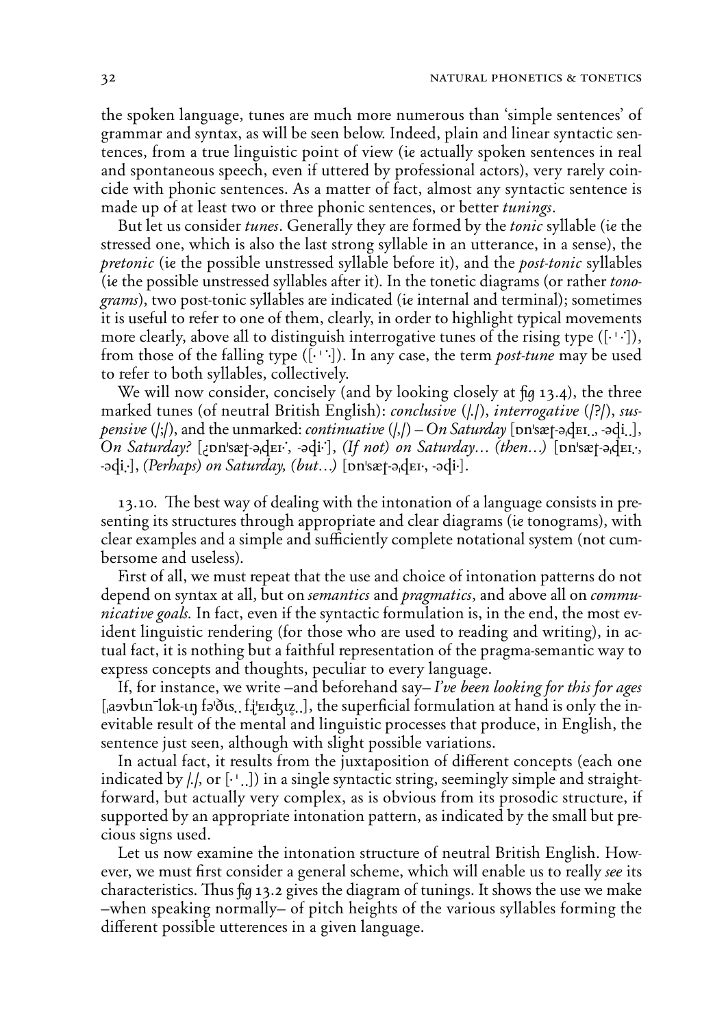the spoken language, tunes are much more numerous than 'simple sentences' of grammar and syntax, as will be seen below. Indeed, plain and linear syntactic sentences, from a true linguistic point of view (*ie* actually spoken sentences in real and spontaneous speech, even if uttered by professional actors), very rarely coincide with phonic sentences. As a matter of fact, almost any syntactic sentence is made up of at least two or three phonic sentences, or better *tunings*.

But let us consider *tunes*. Generally they are formed by the *tonic* syllable (*ie* the stressed one, which is also the last strong syllable in an utterance, in a sense), the *pretonic* (*ie* the possible unstressed syllable before it), and the *post-tonic* syllables (*ie* the possible unstressed syllables after it). In the tonetic diagrams (or rather *tonograms*), two post-tonic syllables are indicated (*ie* internal and terminal); sometimes it is useful to refer to one of them, clearly, in order to highlight typical movements more clearly, above all to distinguish interrogative tunes of the rising type ([·ˈ·˙]), from those of the falling type ([·ˈ·.]). In any case, the term *post-tune* may be used to refer to both syllables, collectively.

We will now consider, concisely (and by looking closely at *fig* 13.4), the three marked tunes (of neutral British English): *conclusive* (/./), *interrogative* (/?/), *suspensive* (/;/), and the unmarked: *continuative* (/,/) – *On Saturday* [ɒnˈsæʈ-əˌɖɛɪ.., -əɖi..], *On Saturday?* [¿ɒnˈsæʈ-əˌɖɛɪ·˙, -əɖi·˙], *(If not) on Saturday… (then…)* [ɒnˈsæʈ-əˌɖɛɪ.·, -əɖi.·], *(Perhaps) on Saturday, (but…)* [ɒnˈsæʈ-əˌɖɛɪ·, -əɖi·].

13.10. The best way of dealing with the intonation of a language consists in presenting its structures through appropriate and clear diagrams (*ie* tonograms), with clear examples and a simple and sufficiently complete notational system (not cumbersome and useless).

First of all, we must repeat that the use and choice of intonation patterns do not depend on syntax at all, but on *semantics* and *pragmatics*, and above all on *communicative goals*. In fact, even if the syntactic formulation is, in the end, the most evident linguistic rendering (for those who are used to reading and writing), in actual fact, it is nothing but a faithful representation of the pragma-semantic way to express concepts and thoughts, peculiar to every language.

If, for instance, we write –and beforehand say– *I've been looking for this for ages* [ˌaəvbɪn¯lək-ɪŋ fəˈðɪs.. fɹ̥ˈɛɪʤɪz̥..], the superficial formulation at hand is only the inevitable result of the mental and linguistic processes that produce, in English, the sentence just seen, although with slight possible variations.

In actual fact, it results from the juxtaposition of different concepts (each one indicated by /./, or [·ˈ..]) in a single syntactic string, seemingly simple and straightforward, but actually very complex, as is obvious from its prosodic structure, if supported by an appropriate intonation pattern, as indicated by the small but precious signs used.

Let us now examine the intonation structure of neutral British English. However, we must first consider a general scheme, which will enable us to really *see* its characteristics. Thus *fig* 13.2 gives the diagram of tunings. It shows the use we make –when speaking normally– of pitch heights of the various syllables forming the different possible utterences in a given language.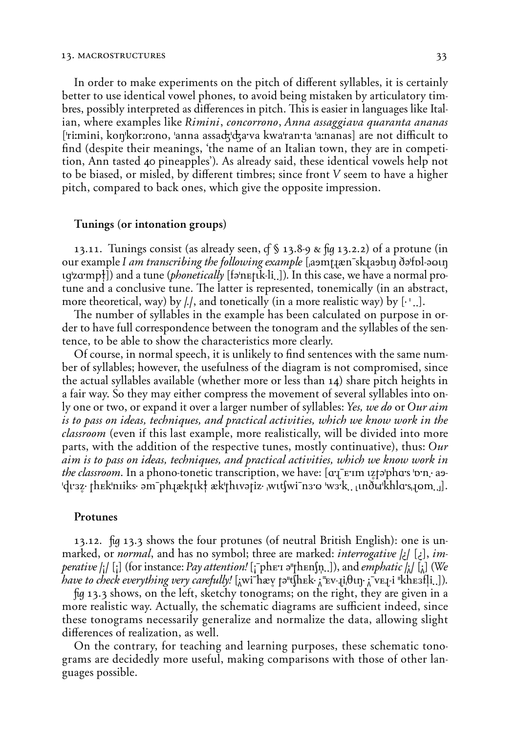In order to make experiments on the pitch of different syllables, it is certainly better to use identical vowel phones, to avoid being mistaken by articulatory timbres, possibly interpreted as differences in pitch. This is easier in languages like Italian, where examples like *Rimini*, *concorrono*, *Anna assaggiava quaranta ananas* [ˈriːmini, koŋˈkorːrono, ˈanna assadʒˈdʒaˑva kwaˈranˑta ˈaːnanas] are not difficult to find (despite their meanings, 'the name of an Italian town, they are in competition, Ann tasted 40 pineapples'). As already said, these identical vowels help not to be biased, or misled, by different timbres; since front *V* seem to have a higher pitch, compared to back ones, which give the opposite impression.

### Tunings (or intonation groups)

13.11. Tunings consist (as already seen, *cf* § 13.8-9 & *fig* 13.2.2) of a protune (in our example *I am transcribing the following example* [ˌaəmtɹæn¯skɹaəbɪŋ ðəˈfɒl-əʊɪŋ ɪgˈzɑˑmpɫ]) and a tune (*phonetically* [fəˈnɛɾɪk-li˳˳]). In this case, we have a normal protune and a conclusive tune. The latter is represented, tonemically (in an abstract, more theoretical, way) by /./, and tonetically (in a more realistic way) by [· ˈ ˳˳].

The number of syllables in the example has been calculated on purpose in order to have full correspondence between the tonogram and the syllables of the sentence, to be able to show the characteristics more clearly.

Of course, in normal speech, it is unlikely to find sentences with the same number of syllables; however, the usefulness of the diagram is not compromised, since the actual syllables available (whether more or less than 14) share pitch heights in a fair way. So they may either compress the movement of several syllables into only one or two, or expand it over a larger number of syllables: *Yes, we do* or *Our aim is to pass on ideas, techniques, and practical activities, which we know work in the classroom* (even if this last example, more realistically, will be divided into more parts, with the addition of the respective tunes, mostly continuative), thus: *Our aim is to pass on ideas, techniques, and practical activities, which we know work in the classroom*. In a phono-tonetic transcription, we have: [ɑˑɹ¯ɛˑɪm ɪz̥ɾəˈphɑˑs ˈɒˑn̩· aəˈdɪˑɜz̥· ţhɛkˈnɪiks· əm¯phɹækţɪkɫ ækˈţhɪvəţiz· ˌwɪtʃwi¯nɜˑʊ ˈwɜˑk˳˳ ˌɪnðʊˈkhlɑˑsˌɹʊm˳˩].

### Protunes

13.12. *fig* 13.3 shows the four protunes (of neutral British English): one is unmarked, or *normal*, and has no symbol; three are marked: *interrogative* /¿/ [¿], *imperative* /¡/ [¡] (for instance: *Pay attention!* [¡¯phɛˑɪ əˈţhɛnʃn̩˳˳]), and *emphatic* /¡̭/ [¡̭] (*We have to check everything very carefully!* [¡̭wi¯hæv̥ ţəˈţʃhɛk· ¡̭¯ɛv-ɹiθɪŋ· ¡̭¯vɛɹ-i ˈkhɛɜfli˳˳]).

*fig* 13.3 shows, on the left, sketchy tonograms; on the right, they are given in a more realistic way. Actually, the schematic diagrams are sufficient indeed, since these tonograms necessarily generalize and normalize the data, allowing slight differences of realization, as well.

On the contrary, for teaching and learning purposes, these schematic tonograms are decidedly more useful, making comparisons with those of other languages possible.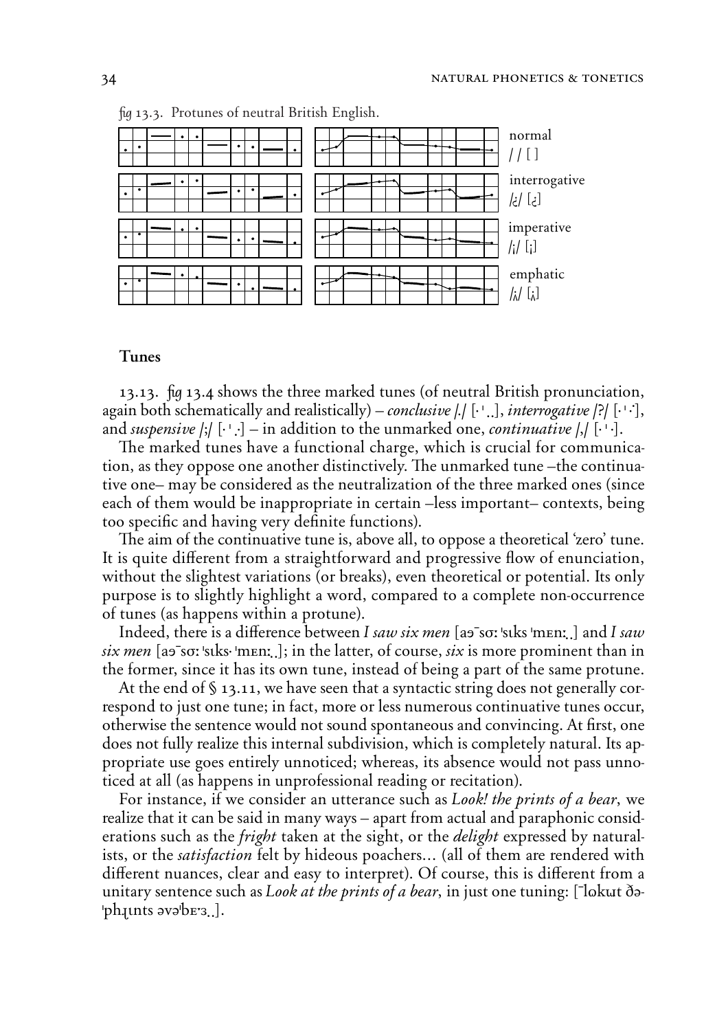*fig* 13.3. Protunes of neutral British English.

normal
/ / [ ]

interrogative
/¿/ [¿]

imperative
/¡/ [¡]

emphatic
/ʎ/ [ʎ]

## Tunes

13.13. *fig* 13.4 shows the three marked tunes (of neutral British pronunciation, again both schematically and realistically) – *conclusive* /./ [·ˈ..], *interrogative* /?/ [·ˈ·˙], and *suspensive* /;/ [·ˈ.˙] – in addition to the unmarked one, *continuative* /,/ [·ˈ·].

The marked tunes have a functional charge, which is crucial for communication, as they oppose one another distinctively. The unmarked tune –the continuative one– may be considered as the neutralization of the three marked ones (since each of them would be inappropriate in certain –less important– contexts, being too specific and having very definite functions).

The aim of the continuative tune is, above all, to oppose a theoretical 'zero' tune. It is quite different from a straightforward and progressive flow of enunciation, without the slightest variations (or breaks), even theoretical or potential. Its only purpose is to slightly highlight a word, compared to a complete non-occurrence of tunes (as happens within a protune).

Indeed, there is a difference between *I saw six men* [aɔ¯sɔː ˈsɪks ˈmɛnː..] and *I saw six men* [aɔ¯sɔː ˈsɪks· ˈmɛnː..]; in the latter, of course, *six* is more prominent than in the former, since it has its own tune, instead of being a part of the same protune.

At the end of § 13.11, we have seen that a syntactic string does not generally correspond to just one tune; in fact, more or less numerous continuative tunes occur, otherwise the sentence would not sound spontaneous and convincing. At first, one does not fully realize this internal subdivision, which is completely natural. Its appropriate use goes entirely unnoticed; whereas, its absence would not pass unnoticed at all (as happens in unprofessional reading or recitation).

For instance, if we consider an utterance such as *Look! the prints of a bear*, we realize that it can be said in many ways – apart from actual and paraphonic considerations such as the *fright* taken at the sight, or the *delight* expressed by naturalists, or the *satisfaction* felt by hideous poachers... (all of them are rendered with different nuances, clear and easy to interpret). Of course, this is different from a unitary sentence such as *Look at the prints of a bear*, in just one tuning: [¯lɵkɯt ðə-ˈphɻɪnts əvəˈbɛ·ɜ..].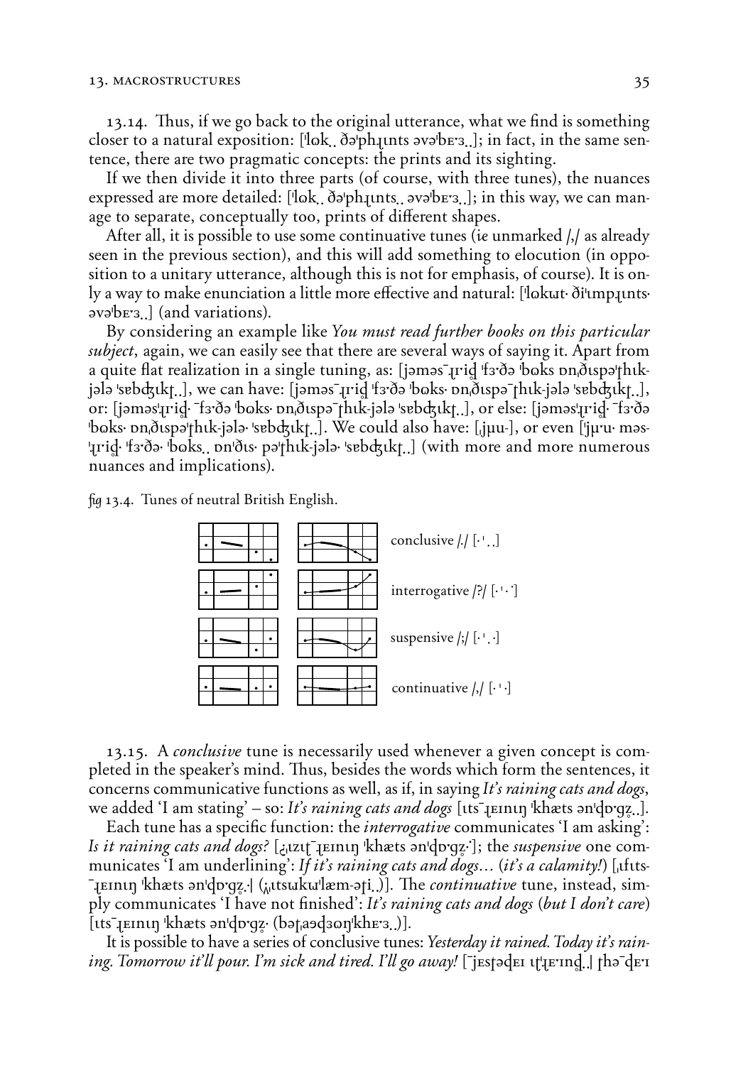13.14. Thus, if we go back to the original utterance, what we find is something closer to a natural exposition: [ˈløk.. ðəˈphɹ̥ɪnts əvəˈbɛˑʒ..]; in fact, in the same sentence, there are two pragmatic concepts: the prints and its sighting.

If we then divide it into three parts (of course, with three tunes), the nuances expressed are more detailed: [ˈløk.. ðəˈphɹ̥ɪnts.. əvəˈbɛˑʒ..]; in this way, we can manage to separate, conceptually too, prints of different shapes.

After all, it is possible to use some continuative tunes (*ie* unmarked /,/ as already seen in the previous section), and this will add something to elocution (in opposition to a unitary utterance, although this is not for emphasis, of course). It is only a way to make enunciation a little more effective and natural: [ˈløkɯt· ðiˈɪmpɹ̥ɪnts· əvəˈbɛˑʒ..] (and variations).

By considering an example like *You must read further books on this particular subject*, again, we can easily see that there are several ways of saying it. Apart from a quite flat realization in a single tuning, as: [jəməs¯ɹ̥ɪɖ ˈfɜˑðə ˈbøks ɒnˌðɪspəˈʈhɪk-jələ ˈsɐbʤɪkʈ..], we can have: [jəməs¯ɹ̥ɪɖ ˈfɜˑðə ˈbøks· ɒnˌðɪspə¯ʈhɪk-jələ ˈsɐbʤɪkʈ..], or: [jəməsˈɹ̥ɪɖ· ¯fɜˑðə ˈbøks· ɒnˌðɪspə¯ʈhɪk-jələ ˈsɐbʤɪkʈ..], or else: [jəməsˈɹ̥ɪɖ· ¯fɜˑðə ˈbøks· ɒnˌðɪspəˈʈhɪk-jələ· ˈsɐbʤɪkʈ..]. We could also have: [ˌjµu-], or even [ˈjµˑu· məsˈɹ̥ɪɖ· ˈfɜˑðə· ˈbøks.. ɒnˈðɪs· pəˈʈhɪk-jələ· ˈsɐbʤɪkʈ..] (with more and more numerous nuances and implications).

*fig* 13.4. Tunes of neutral British English.

| | |
|---|---|
| conclusive | /./ [·ˈ..] |
| interrogative | /?/ [·ˈ·˙] |
| suspensive | /;/ [·ˈ.·] |
| continuative | /,/ [·ˈ·] |

13.15. A *conclusive* tune is necessarily used whenever a given concept is completed in the speaker's mind. Thus, besides the words which form the sentences, it concerns communicative functions as well, as if, in saying *It's raining cats and dogs*, we added 'I am stating' – so: *It's raining cats and dogs* [ɪts¯ɹ̥ɛɪnɪŋ ˈkhæts ənˈɖɒˑgz̥..].

Each tune has a specific function: the *interrogative* communicates 'I am asking': *Is it raining cats and dogs?* [¿ˌɪzɪʈ¯ɹ̥ɛɪnɪŋ ˈkhæts ənˈɖɒˑgz̥˙]; the *suspensive* one communicates 'I am underlining': *If it's raining cats and dogs*… (*it's a calamity!*) [ˌɪfɪts¯ɹ̥ɛɪnɪŋ ˈkhæts ənˈɖɒˑgz̥.| (¡ɪtsɯkɯˈlæm-əʈi..)]. The *continuative* tune, instead, simply communicates 'I have not finished': *It's raining cats and dogs* (*but I don't care*) [ɪts¯ɹ̥ɛɪnɪŋ ˈkhæts ənˈɖɒˑgz̥· (bəʈˌaəɖɜəŋˈkhɛˑʒ..)].

It is possible to have a series of conclusive tunes: *Yesterday it rained. Today it's raining. Tomorrow it'll pour. I'm sick and tired. I'll go away!* [¯jɛsʈəɖɛɪ ɪʈˈɹ̥ɛˑɪnɖ..| ʈhə¯ɖɛˑɪ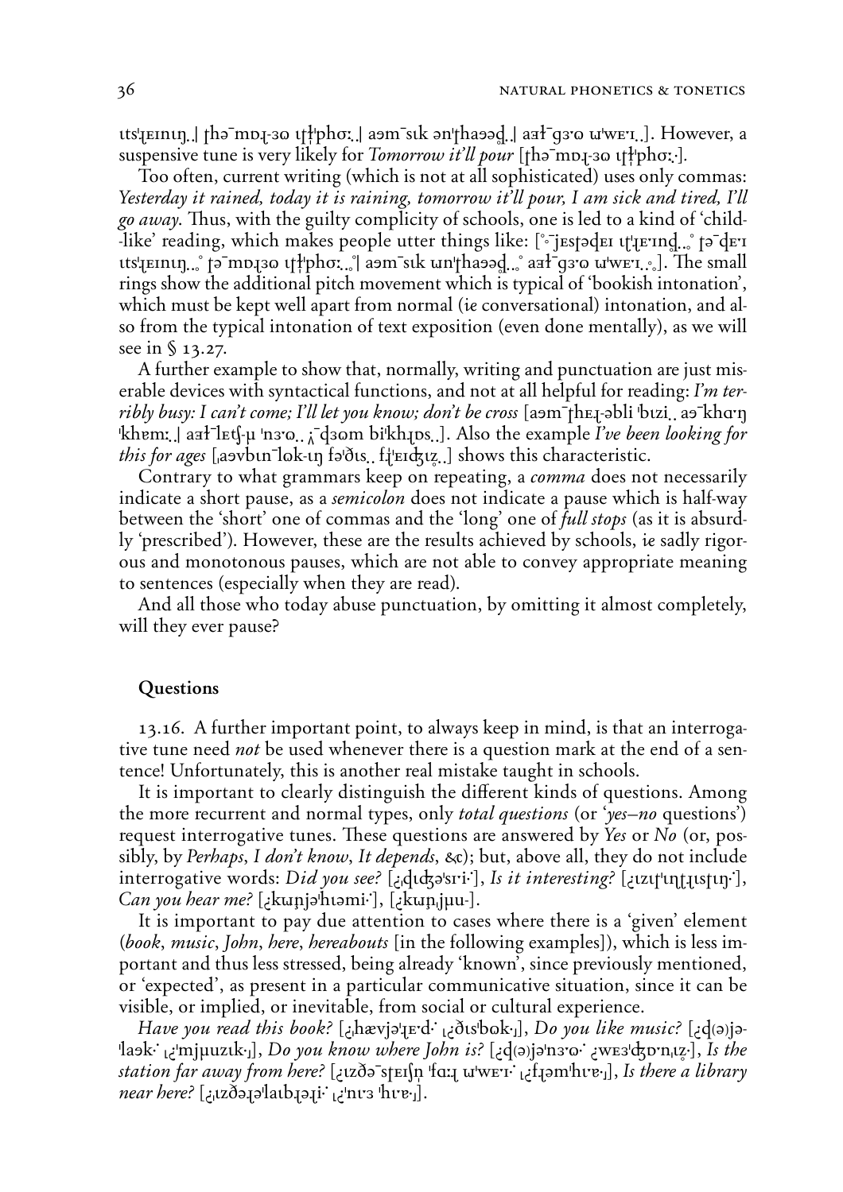ɩts'ɻɛɪnɩŋ.. ʈhə¯mɒɻ-3ɷ ɩʈɬ'phɔː.. aəm¯sɩk ən'ʈhaəəɖ.. aɜɬ¯g3'ɷ ɯ'wɛ'ɪ..]. However, a suspensive tune is very likely for *Tomorrow it'll pour* [ʈhə¯mɒɻ-3ɷ ɩʈɬ'phɔː.·].

Too often, current writing (which is not at all sophisticated) uses only commas: *Yesterday it rained, today it is raining, tomorrow it'll pour, I am sick and tired, I'll go away.* Thus, with the guilty complicity of schools, one is led to a kind of 'child--like' reading, which makes people utter things like: [˚¯jɛsʈəɖɛɪ ɩʈ'ɻɛ'ɪnɖ..˚ ʈə¯ɖɛ'ɪ ɩts'ɻɛɪnɩŋ..˚ ʈə¯mɒɻ3ɷ ɩʈɬ'phɔː..˚| aəm¯sɩk ɯn'ʈhaəəɖ..˚ aɜɬ¯g3'ɷ ɯ'wɛ'ɪ..˚]. The small rings show the additional pitch movement which is typical of 'bookish intonation', which must be kept well apart from normal (*ie* conversational) intonation, and also from the typical intonation of text exposition (even done mentally), as we will see in § 13.27.

A further example to show that, normally, writing and punctuation are just miserable devices with syntactical functions, and not at all helpful for reading: *I'm terribly busy: I can't come; I'll let you know; don't be cross* [aəm¯ʈhɛɻ-əbli 'bɩzi.. aə¯khɑ'ŋ 'khɐm:.| aɜɬ¯lɛʧ-ʯ 'nɜ'ɷ.. ˬ¯ɖ3om bi'khɻɒs..]. Also the example *I've been looking for this for ages* [ˌaəvbɩn¯lɷk-ɩŋ fə'ðɩs.. fɻ'ɛɪʤɩz..] shows this characteristic.

Contrary to what grammars keep on repeating, a *comma* does not necessarily indicate a short pause, as a *semicolon* does not indicate a pause which is half-way between the 'short' one of commas and the 'long' one of *full stops* (as it is absurdly 'prescribed'). However, these are the results achieved by schools, *ie* sadly rigorous and monotonous pauses, which are not able to convey appropriate meaning to sentences (especially when they are read).

And all those who today abuse punctuation, by omitting it almost completely, will they ever pause?

## Questions

13.16. A further important point, to always keep in mind, is that an interrogative tune need *not* be used whenever there is a question mark at the end of a sentence! Unfortunately, this is another real mistake taught in schools.

It is important to clearly distinguish the different kinds of questions. Among the more recurrent and normal types, only *total questions* (or '*yes–no* questions') request interrogative tunes. These questions are answered by *Yes* or *No* (or, possibly, by *Perhaps*, *I don't know*, *It depends*, &c); but, above all, they do not include interrogative words: *Did you see?* [¿ˌɖɩʤə'sɻi·], *Is it interesting?* [¿ɩzɩʈ'ɩnʈɻɩsʈɩŋ·], *Can you hear me?* [¿kɯɲjə'hɩəmi·], [¿kɯɲˌjʯu-].

It is important to pay due attention to cases where there is a 'given' element (*book*, *music*, *John*, *here*, *hereabouts* [in the following examples]), which is less important and thus less stressed, being already 'known', since previously mentioned, or 'expected', as present in a particular communicative situation, since it can be visible, or implied, or inevitable, from social or cultural experience.

*Have you read this book?* [¿ˌhævjə'ɻɛ'd· ˌ¿ðɩs'bɷk·], *Do you like music?* [¿ɖ(ə)jə'laək· ˌ¿'mjʯuzɩk·], *Do you know where John is?* [¿ɖ(ə)jə'nɜ'ɷ· ¿wɛɜ'ʤɒ'nˌɩz·], *Is the station far away from here?* [¿ɩzðə¯sʈɛɪʃn 'fɑːɻ ɯ'wɛ'ɪ· ˌ¿fɻəm'hɩ'ɐ·], *Is there a library near here?* [¿ˌɩzðəɻə'laɩbɻəɻi· ˌ¿'nɩ'3 'hɩ'ɐ·].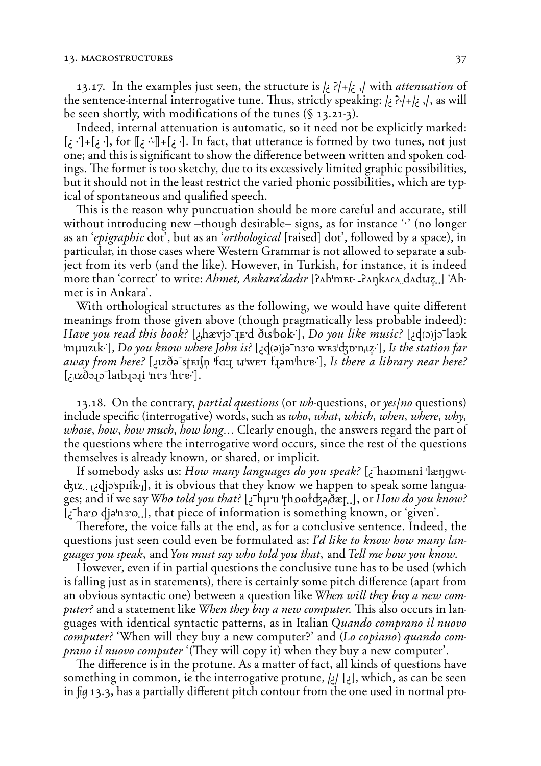13.17. In the examples just seen, the structure is /¿ ?/+/¿ ,/ with *attenuation* of the sentence-internal interrogative tune. Thus, strictly speaking: /¿ ?̥/+/¿ ,/, as will be seen shortly, with modifications of the tunes (§ 13.21-3).

Indeed, internal attenuation is automatic, so it need not be explicitly marked: [¿ ·]+[¿ ·], for ⟦¿ ·̥·⟧+[¿ ·]. In fact, that utterance is formed by two tunes, not just one; and this is significant to show the difference between written and spoken codings. The former is too sketchy, due to its excessively limited graphic possibilities, but it should not in the least restrict the varied phonic possibilities, which are typical of spontaneous and qualified speech.

This is the reason why punctuation should be more careful and accurate, still without introducing new –though desirable– signs, as for instance '·' (no longer as an '*epigraphic* dot', but as an '*orthological* [raised] dot', followed by a space), in particular, in those cases where Western Grammar is not allowed to separate a subject from its verb (and the like). However, in Turkish, for instance, it is indeed more than 'correct' to write: *Ahmet, Ankara'dadır* [ʔʌhˈmɛt· ˍʔʌŋkʌɾʌ.dʌdɯz̥..] 'Ahmet is in Ankara'.

With orthological structures as the following, we would have quite different meanings from those given above (though pragmatically less probable indeed): *Have you read this book?* [¿ˌhævjəˉɹɛ·d ðɪsˈbʊk·], *Do you like music?* [¿ɖ(ə)jəˉlaək ˈmµuzɪk·], *Do you know where John is?* [¿ɖ(ə)jəˉnɜ·ʊ wɛɜˈʤɒ·nˌɪz̥·], *Is the station far away from here?* [¿ɪzðəˉsʈɛɪʃn̩ ˈfɑːɹ ɰˈwɛ·ɪ fɹəmˈhɪ·ɐ·], *Is there a library near here?* [¿ˌɪzðəɹəˉlaɪbɹəɹi ˈnɪ·ɜ ˈhɪ·ɐ·].

13.18. On the contrary, *partial questions* (or *wh*-questions, or *yes/no* questions) include specific (interrogative) words, such as *who*, *what*, *which*, *when*, *where*, *why*, *whose*, *how*, *how much*, *how long*... Clearly enough, the answers regard the part of the questions where the interrogative word occurs, since the rest of the questions themselves is already known, or shared, or implicit.

If somebody asks us: *How many languages do you speak?* [¿ˉhaʊmɛni ˈlæŋgwɪʤɪz.. ˌ¿ɖjəˈspɪik·ˌ], it is obvious that they know we happen to speak some languages; and if we say *Who told you that?* [¿ˉhµ·u ˈʈhʊoɫʤəˌðæʈ..], or *How do you know?* [¿ˉha·ɒ ɖjəˈnɜ·ʊ..], that piece of information is something known, or 'given'.

Therefore, the voice falls at the end, as for a conclusive sentence. Indeed, the questions just seen could even be formulated as: *I'd like to know how many languages you speak*, and *You must say who told you that*, and *Tell me how you know*.

However, even if in partial questions the conclusive tune has to be used (which is falling just as in statements), there is certainly some pitch difference (apart from an obvious syntactic one) between a question like *When will they buy a new computer?* and a statement like *When they buy a new computer*. This also occurs in languages with identical syntactic patterns, as in Italian *Quando comprano il nuovo computer?* 'When will they buy a new computer?' and (*Lo copiano*) *quando comprano il nuovo computer* '(They will copy it) when they buy a new computer'.

The difference is in the protune. As a matter of fact, all kinds of questions have something in common, *ie* the interrogative protune, /¿/ [¿], which, as can be seen in *fig* 13.3, has a partially different pitch contour from the one used in normal pro-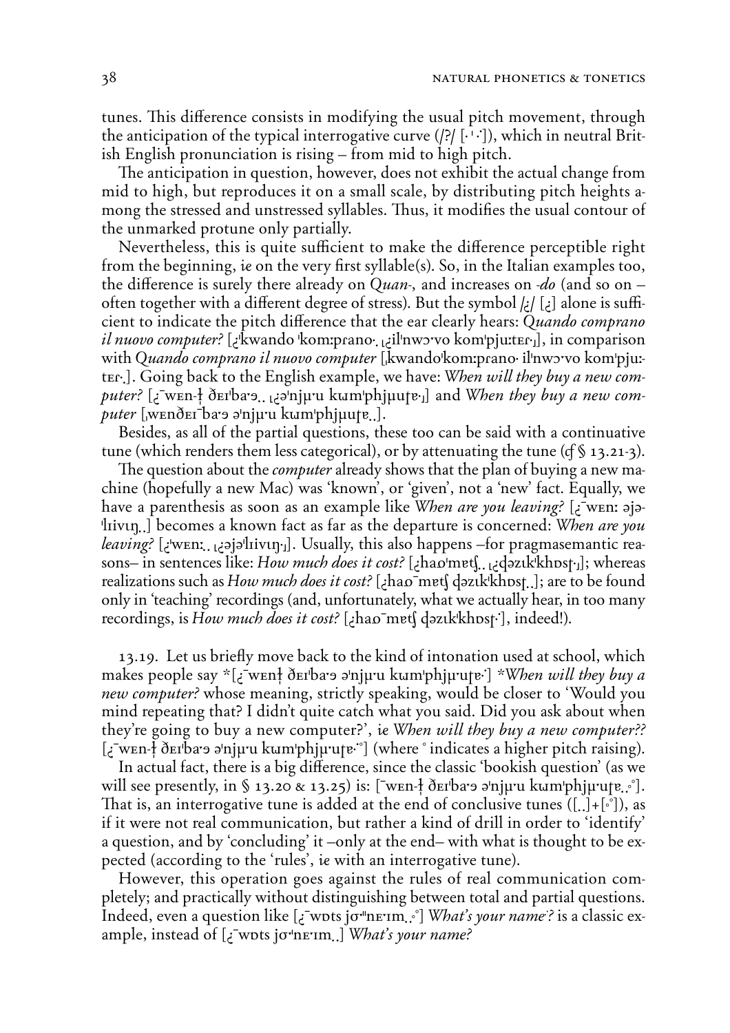tunes. This difference consists in modifying the usual pitch movement, through the anticipation of the typical interrogative curve (/?/ [·ˈ·]), which in neutral British English pronunciation is rising – from mid to high pitch.

The anticipation in question, however, does not exhibit the actual change from mid to high, but reproduces it on a small scale, by distributing pitch heights among the stressed and unstressed syllables. Thus, it modifies the usual contour of the unmarked protune only partially.

Nevertheless, this is quite sufficient to make the difference perceptible right from the beginning, *ie* on the very first syllable(s). So, in the Italian examples too, the difference is surely there already on *Quan-*, and increases on *-do* (and so on – often together with a different degree of stress). But the symbol /¿/ [¿] alone is sufficient to indicate the pitch difference that the ear clearly hears: *Quando comprano il nuovo computer?* [¿ˈkwando ˈkomːprano· ˌ¿ilˈnwɔ·vo komˈpjuːtɛɾ·ˌ], in comparison with *Quando comprano il nuovo computer* [ˌkwandoˈkomːprano· ilˈnwɔ·vo komˈpjuːtɛɾ·.]. Going back to the English example, we have: *When will they buy a new computer?* [¿ˉwɛn-ɫ̩ ðɛɪˈba·ɔ.. ˌ¿əˈnjµ·u kɯmˈphjµuɾɐ·ˌ] and *When they buy a new computer* [ˌwɛnðɛɪˉba·ɔ əˈnjµ·u kɯmˈphjµuɾɐ..].

Besides, as all of the partial questions, these too can be said with a continuative tune (which renders them less categorical), or by attenuating the tune (*cf* § 13.21-3).

The question about the *computer* already shows that the plan of buying a new machine (hopefully a new Mac) was 'known', or 'given', not a 'new' fact. Equally, we have a parenthesis as soon as an example like *When are you leaving?* [¿ˉwɛnː əjəˈlɪivɪŋ..] becomes a known fact as far as the departure is concerned: *When are you leaving?* [¿ˈwɛnː.. ˌ¿əjəˈlɪivɪŋ·ˌ]. Usually, this also happens –for pragmasemantic reasons– in sentences like: *How much does it cost?* [¿haʊˈmɐtʃ.. ˌ¿dəzɪkˈkhɒsɾ·ˌ]; whereas realizations such as *How much does it cost?* [¿haʊˉmɐtʃ dəzɪkˈkhɒsɾ..]; are to be found only in 'teaching' recordings (and, unfortunately, what we actually hear, in too many recordings, is *How much does it cost?* [¿haʊˉmɐtʃ dəzɪkˈkhɒsɾ·], indeed!).

13.19. Let us briefly move back to the kind of intonation used at school, which makes people say *[¿ˉwɛnɫ̩ ðɛɪˈba·ɔ əˈnjµ·u kɯmˈphjµ·uɾɐ·] **When will they buy a new computer?* whose meaning, strictly speaking, would be closer to 'Would you mind repeating that? I didn't quite catch what you said. Did you ask about when they're going to buy a new computer?', *ie When will they buy a new computer??* [¿ˉwɛn-ɫ̩ ðɛɪˈba·ɔ əˈnjµ·u kɯmˈphjµ·uɾɐ·˚] (where ˚ indicates a higher pitch raising).

In actual fact, there is a big difference, since the classic 'bookish question' (as we will see presently, in § 13.20 & 13.25) is: [ˉwɛn-ɫ̩ ðɛɪˈba·ɔ əˈnjµ·u kɯmˈphjµ·uɾɐ..˚]. That is, an interrogative tune is added at the end of conclusive tunes ([..]+[˚]), as if it were not real communication, but rather a kind of drill in order to 'identify' a question, and by 'concluding' it –only at the end– with what is thought to be expected (according to the 'rules', *ie* with an interrogative tune).

However, this operation goes against the rules of real communication completely; and practically without distinguishing between total and partial questions. Indeed, even a question like [¿ˉwɒts jʊ·ˈnɛ·ɪm..˚] *What's your name?* is a classic example, instead of [¿ˉwɒts jʊ·ˈnɛ·ɪm..] *What's your name?*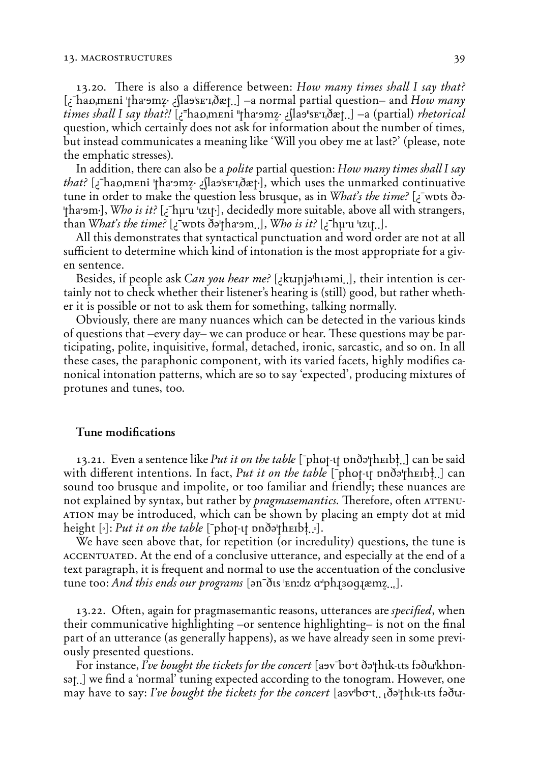13.20. There is also a difference between: *How many times shall I say that?* [¿¯haɒˌmɛni ˈʈhaˑəmz̥· ¿ʃlaəˈsɛˑɹˌðæʈ. .] –a normal partial question– and *How many times shall I say that?!* [¿⁼haɒˌmɛni ˈˈʈhaˑəmz̥· ¿ʃlaəˈˈsɛˑɹˌðæʈ. .] –a (partial) *rhetorical* question, which certainly does not ask for information about the number of times, but instead communicates a meaning like 'Will you obey me at last?' (please, note the emphatic stresses).

In addition, there can also be a *polite* partial question: *How many times shall I say that?* [¿¯haɒˌmɛni ˈʈhaˑəmz̥· ¿ʃlaəˈsɛˑɹˌðæʈ·], which uses the unmarked continuative tune in order to make the question less brusque, as in *What's the time?* [¿¯wɒts ðəˈʈhaˑəm·], *Who is it?* [¿¯hʉˑu ˈɪzɪʈ·], decidedly more suitable, above all with strangers, than *What's the time?* [¿¯wɒts ðəˈʈhaˑəm. .], *Who is it?* [¿¯hʉˑu ˈɪzɪʈ. .].

All this demonstrates that syntactical punctuation and word order are not at all sufficient to determine which kind of intonation is the most appropriate for a given sentence.

Besides, if people ask *Can you hear me?* [¿kɯɲjəˈhɪəmi. .], their intention is certainly not to check whether their listener's hearing is (still) good, but rather whether it is possible or not to ask them for something, talking normally.

Obviously, there are many nuances which can be detected in the various kinds of questions that –every day– we can produce or hear. These questions may be participating, polite, inquisitive, formal, detached, ironic, sarcastic, and so on. In all these cases, the paraphonic component, with its varied facets, highly modifies canonical intonation patterns, which are so to say 'expected', producing mixtures of protunes and tunes, too.

### Tune modifications

13.21. Even a sentence like *Put it on the table* [¯phɷʈ-ɪʈ ɒnðəˈʈhɛɪbɫ̥. .] can be said with different intentions. In fact, *Put it on the table* [¯phɷʈ-ɪʈ ɒnðəˈʈhɛɪbɫ̥. .] can sound too brusque and impolite, or too familiar and friendly; these nuances are not explained by syntax, but rather by *pragmasemantics*. Therefore, often ATTENUATION may be introduced, which can be shown by placing an empty dot at mid height [◦]: *Put it on the table* [¯phɷʈ-ɪʈ ɒnðəˈʈhɛɪbɫ̥. ◦].

We have seen above that, for repetition (or incredulity) questions, the tune is ACCENTUATED. At the end of a conclusive utterance, and especially at the end of a text paragraph, it is frequent and normal to use the accentuation of the conclusive tune too: *And this ends our programs* [ən¯ðɪs ˈɛnːdz ɑˈphɹ̥ɜɷgɹæmz̥. . ◦].

13.22. Often, again for pragmasemantic reasons, utterances are *specified*, when their communicative highlighting –or sentence highlighting– is not on the final part of an utterance (as generally happens), as we have already seen in some previously presented questions.

For instance, *I've bought the tickets for the concert* [aəv¯bɔˑt ðəˈʈhɪk-ɪts fəðɯˈkhɒnsəʈ. .] we find a 'normal' tuning expected according to the tonogram. However, one may have to say: *I've bought the tickets for the concert* [aəvˈbɔˑt. . ˌðəˈʈhɪk-ɪts fəðɯ-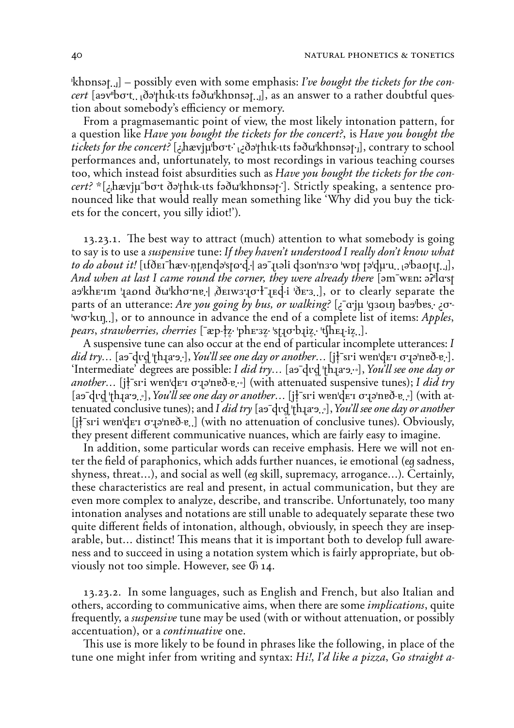ˈkʰɒnsəʈ..ɹ] – possibly even with some emphasis: *I've bought the tickets for the concert* [aɘvˈˈbɔ·t.. ˌðəˈʈʰɩk-ɩts fəðɯˈkʰɒnsəʈ..ɹ], as an answer to a rather doubtful question about somebody's efficiency or memory.

From a pragmasemantic point of view, the most likely intonation pattern, for a question like *Have you bought the tickets for the concert?*, is *Have you bought the tickets for the concert?* [¿ˌhævjµˈbɔ·t·˙ ˌ¿ðəˈʈʰɩk-ɩts fəðɯˈkʰɒnsəʈ·ɹ], contrary to school performances and, unfortunately, to most recordings in various teaching courses too, which instead foist absurdities such as *Have you bought the tickets for the concert?* *[¿ˌhævjµ¯bɔ·t ðəˈʈʰɩk-ɩts fəðɯˈkʰɒnsəʈ·]. Strictly speaking, a sentence pronounced like that would really mean something like 'Why did you buy the tickets for the concert, you silly idiot!').

13.23.1. The best way to attract (much) attention to what somebody is going to say is to use a *suspensive* tune: *If they haven't understood I really don't know what to do about it!* [ɩʈðɛɪ¯hæv-ŋʈˌɛnɖəˈsʈʊ·ɖ.·| aɘ¯ɻɩəli ɖɜʊnˈnɜ·ʊ ˈwɒʈ ʈəˈɖµ·u.. ˌəˈbaɒʈɩʈ..ɹ], *And when at last I came round the corner, they were already there* [əm¯wɛn: əʔˈlɑ·sʈ aɘˈkʰɛ·ɪm ˈɻaɒnd ðɯˈkʰɔ·nɐ.·| ˌðɛɪwɜ·ɻɔ·ɫ¯ɻɛɖ-i ˈðɛ·ɜ..], or to clearly separate the parts of an utterance: *Are you going by bus, or walking?* [¿¯ɑ·jµ ˈɡɜʊɩŋ baɘˈbɐs.· ¿ɔ·ˈwɔ·kɩŋ..], or to announce in advance the end of a complete list of items: *Apples, pears, strawberries, cherries* [¯æp-ɫz̥· ˈpʰɛ·ɜz̥· ˈsʈɻɔ·bɻiz̥.· ˈʈʃʰɛɻ-iz̥..].

A suspensive tune can also occur at the end of particular incomplete utterances: *I did try…* [aɘ¯ɖɩɖ̥ ˈʈʰɻa·ɘ.·], *You'll see one day or another…* [jɫ¯sɪ·i wɐnˈɖɛ·ɪ ɔ·ɻəˈnɐð-ɐ.·]. 'Intermediate' degrees are possible: *I did try…* [aɘ¯ɖɩɖ̥ ˈʈʰɻa·ɘ.·◦], *You'll see one day or another…* [jɫ¯sɪ·i wɐnˈɖɛ·ɪ ɔ·ɻəˈnɐð-ɐ.·◦] (with attenuated suspensive tunes); *I did try* [aɘ¯ɖɩɖ̥ ˈʈʰɻa·ɘ..◦], *You'll see one day or another…* [jɫ¯sɪ·i wɐnˈɖɛ·ɪ ɔ·ɻəˈnɐð-ɐ..◦] (with attenuated conclusive tunes); and *I did try* [aɘ¯ɖɩɖ̥ ˈʈʰɻa·ɘ..◦], *You'll see one day or another* [jɫ¯sɪ·i wɐnˈɖɛ·ɪ ɔ·ɻəˈnɐð-ɐ..] (with no attenuation of conclusive tunes). Obviously, they present different communicative nuances, which are fairly easy to imagine.

In addition, some particular words can receive emphasis. Here we will not enter the field of paraphonics, which adds further nuances, *ie* emotional (*eg* sadness, shyness, threat…), and social as well (*eg* skill, supremacy, arrogance…). Certainly, these characteristics are real and present, in actual communication, but they are even more complex to analyze, describe, and transcribe. Unfortunately, too many intonation analyses and notations are still unable to adequately separate these two quite different fields of intonation, although, obviously, in speech they are inseparable, but… distinct! This means that it is important both to develop full awareness and to succeed in using a notation system which is fairly appropriate, but obviously not too simple. However, see ℭ 14.

13.23.2. In some languages, such as English and French, but also Italian and others, according to communicative aims, when there are some *implications*, quite frequently, a *suspensive* tune may be used (with or without attenuation, or possibly accentuation), or a *continuative* one.

This use is more likely to be found in phrases like the following, in place of the tune one might infer from writing and syntax: *Hi!*, *I'd like a pizza*, *Go straight a-*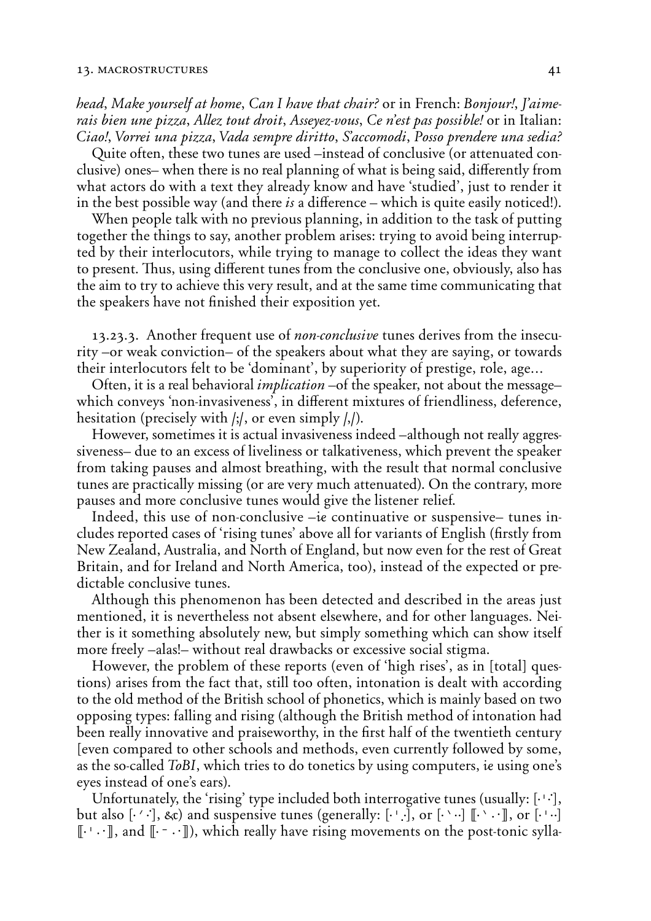*head*, *Make yourself at home*, *Can I have that chair?* or in French: *Bonjour!*, *J'aimerais bien une pizza*, *Allez tout droit*, *Asseyez-vous*, *Ce n'est pas possible!* or in Italian: *Ciao!*, *Vorrei una pizza*, *Vada sempre diritto*, *S'accomodi*, *Posso prendere una sedia?*

Quite often, these two tunes are used –instead of conclusive (or attenuated conclusive) ones– when there is no real planning of what is being said, differently from what actors do with a text they already know and have 'studied', just to render it in the best possible way (and there *is* a difference – which is quite easily noticed!).

When people talk with no previous planning, in addition to the task of putting together the things to say, another problem arises: trying to avoid being interrupted by their interlocutors, while trying to manage to collect the ideas they want to present. Thus, using different tunes from the conclusive one, obviously, also has the aim to try to achieve this very result, and at the same time communicating that the speakers have not finished their exposition yet.

13.23.3. Another frequent use of *non-conclusive* tunes derives from the insecurity –or weak conviction– of the speakers about what they are saying, or towards their interlocutors felt to be 'dominant', by superiority of prestige, role, age…

Often, it is a real behavioral *implication* –of the speaker, not about the message– which conveys 'non-invasiveness', in different mixtures of friendliness, deference, hesitation (precisely with /;/, or even simply /,/).

However, sometimes it is actual invasiveness indeed –although not really aggressiveness– due to an excess of liveliness or talkativeness, which prevent the speaker from taking pauses and almost breathing, with the result that normal conclusive tunes are practically missing (or are very much attenuated). On the contrary, more pauses and more conclusive tunes would give the listener relief.

Indeed, this use of non-conclusive –*ie* continuative or suspensive– tunes includes reported cases of 'rising tunes' above all for variants of English (firstly from New Zealand, Australia, and North of England, but now even for the rest of Great Britain, and for Ireland and North America, too), instead of the expected or predictable conclusive tunes.

Although this phenomenon has been detected and described in the areas just mentioned, it is nevertheless not absent elsewhere, and for other languages. Neither is it something absolutely new, but simply something which can show itself more freely –alas!– without real drawbacks or excessive social stigma.

However, the problem of these reports (even of 'high rises', as in [total] questions) arises from the fact that, still too often, intonation is dealt with according to the old method of the British school of phonetics, which is mainly based on two opposing types: falling and rising (although the British method of intonation had been really innovative and praiseworthy, in the first half of the twentieth century [even compared to other schools and methods, even currently followed by some, as the so-called *ToBI*, which tries to do tonetics by using computers, *ie* using one's eyes instead of one's ears).

Unfortunately, the 'rising' type included both interrogative tunes (usually: [·ˈ·̇], but also [·ˊ·̇], &c) and suspensive tunes (generally: [·ˈ.̇], or [·ˋ··] ⟦·ˋ · ·⟧, or [·ˈ··] ⟦·ˈ · ·⟧, and ⟦· ˉ · ·⟧), which really have rising movements on the post-tonic sylla-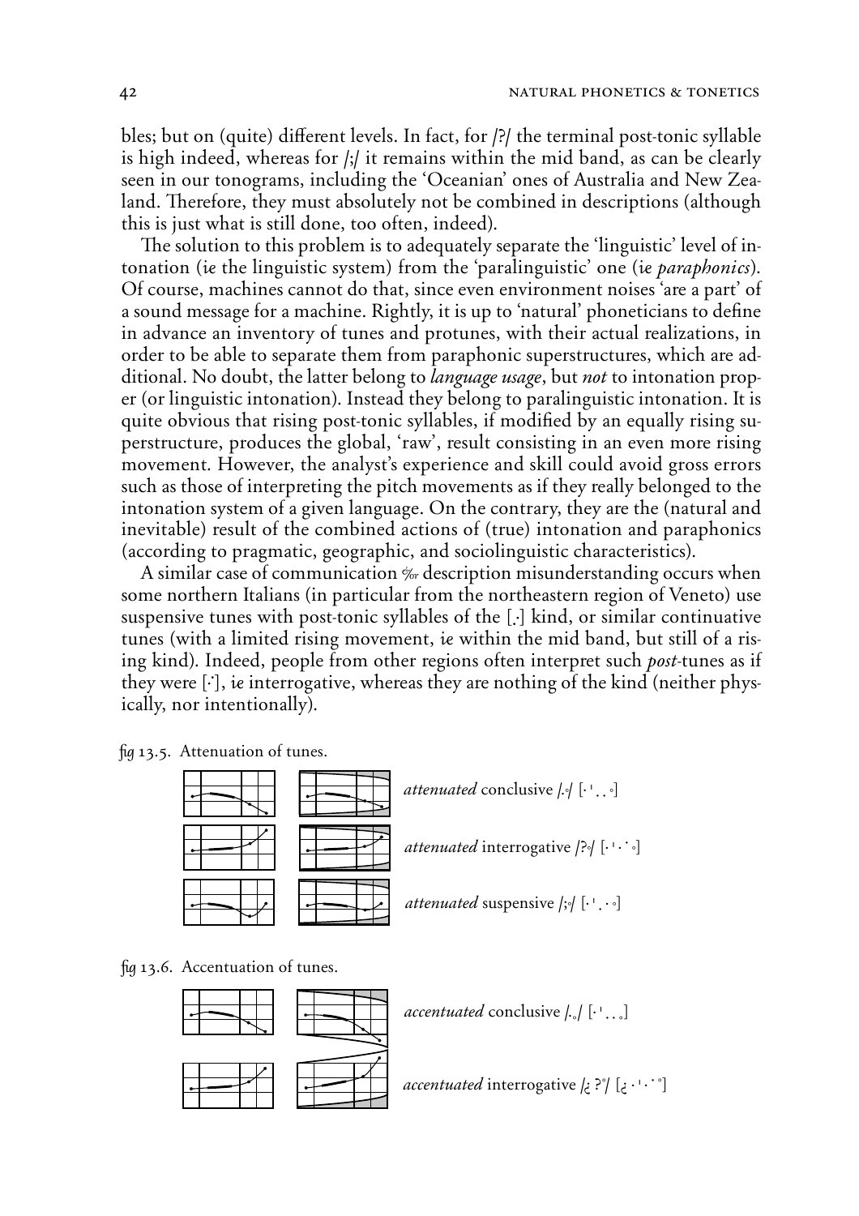bles; but on (quite) different levels. In fact, for /?/ the terminal post-tonic syllable is high indeed, whereas for /;/ it remains within the mid band, as can be clearly seen in our tonograms, including the 'Oceanian' ones of Australia and New Zealand. Therefore, they must absolutely not be combined in descriptions (although this is just what is still done, too often, indeed).

The solution to this problem is to adequately separate the 'linguistic' level of intonation (*ie* the linguistic system) from the 'paralinguistic' one (*ie paraphonics*). Of course, machines cannot do that, since even environment noises 'are a part' of a sound message for a machine. Rightly, it is up to 'natural' phoneticians to define in advance an inventory of tunes and protunes, with their actual realizations, in order to be able to separate them from paraphonic superstructures, which are additional. No doubt, the latter belong to *language usage*, but *not* to intonation proper (or linguistic intonation). Instead they belong to paralinguistic intonation. It is quite obvious that rising post-tonic syllables, if modified by an equally rising superstructure, produces the global, 'raw', result consisting in an even more rising movement. However, the analyst's experience and skill could avoid gross errors such as those of interpreting the pitch movements as if they really belonged to the intonation system of a given language. On the contrary, they are the (natural and inevitable) result of the combined actions of (true) intonation and paraphonics (according to pragmatic, geographic, and sociolinguistic characteristics).

A similar case of communication ⁒ description misunderstanding occurs when some northern Italians (in particular from the northeastern region of Veneto) use suspensive tunes with post-tonic syllables of the [.] kind, or similar continuative tunes (with a limited rising movement, *ie* within the mid band, but still of a rising kind). Indeed, people from other regions often interpret such *post*-tunes as if they were [˙], *ie* interrogative, whereas they are nothing of the kind (neither physically, nor intentionally).

*fig* 13.5. Attenuation of tunes.

*attenuated* conclusive /.◦/ [·ˈ. . ◦]

*attenuated* interrogative /?◦/ [·ˈ·˙◦]

*attenuated* suspensive /;◦/ [·ˈ. · ◦]

*fig* 13.6. Accentuation of tunes.

*accentuated* conclusive /.◦/ [·ˈ. . ◦]

*accentuated* interrogative /¿ ?◦/ [¿ ·ˈ·˙◦]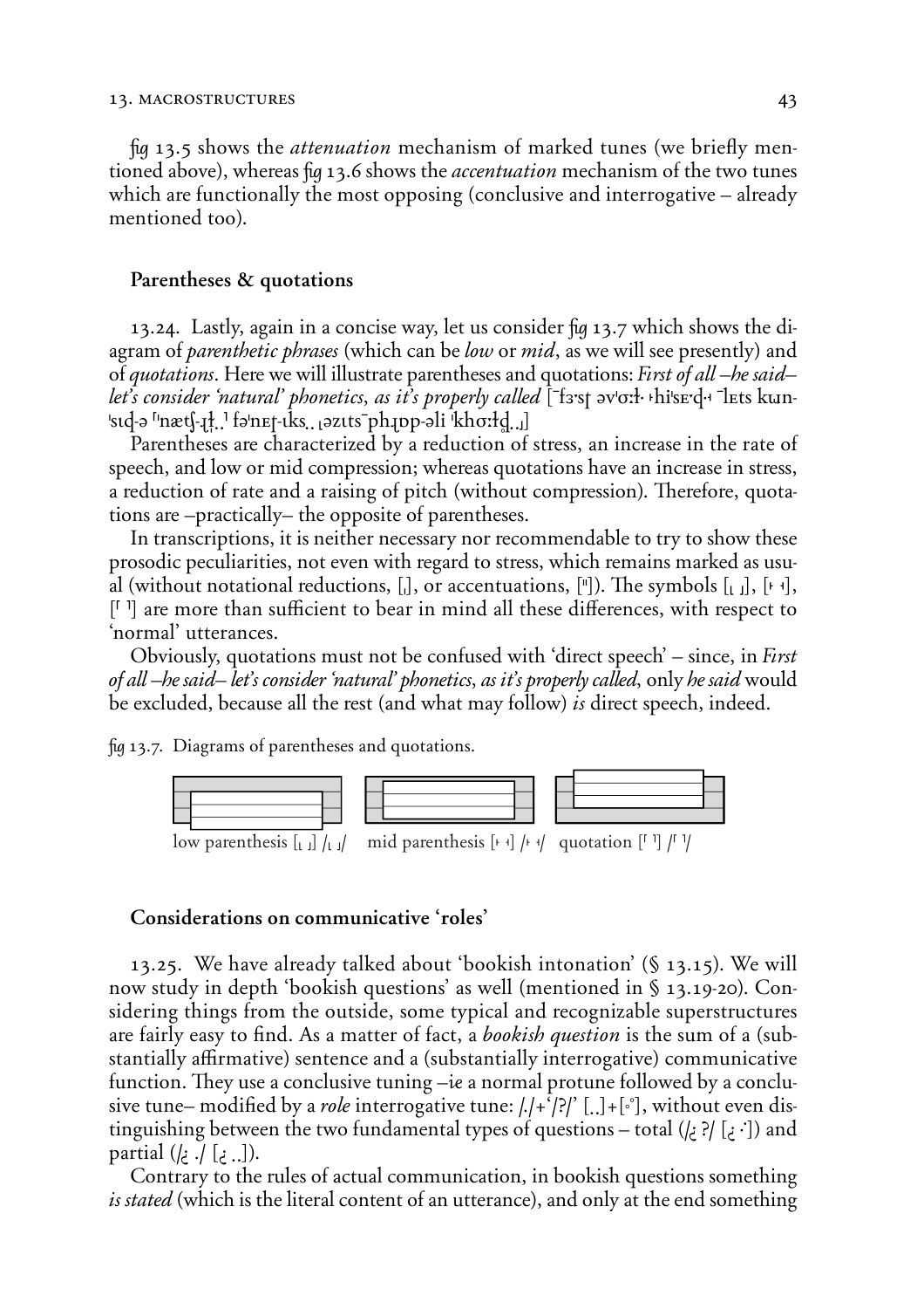*fig* 13.5 shows the *attenuation* mechanism of marked tunes (we briefly mentioned above), whereas *fig* 13.6 shows the *accentuation* mechanism of the two tunes which are functionally the most opposing (conclusive and interrogative – already mentioned too).

### Parentheses & quotations

13.24. Lastly, again in a concise way, let us consider *fig* 13.7 which shows the diagram of *parenthetic phrases* (which can be *low* or *mid*, as we will see presently) and of *quotations*. Here we will illustrate parentheses and quotations: *First of all –he said– let's consider 'natural' phonetics, as it's properly called* [ˉfɜ˞sʈ əvˈɑːɫ· ꜔hiˈsɛ˞ɖ·꜓ ˉlɛts kɯn-ˈsɪɖ-ə ꜒ˈnætʃ-ɻɫ̩..꜒ fəˈnɛʈ-ɪks.. ꜖əzɪts ˉphɻɒp-əli ˈkhɔːɫɖ̥.꜖]

Parentheses are characterized by a reduction of stress, an increase in the rate of speech, and low or mid compression; whereas quotations have an increase in stress, a reduction of rate and a raising of pitch (without compression). Therefore, quotations are –practically– the opposite of parentheses.

In transcriptions, it is neither necessary nor recommendable to try to show these prosodic peculiarities, not even with regard to stress, which remains marked as usual (without notational reductions, [ˌ], or accentuations, [ˈˈ]). The symbols [꜖ ꜖], [꜔ ꜓], [꜒ ꜒] are more than sufficient to bear in mind all these differences, with respect to 'normal' utterances.

Obviously, quotations must not be confused with 'direct speech' – since, in *First of all –he said– let's consider 'natural' phonetics, as it's properly called*, only *he said* would be excluded, because all the rest (and what may follow) *is* direct speech, indeed.

*fig* 13.7. Diagrams of parentheses and quotations.

low parenthesis [꜖ ꜖] /꜖ ꜖/ mid parenthesis [꜔ ꜓] /꜔ ꜓/ quotation [꜒ ꜒] /꜒ ꜒/

### Considerations on communicative 'roles'

13.25. We have already talked about 'bookish intonation' (§ 13.15). We will now study in depth 'bookish questions' as well (mentioned in § 13.19-20). Considering things from the outside, some typical and recognizable superstructures are fairly easy to find. As a matter of fact, a *bookish question* is the sum of a (substantially affirmative) sentence and a (substantially interrogative) communicative function. They use a conclusive tuning –*ie* a normal protune followed by a conclusive tune– modified by a *role* interrogative tune: /./+'/?/' [..]+[˚], without even distinguishing between the two fundamental types of questions – total (/¿ ?/ [¿ ·]) and partial (/¿ ./ [¿ ..]).

Contrary to the rules of actual communication, in bookish questions something *is stated* (which is the literal content of an utterance), and only at the end something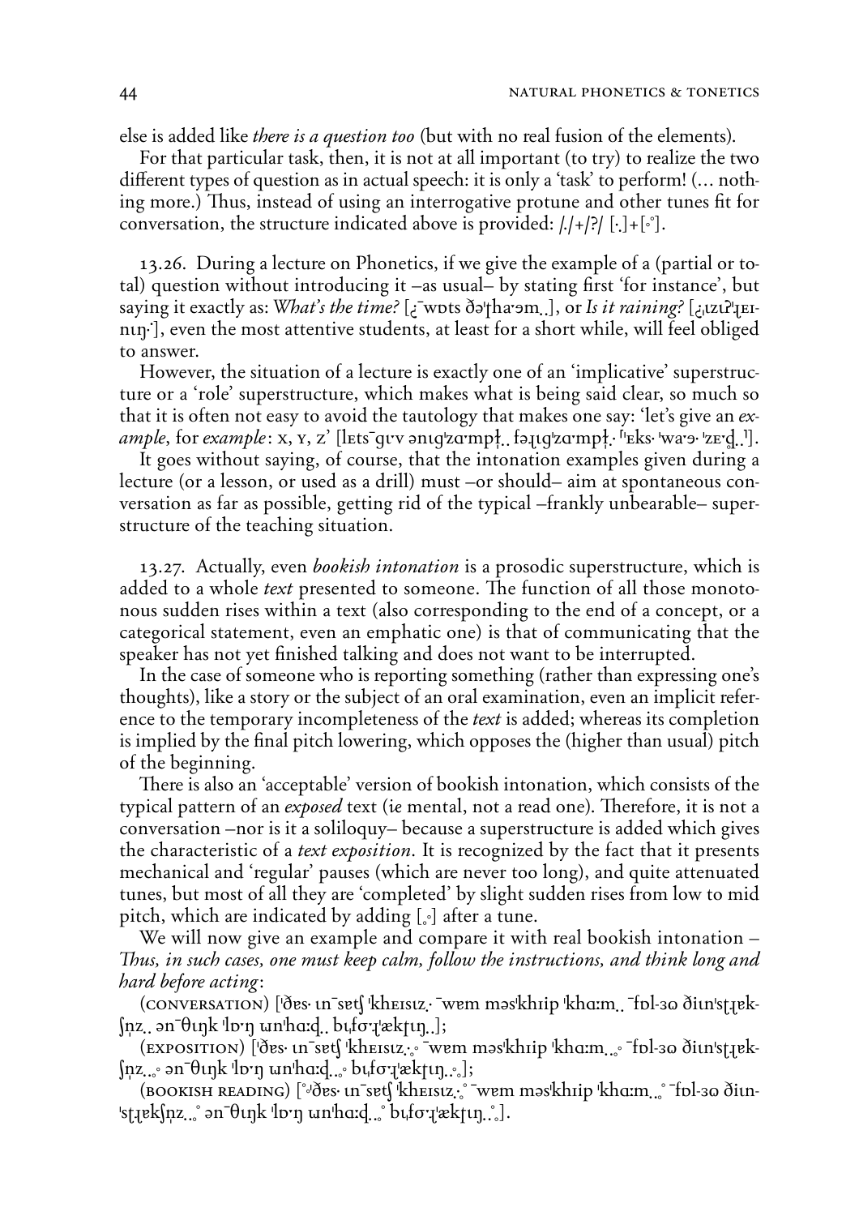else is added like *there is a question too* (but with no real fusion of the elements).

For that particular task, then, it is not at all important (to try) to realize the two different types of question as in actual speech: it is only a 'task' to perform! (... nothing more.) Thus, instead of using an interrogative protune and other tunes fit for conversation, the structure indicated above is provided: /./+/?/ [.]+[˚].

13.26. During a lecture on Phonetics, if we give the example of a (partial or total) question without introducing it –as usual– by stating first 'for instance', but saying it exactly as: *What's the time?* [¿¯wɒts ðəˈṭhaˑəm..], or *Is it raining?* [¿ˌɪzɪʔˈɹɛɪnɪŋ·], even the most attentive students, at least for a short while, will feel obliged to answer.

However, the situation of a lecture is exactly one of an 'implicative' superstructure or a 'role' superstructure, which makes what is being said clear, so much so that it is often not easy to avoid the tautology that makes one say: 'let's give an *example*, for *example*: x, y, z' [lɛts¯gɪˑv ənɪgˈzɑˑmpɫ̩.. fəɹɪgˈzɑˑmpɫ̩· ˈˈɛks· ˈwaˑə· ˈzɛˑɖ̥..ˈ].

It goes without saying, of course, that the intonation examples given during a lecture (or a lesson, or used as a drill) must –or should– aim at spontaneous conversation as far as possible, getting rid of the typical –frankly unbearable– superstructure of the teaching situation.

13.27. Actually, even *bookish intonation* is a prosodic superstructure, which is added to a whole *text* presented to someone. The function of all those monotonous sudden rises within a text (also corresponding to the end of a concept, or a categorical statement, even an emphatic one) is that of communicating that the speaker has not yet finished talking and does not want to be interrupted.

In the case of someone who is reporting something (rather than expressing one's thoughts), like a story or the subject of an oral examination, even an implicit reference to the temporary incompleteness of the *text* is added; whereas its completion is implied by the final pitch lowering, which opposes the (higher than usual) pitch of the beginning.

There is also an 'acceptable' version of bookish intonation, which consists of the typical pattern of an *exposed* text (*ie* mental, not a read one). Therefore, it is not a conversation –nor is it a soliloquy– because a superstructure is added which gives the characteristic of a *text exposition*. It is recognized by the fact that it presents mechanical and 'regular' pauses (which are never too long), and quite attenuated tunes, but most of all they are 'completed' by slight sudden rises from low to mid pitch, which are indicated by adding [˳˚] after a tune.

We will now give an example and compare it with real bookish intonation – *Thus, in such cases, one must keep calm, follow the instructions, and think long and hard before acting*:

(CONVERSATION) [ˈðɐs· ɪn¯sɐtʃ ˈkhɛɪsɪz.· ¯wɐm məsˈkhɪip ˈkhɑːm.. ¯fɒl-ɜɵ ðɪɪnˈsṭɹɐkʃn̩z.. ən¯θɪŋk ˈlɒˑŋ ɯnˈhɑːɖ.. bɪˌfɔˑɹˈækṭɪŋ..];

(EXPOSITION) [ˈðɐs· ɪn¯sɐtʃ ˈkhɛɪsɪz.·˳˚ ¯wɐm məsˈkhɪip ˈkhɑːm..˳˚ ¯fɒl-ɜɵ ðɪɪnˈsṭɹɐkʃn̩z..˳˚ ən¯θɪŋk ˈlɒˑŋ ɯnˈhɑːɖ..˳˚ bɪˌfɔˑɹˈækṭɪŋ..˳˚];

(BOOKISH READING) [˚ˈðɐs· ɪn¯sɐtʃ ˈkhɛɪsɪz.·˳˚ ¯wɐm məsˈkhɪip ˈkhɑːm..˳˚ ¯fɒl-ɜɵ ðɪɪnˈsṭɹɐkʃn̩z..˳˚ ən¯θɪŋk ˈlɒˑŋ ɯnˈhɑːɖ..˳˚ bɪˌfɔˑɹˈækṭɪŋ..˳˚].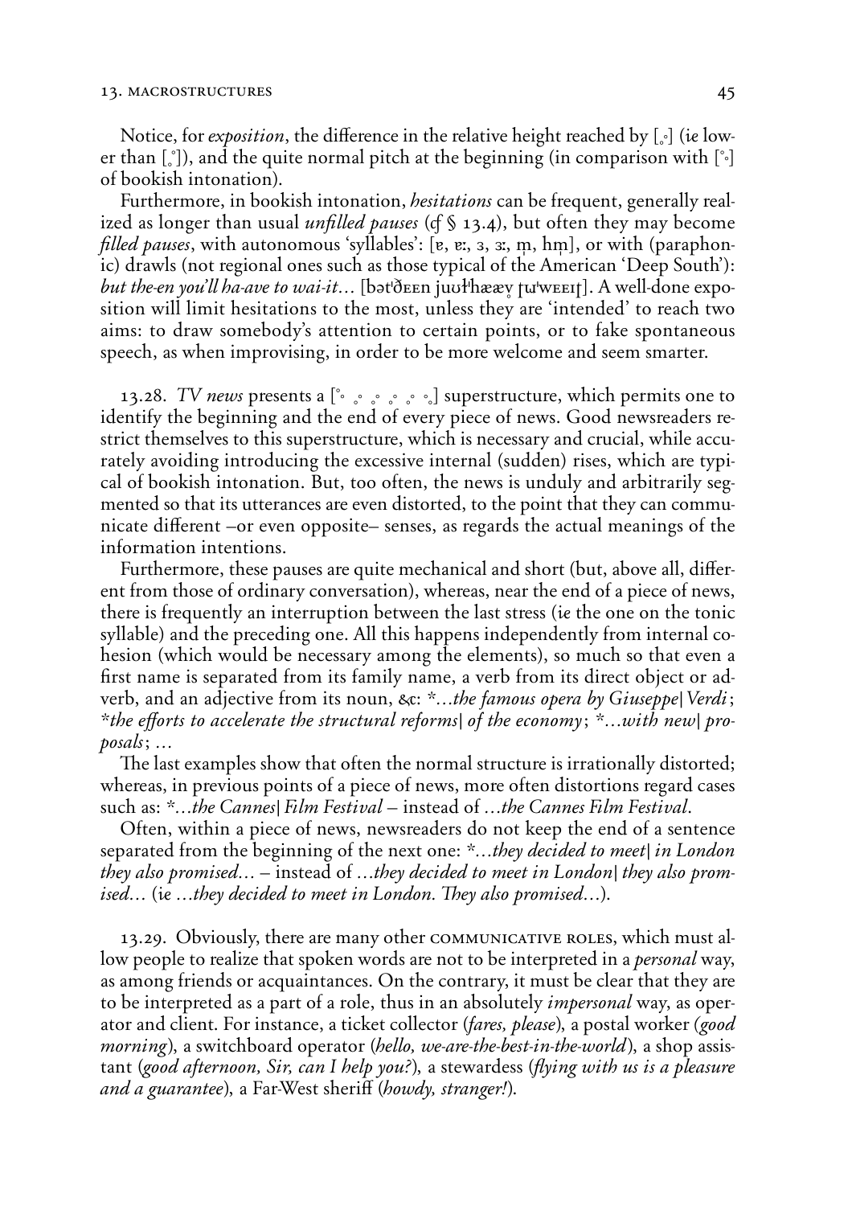Notice, for *exposition*, the difference in the relative height reached by [˳˚] (*ie* lower than [˳̊]), and the quite normal pitch at the beginning (in comparison with [˚˳] of bookish intonation).

Furthermore, in bookish intonation, *hesitations* can be frequent, generally realized as longer than usual *unfilled pauses* (*cf* § 13.4), but often they may become *filled pauses*, with autonomous 'syllables': [ɐ, ɐː, ɜ, ɜː, m̩, hm̩], or with (paraphonic) drawls (not regional ones such as those typical of the American 'Deep South'): *but the-en you'll ha-ave to wai-it…* [bət'ðɛɛn juʊɫ'hææv̥ ɾɯ'wɛɛɪɾ]. A well-done exposition will limit hesitations to the most, unless they are 'intended' to reach two aims: to draw somebody's attention to certain points, or to fake spontaneous speech, as when improvising, in order to be more welcome and seem smarter.

13.28. *TV news* presents a [˚˳ ˳˚ ˳˚ ˳˚ ˳˚ ˳] superstructure, which permits one to identify the beginning and the end of every piece of news. Good newsreaders restrict themselves to this superstructure, which is necessary and crucial, while accurately avoiding introducing the excessive internal (sudden) rises, which are typical of bookish intonation. But, too often, the news is unduly and arbitrarily segmented so that its utterances are even distorted, to the point that they can communicate different –or even opposite– senses, as regards the actual meanings of the information intentions.

Furthermore, these pauses are quite mechanical and short (but, above all, different from those of ordinary conversation), whereas, near the end of a piece of news, there is frequently an interruption between the last stress (*ie* the one on the tonic syllable) and the preceding one. All this happens independently from internal cohesion (which would be necessary among the elements), so much so that even a first name is separated from its family name, a verb from its direct object or adverb, and an adjective from its noun, &c: *\*…the famous opera by Giuseppe| Verdi*; *\*the efforts to accelerate the structural reforms| of the economy*; *\*…with new| proposals*; …

The last examples show that often the normal structure is irrationally distorted; whereas, in previous points of a piece of news, more often distortions regard cases such as: *\*…the Cannes| Film Festival* – instead of *…the Cannes Film Festival*.

Often, within a piece of news, newsreaders do not keep the end of a sentence separated from the beginning of the next one: *\*…they decided to meet| in London they also promised…* – instead of *…they decided to meet in London| they also promised…* (*ie* *…they decided to meet in London. They also promised…*).

13.29. Obviously, there are many other COMMUNICATIVE ROLES, which must allow people to realize that spoken words are not to be interpreted in a *personal* way, as among friends or acquaintances. On the contrary, it must be clear that they are to be interpreted as a part of a role, thus in an absolutely *impersonal* way, as operator and client. For instance, a ticket collector (*fares, please*), a postal worker (*good morning*), a switchboard operator (*hello, we-are-the-best-in-the-world*), a shop assistant (*good afternoon, Sir, can I help you?*), a stewardess (*flying with us is a pleasure and a guarantee*), a Far-West sheriff (*howdy, stranger!*).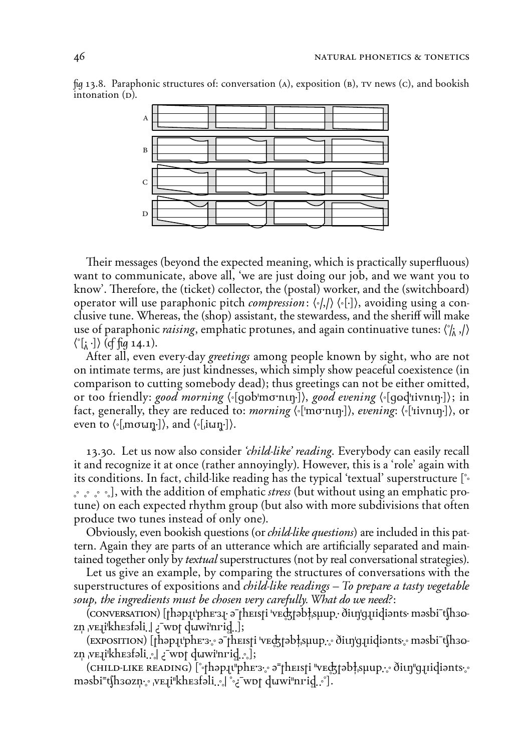fig 13.8. Paraphonic structures of: conversation (A), exposition (B), TV news (C), and bookish intonation (D).

Their messages (beyond the expected meaning, which is practically superfluous) want to communicate, above all, 'we are just doing our job, and we want you to know'. Therefore, the (ticket) collector, the (postal) worker, and the (switchboard) operator will use paraphonic pitch *compression*: ⟨◦/,/⟩ ⟨◦[·]⟩, avoiding using a conclusive tune. Whereas, the (shop) assistant, the stewardess, and the sheriff will make use of paraphonic *raising*, emphatic protunes, and again continuative tunes: ⟨˚/¡ ,/⟩ ⟨˚[¡ ·]⟩ (cf fig 14.1).

After all, even every-day *greetings* among people known by sight, who are not on intimate terms, are just kindnesses, which simply show peaceful coexistence (in comparison to cutting somebody dead); thus greetings can not be either omitted, or too friendly: *good morning* ⟨◦[gʊbˈmɔ·nɪŋ·]⟩, *good evening* ⟨◦[gʊdˈiivnɪŋ·]⟩; in fact, generally, they are reduced to: *morning* ⟨◦[ˈmɔ·nɪŋ·]⟩, *evening*: ⟨◦[ˈiivnɪŋ·]⟩, or even to ⟨◦[ˌmɔɯŋ·]⟩, and ⟨◦[ˌiɯŋ·]⟩.

13.30. Let us now also consider *'child-like' reading*. Everybody can easily recall it and recognize it at once (rather annoyingly). However, this is a 'role' again with its conditions. In fact, child-like reading has the typical 'textual' superstructure [˚◦ ◦˚ ◦˚ ◦˚ ◦], with the addition of emphatic *stress* (but without using an emphatic protune) on each expected rhythm group (but also with more subdivisions that often produce two tunes instead of only one).

Obviously, even bookish questions (or *child-like questions*) are included in this pattern. Again they are parts of an utterance which are artificially separated and maintained together only by *textual* superstructures (not by real conversational strategies).

Let us give an example, by comparing the structures of conversations with the superstructures of expositions and *child-like readings* – *To prepare a tasty vegetable soup, the ingredients must be chosen very carefully. What do we need?*:

(CONVERSATION) [ʈhəpɹɪˈphɛ·ɜɹ· ə¯ʈhɛɪsʈi ˈvɛʤʈəbɫˌsɯup· ðiɪŋˈgɹɪdiənts· məsbi¯ʧhɜʊzn̩ ˌvɛɹiˈkhɛɜfəli.| ¿¯wɒʈ dɯwiˈnrid.];

(EXPOSITION) [ʈhəpɹɪˈphɛ·ɜ·◦ ə¯ʈhɛɪsʈi ˈvɛʤʈəbɫˌsɯup·◦ ðiɪŋˈgɹɪdiənts·◦ məsbi¯ʧhɜʊzn̩ ˌvɛɹiˈkhɛɜfəli.◦| ¿¯wɒʈ dɯwiˈnrid.◦];

(CHILD-LIKE READING) [˚◦ʈhəpɹɪˈˈphɛ·ɜ·◦ ə¯ʈhɛɪsʈi ˈˈvɛʤʈəbɫˌsɯup·◦ ðiɪŋˈˈgɹɪdiənts·◦ məsbi¯ʧhɜʊzn̩·◦ ˌvɛɹiˈˈkhɛɜfəli.◦| ˚◦¿¯wɒʈ dɯwiˈˈnrid.◦˚].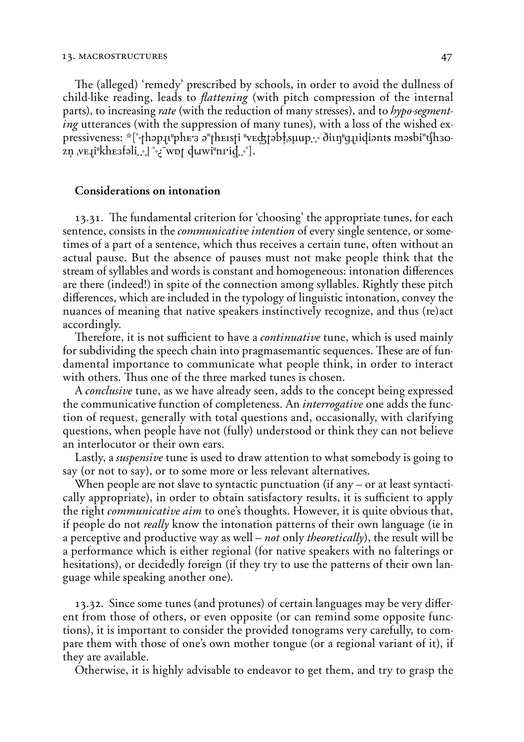The (alleged) 'remedy' prescribed by schools, in order to avoid the dullness of child-like reading, leads to *flattening* (with pitch compression of the internal parts), to increasing *rate* (with the reduction of many stresses), and to *hypo-segmenting* utterances (with the suppression of many tunes), with a loss of the wished expressiveness: *[˚ɾhəpɹɪ"phɛ·ɜ ə˭ɾhɛɪsɾi "vɛʤɾəbɫ̩sɥup.·˳ ðiɪŋ"gɹɪɖiənts məsbi˭ʧhɜɷzn̩ ˌvɛɹi"khɛɜfəli.˳| ˚˳̗˭wɒɾ ɖɯwi"nɪ·iɖ.˳˚].

## Considerations on intonation

13.31. The fundamental criterion for 'choosing' the appropriate tunes, for each sentence, consists in the *communicative intention* of every single sentence, or sometimes of a part of a sentence, which thus receives a certain tune, often without an actual pause. But the absence of pauses must not make people think that the stream of syllables and words is constant and homogeneous: intonation differences are there (indeed!) in spite of the connection among syllables. Rightly these pitch differences, which are included in the typology of linguistic intonation, convey the nuances of meaning that native speakers instinctively recognize, and thus (re)act accordingly.

Therefore, it is not sufficient to have a *continuative* tune, which is used mainly for subdividing the speech chain into pragmasemantic sequences. These are of fundamental importance to communicate what people think, in order to interact with others. Thus one of the three marked tunes is chosen.

A *conclusive* tune, as we have already seen, adds to the concept being expressed the communicative function of completeness. An *interrogative* one adds the function of request, generally with total questions and, occasionally, with clarifying questions, when people have not (fully) understood or think they can not believe an interlocutor or their own ears.

Lastly, a *suspensive* tune is used to draw attention to what somebody is going to say (or not to say), or to some more or less relevant alternatives.

When people are not slave to syntactic punctuation (if any – or at least syntactically appropriate), in order to obtain satisfactory results, it is sufficient to apply the right *communicative aim* to one's thoughts. However, it is quite obvious that, if people do not *really* know the intonation patterns of their own language (*ie* in a perceptive and productive way as well – *not* only *theoretically*), the result will be a performance which is either regional (for native speakers with no falterings or hesitations), or decidedly foreign (if they try to use the patterns of their own language while speaking another one).

13.32. Since some tunes (and protunes) of certain languages may be very different from those of others, or even opposite (or can remind some opposite functions), it is important to consider the provided tonograms very carefully, to compare them with those of one's own mother tongue (or a regional variant of it), if they are available.

Otherwise, it is highly advisable to endeavor to get them, and try to grasp the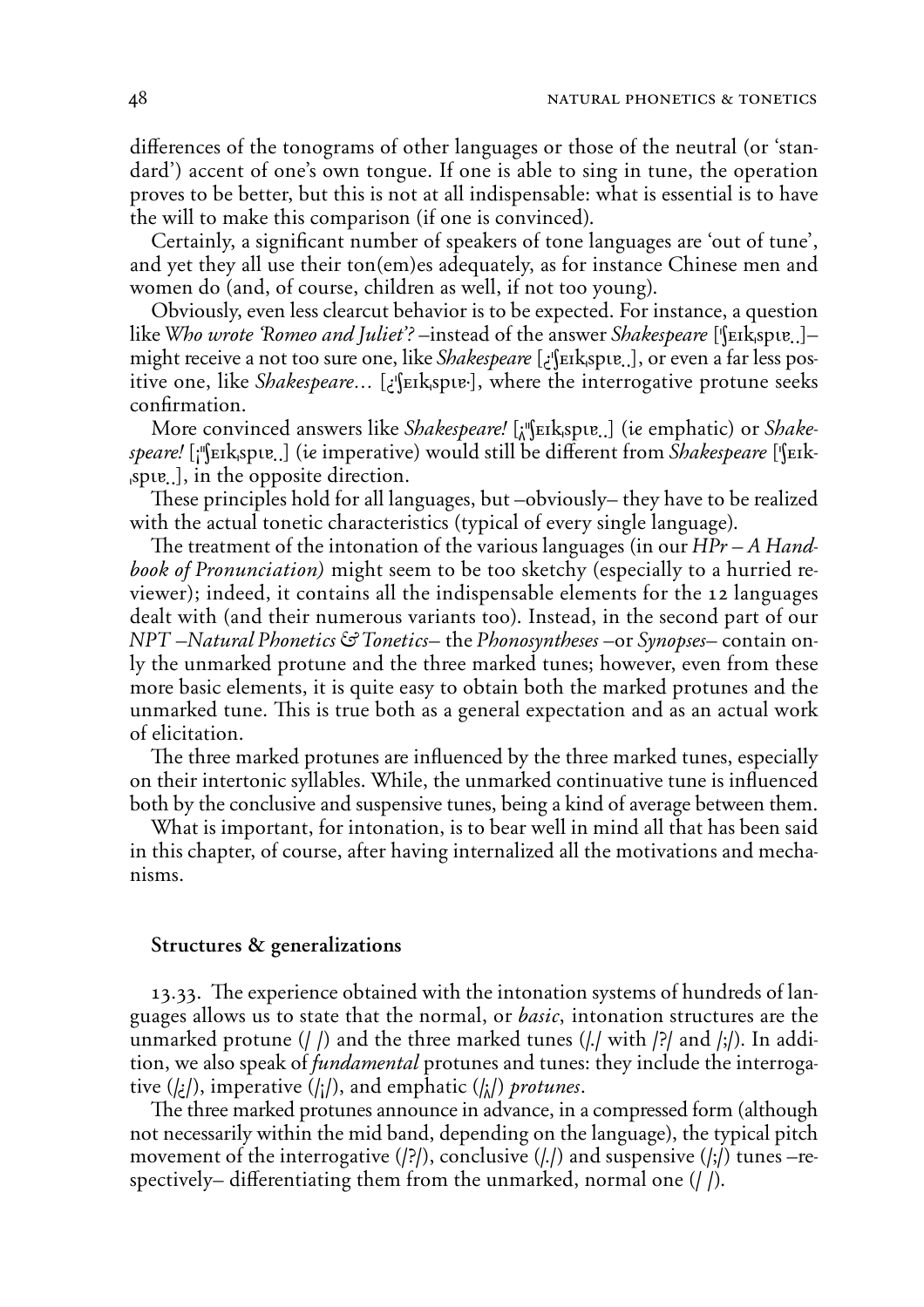differences of the tonograms of other languages or those of the neutral (or 'standard') accent of one's own tongue. If one is able to sing in tune, the operation proves to be better, but this is not at all indispensable: what is essential is to have the will to make this comparison (if one is convinced).

Certainly, a significant number of speakers of tone languages are 'out of tune', and yet they all use their ton(em)es adequately, as for instance Chinese men and women do (and, of course, children as well, if not too young).

Obviously, even less clearcut behavior is to be expected. For instance, a question like *Who wrote 'Romeo and Juliet'?* –instead of the answer *Shakespeare* [ˈʃɛɪkˌspɪɐ̤̈]– might receive a not too sure one, like *Shakespeare* [¿ˈʃɛɪkˌspɪɐ̤̈], or even a far less positive one, like *Shakespeare…* [¿ˈʃɛɪkˌspɪɐ·], where the interrogative protune seeks confirmation.

More convinced answers like *Shakespeare!* [¡ˈˈʃɛɪkˌspɪɐ̤̈] (*ie* emphatic) or *Shakespeare!* [¡ˈˈʃɛɪkˌspɪɐ̤̈] (*ie* imperative) would still be different from *Shakespeare* [ˈʃɛɪkˌspɪɐ̤̈], in the opposite direction.

These principles hold for all languages, but –obviously– they have to be realized with the actual tonetic characteristics (typical of every single language).

The treatment of the intonation of the various languages (in our *HPr – A Handbook of Pronunciation*) might seem to be too sketchy (especially to a hurried reviewer); indeed, it contains all the indispensable elements for the 12 languages dealt with (and their numerous variants too). Instead, in the second part of our *NPT –Natural Phonetics & Tonetics–* the *Phonosyntheses* –or *Synopses–* contain only the unmarked protune and the three marked tunes; however, even from these more basic elements, it is quite easy to obtain both the marked protunes and the unmarked tune. This is true both as a general expectation and as an actual work of elicitation.

The three marked protunes are influenced by the three marked tunes, especially on their intertonic syllables. While, the unmarked continuative tune is influenced both by the conclusive and suspensive tunes, being a kind of average between them.

What is important, for intonation, is to bear well in mind all that has been said in this chapter, of course, after having internalized all the motivations and mechanisms.

### Structures & generalizations

13.33. The experience obtained with the intonation systems of hundreds of languages allows us to state that the normal, or *basic*, intonation structures are the unmarked protune (/ /) and the three marked tunes (/./ with /?/ and /;/). In addition, we also speak of *fundamental* protunes and tunes: they include the interrogative (/¿/), imperative (/¡/), and emphatic (/¡̂/) *protunes*.

The three marked protunes announce in advance, in a compressed form (although not necessarily within the mid band, depending on the language), the typical pitch movement of the interrogative (/?/), conclusive (/./) and suspensive (/;/) tunes –respectively– differentiating them from the unmarked, normal one (/ /).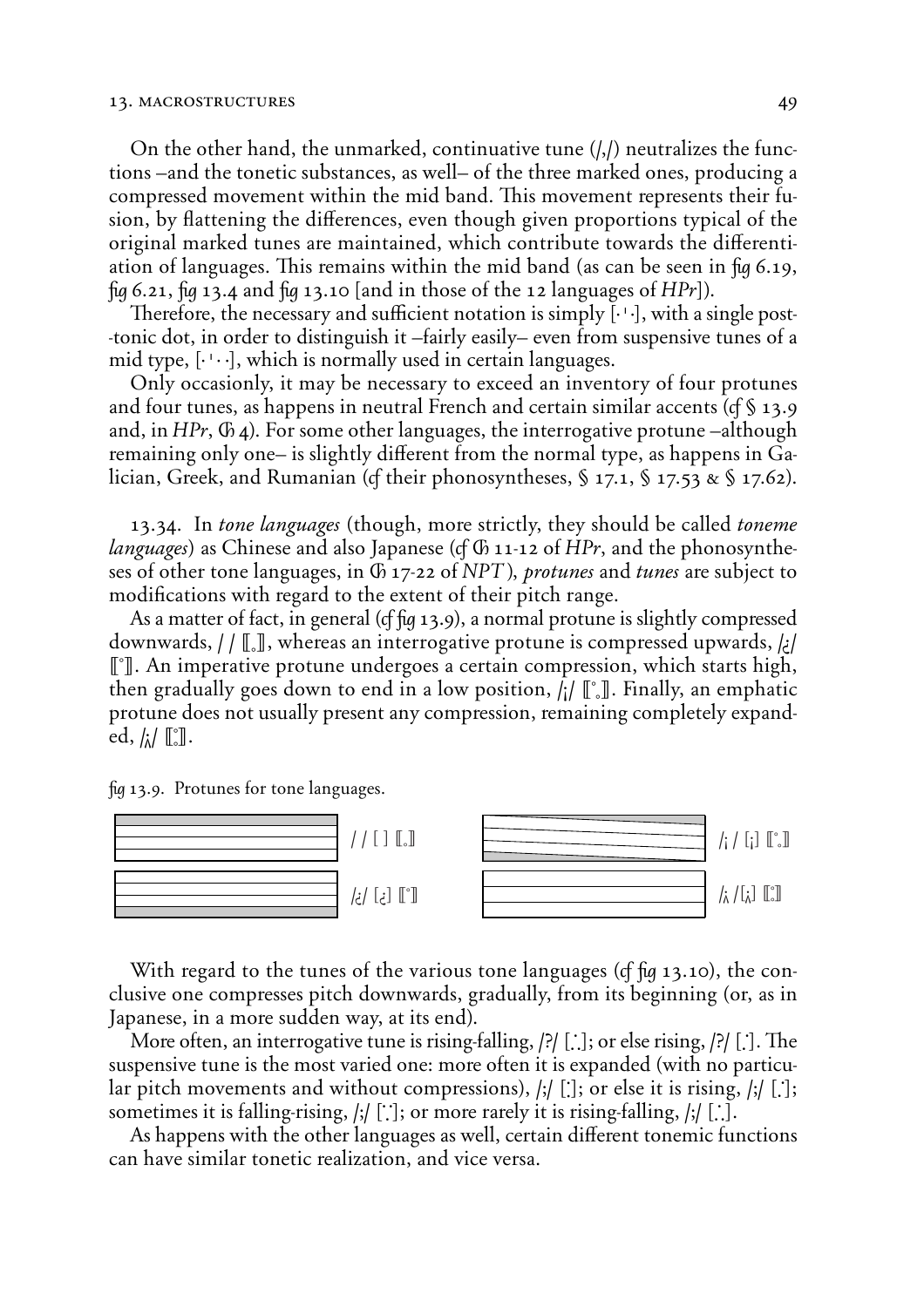On the other hand, the unmarked, continuative tune (/,/) neutralizes the functions –and the tonetic substances, as well– of the three marked ones, producing a compressed movement within the mid band. This movement represents their fusion, by flattening the differences, even though given proportions typical of the original marked tunes are maintained, which contribute towards the differentiation of languages. This remains within the mid band (as can be seen in *fig* 6.19, *fig* 6.21, *fig* 13.4 and *fig* 13.10 [and in those of the 12 languages of *HPr*]).

Therefore, the necessary and sufficient notation is simply [·ˈ·], with a single post-tonic dot, in order to distinguish it –fairly easily– even from suspensive tunes of a mid type, [·ˈ··], which is normally used in certain languages.

Only occasionly, it may be necessary to exceed an inventory of four protunes and four tunes, as happens in neutral French and certain similar accents (*cf* § 13.9 and, in *HPr*, Ch 4). For some other languages, the interrogative protune –although remaining only one– is slightly different from the normal type, as happens in Galician, Greek, and Rumanian (*cf* their phonosyntheses, § 17.1, § 17.53 & § 17.62).

13.34. In *tone languages* (though, more strictly, they should be called *toneme languages*) as Chinese and also Japanese (*cf* Ch 11-12 of *HPr*, and the phonosyntheses of other tone languages, in Ch 17-22 of *NPT*), *protunes* and *tunes* are subject to modifications with regard to the extent of their pitch range.

As a matter of fact, in general (*cf fig* 13.9), a normal protune is slightly compressed downwards, / / ⟦˳⟧, whereas an interrogative protune is compressed upwards, /¿/ ⟦˚⟧. An imperative protune undergoes a certain compression, which starts high, then gradually goes down to end in a low position, /¡/ ⟦˚˳⟧. Finally, an emphatic protune does not usually present any compression, remaining completely expanded, /¡̂/ ⟦˚˳⟧.

*fig* 13.9. Protunes for tone languages.

/ / [ ] ⟦˳⟧ /¡ / [¡] ⟦˚˳⟧

/¿/ [¿] ⟦˚⟧ /¡̂ /[¡̂] ⟦˚˳⟧

With regard to the tunes of the various tone languages (*cf fig* 13.10), the conclusive one compresses pitch downwards, gradually, from its beginning (or, as in Japanese, in a more sudden way, at its end).

More often, an interrogative tune is rising-falling, /?/ [.˙.]; or else rising, /?/ [.˙]. The suspensive tune is the most varied one: more often it is expanded (with no particular pitch movements and without compressions), /;/ [˙]; or else it is rising, /;/ [.˙]; sometimes it is falling-rising, /;/ [˙.˙]; or more rarely it is rising-falling, /;/ [.˙.].

As happens with the other languages as well, certain different tonemic functions can have similar tonetic realization, and vice versa.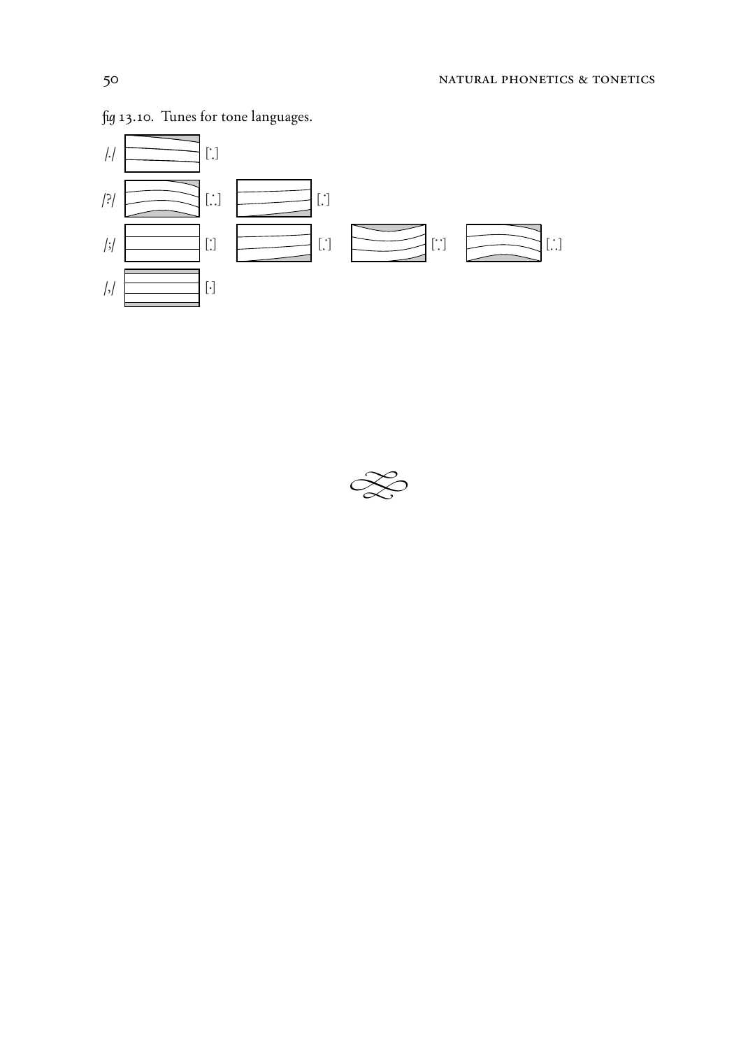*fig* 13.10. Tunes for tone languages.

/./ [˙.]

/?/ [.˙.] [.˙]

/;/ [:] [.˙] [˙.˙] [.˙.]

/,/ [·]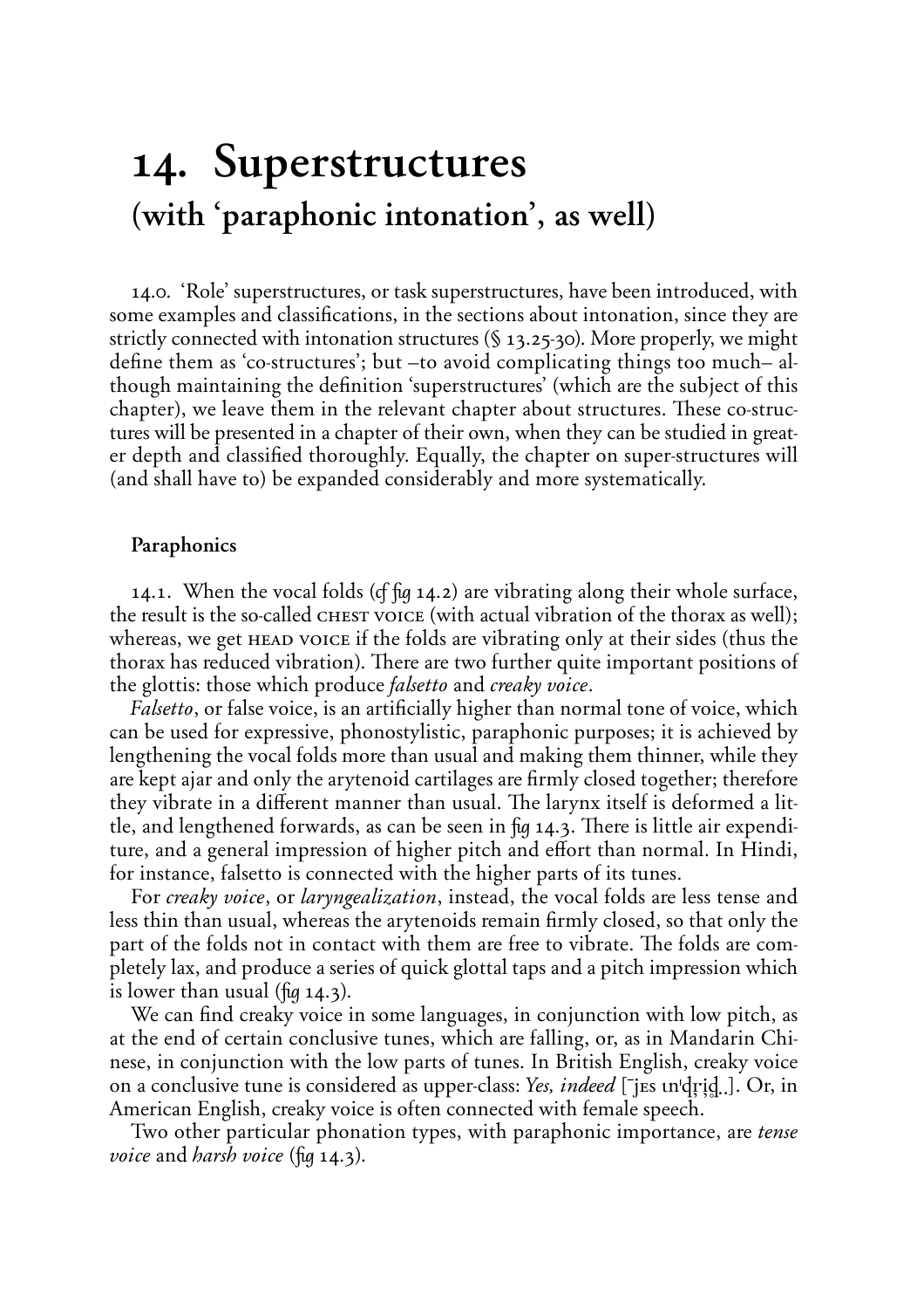# 14. Superstructures
## (with 'paraphonic intonation', as well)

14.0. 'Role' superstructures, or task superstructures, have been introduced, with some examples and classifications, in the sections about intonation, since they are strictly connected with intonation structures (§ 13.25-30). More properly, we might define them as 'co-structures'; but –to avoid complicating things too much– although maintaining the definition 'superstructures' (which are the subject of this chapter), we leave them in the relevant chapter about structures. These co-structures will be presented in a chapter of their own, when they can be studied in greater depth and classified thoroughly. Equally, the chapter on super-structures will (and shall have to) be expanded considerably and more systematically.

### Paraphonics

14.1. When the vocal folds (*cf fig* 14.2) are vibrating along their whole surface, the result is the so-called CHEST VOICE (with actual vibration of the thorax as well); whereas, we get HEAD VOICE if the folds are vibrating only at their sides (thus the thorax has reduced vibration). There are two further quite important positions of the glottis: those which produce *falsetto* and *creaky voice*.

*Falsetto*, or false voice, is an artificially higher than normal tone of voice, which can be used for expressive, phonostylistic, paraphonic purposes; it is achieved by lengthening the vocal folds more than usual and making them thinner, while they are kept ajar and only the arytenoid cartilages are firmly closed together; therefore they vibrate in a different manner than usual. The larynx itself is deformed a little, and lengthened forwards, as can be seen in *fig* 14.3. There is little air expenditure, and a general impression of higher pitch and effort than normal. In Hindi, for instance, falsetto is connected with the higher parts of its tunes.

For *creaky voice*, or *laryngealization*, instead, the vocal folds are less tense and less thin than usual, whereas the arytenoids remain firmly closed, so that only the part of the folds not in contact with them are free to vibrate. The folds are completely lax, and produce a series of quick glottal taps and a pitch impression which is lower than usual (*fig* 14.3).

We can find creaky voice in some languages, in conjunction with low pitch, as at the end of certain conclusive tunes, which are falling, or, as in Mandarin Chinese, in conjunction with the low parts of tunes. In British English, creaky voice on a conclusive tune is considered as upper-class: *Yes, indeed* [ˉjɛs ɪnˈd̰ɾḭd̰..]. Or, in American English, creaky voice is often connected with female speech.

Two other particular phonation types, with paraphonic importance, are *tense voice* and *harsh voice* (*fig* 14.3).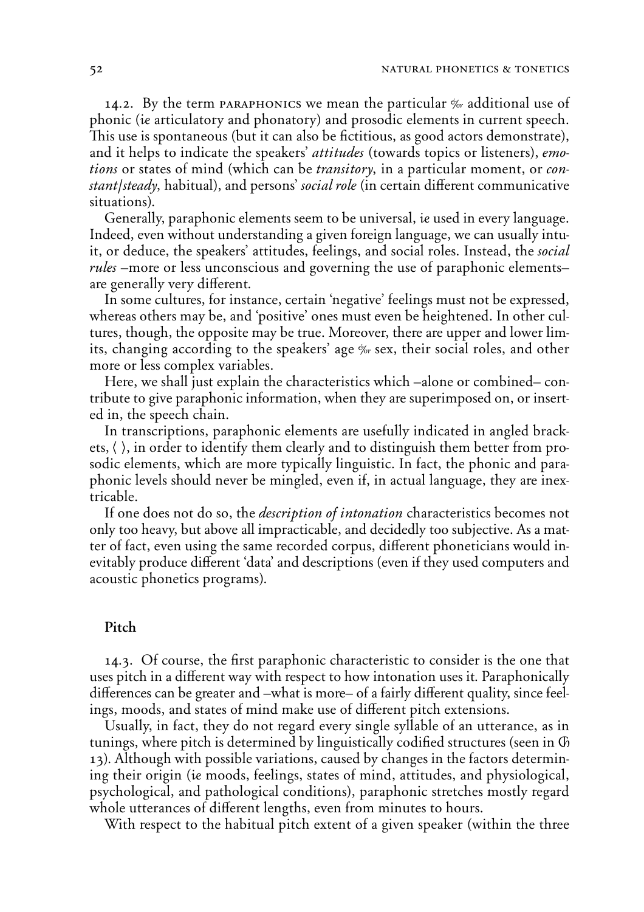14.2. By the term PARAPHONICS we mean the particular &/or additional use of phonic (*ie* articulatory and phonatory) and prosodic elements in current speech. This use is spontaneous (but it can also be fictitious, as good actors demonstrate), and it helps to indicate the speakers' *attitudes* (towards topics or listeners), *emotions* or states of mind (which can be *transitory*, in a particular moment, or *constant/steady*, habitual), and persons' *social role* (in certain different communicative situations).

Generally, paraphonic elements seem to be universal, *ie* used in every language. Indeed, even without understanding a given foreign language, we can usually intuit, or deduce, the speakers' attitudes, feelings, and social roles. Instead, the *social rules* –more or less unconscious and governing the use of paraphonic elements– are generally very different.

In some cultures, for instance, certain 'negative' feelings must not be expressed, whereas others may be, and 'positive' ones must even be heightened. In other cultures, though, the opposite may be true. Moreover, there are upper and lower limits, changing according to the speakers' age &/or sex, their social roles, and other more or less complex variables.

Here, we shall just explain the characteristics which –alone or combined– contribute to give paraphonic information, when they are superimposed on, or inserted in, the speech chain.

In transcriptions, paraphonic elements are usefully indicated in angled brackets, ⟨ ⟩, in order to identify them clearly and to distinguish them better from prosodic elements, which are more typically linguistic. In fact, the phonic and paraphonic levels should never be mingled, even if, in actual language, they are inextricable.

If one does not do so, the *description of intonation* characteristics becomes not only too heavy, but above all impracticable, and decidedly too subjective. As a matter of fact, even using the same recorded corpus, different phoneticians would inevitably produce different 'data' and descriptions (even if they used computers and acoustic phonetics programs).

## Pitch

14.3. Of course, the first paraphonic characteristic to consider is the one that uses pitch in a different way with respect to how intonation uses it. Paraphonically differences can be greater and –what is more– of a fairly different quality, since feelings, moods, and states of mind make use of different pitch extensions.

Usually, in fact, they do not regard every single syllable of an utterance, as in tunings, where pitch is determined by linguistically codified structures (seen in Ch 13). Although with possible variations, caused by changes in the factors determining their origin (*ie* moods, feelings, states of mind, attitudes, and physiological, psychological, and pathological conditions), paraphonic stretches mostly regard whole utterances of different lengths, even from minutes to hours.

With respect to the habitual pitch extent of a given speaker (within the three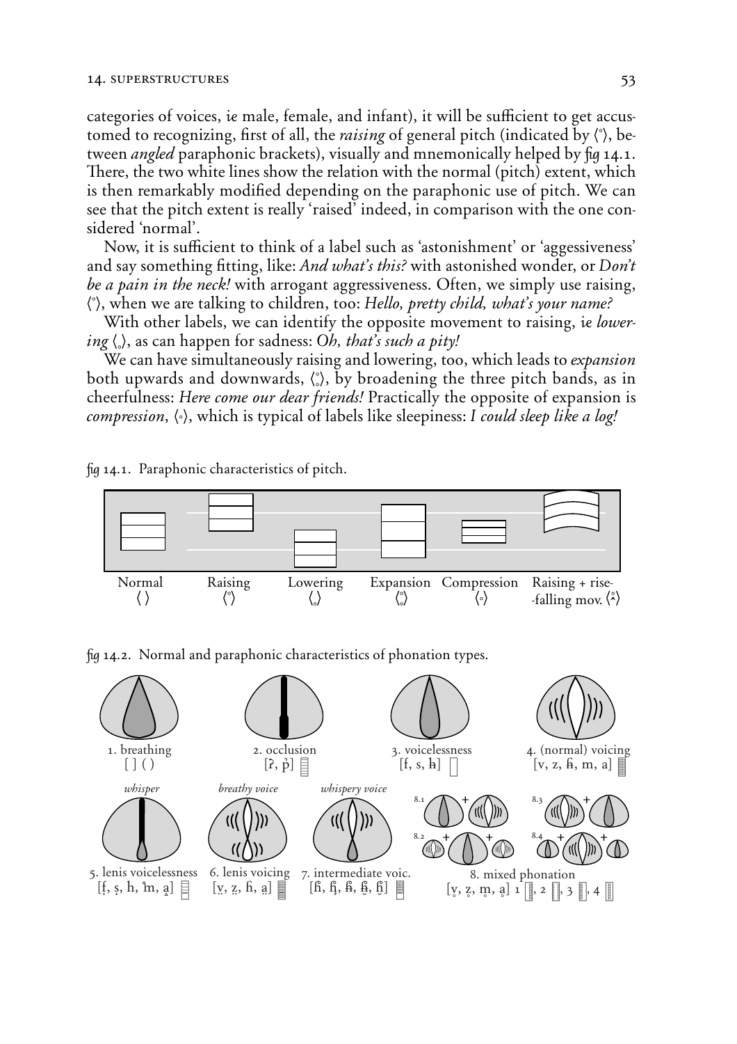categories of voices, *ie* male, female, and infant), it will be sufficient to get accustomed to recognizing, first of all, the *raising* of general pitch (indicated by ⟨˚⟩, between *angled* paraphonic brackets), visually and mnemonically helped by *fig* 14.1. There, the two white lines show the relation with the normal (pitch) extent, which is then remarkably modified depending on the paraphonic use of pitch. We can see that the pitch extent is really 'raised' indeed, in comparison with the one considered 'normal'.

Now, it is sufficient to think of a label such as 'astonishment' or 'aggessiveness' and say something fitting, like: *And what's this?* with astonished wonder, or *Don't be a pain in the neck!* with arrogant aggressiveness. Often, we simply use raising, ⟨˚⟩, when we are talking to children, too: *Hello, pretty child, what's your name?*

With other labels, we can identify the opposite movement to raising, *ie lowering* ⟨˳⟩, as can happen for sadness: *Oh, that's such a pity!*

We can have simultaneously raising and lowering, too, which leads to *expansion* both upwards and downwards, ⟨˚˳⟩, by broadening the three pitch bands, as in cheerfulness: *Here come our dear friends!* Practically the opposite of expansion is *compression*, ⟨◦⟩, which is typical of labels like sleepiness: *I could sleep like a log!*

*fig* 14.1. Paraphonic characteristics of pitch.

Normal ⟨ ⟩ — Raising ⟨˚⟩ — Lowering ⟨˳⟩ — Expansion ⟨˚˳⟩ — Compression ⟨◦⟩ — Raising + rise-falling mov. ⟨˚ˆ⟩

*fig* 14.2. Normal and paraphonic characteristics of phonation types.

1. breathing [ ] ( )
2. occlusion [ʔ, p̰]
3. voicelessness [f, s, ħ]
4. (normal) voicing [v, z, ɦ, m, a]

*whisper* 5. lenis voicelessness [f̣, ṣ, h, ʰm, a̤]

*breathy voice* 6. lenis voicing [v̤, z̤, ɦ, a̤]

*whispery voice* 7. intermediate voic. [ɦ, ɦ̣, ɦ, ɦ̣, ɦ̰]

8. mixed phonation [v̥, z̥, m̥, ḁ] 1, 2, 3, 4 (8.1, 8.2, 8.3, 8.4)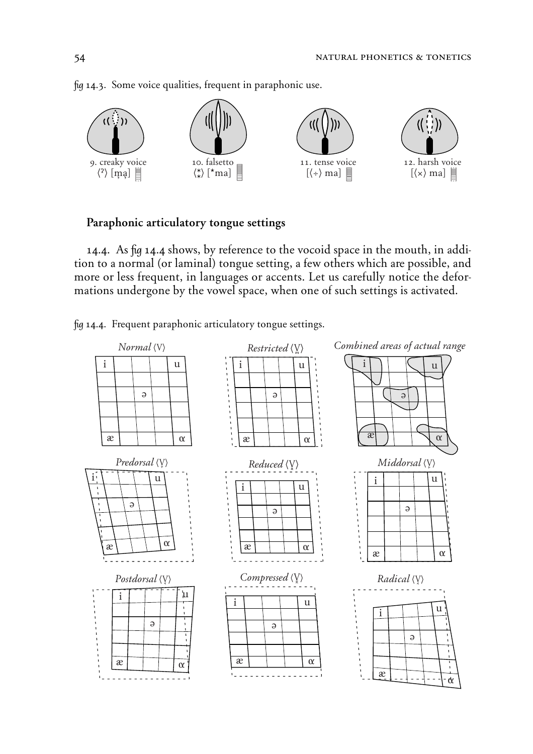*fig* 14.3. Some voice qualities, frequent in paraphonic use.

9. creaky voice ⟨ˀ⟩ [m̰a̰]

10. falsetto ⟨⁑⟩ [⋆ma]

11. tense voice [⟨÷⟩ ma]

12. harsh voice [⟨×⟩ ma]

## Paraphonic articulatory tongue settings

14.4. As *fig* 14.4 shows, by reference to the vocoid space in the mouth, in addition to a normal (or laminal) tongue setting, a few others which are possible, and more or less frequent, in languages or accents. Let us carefully notice the deformations undergone by the vowel space, when one of such settings is activated.

*fig* 14.4. Frequent paraphonic articulatory tongue settings.

*Normal* ⟨V⟩ — *Restricted* ⟨V̽⟩ — *Combined areas of actual range*

*Predorsal* ⟨V̟⟩ — *Reduced* ⟨V̽⟩ — *Middorsal* ⟨V̱⟩

*Postdorsal* ⟨V̠⟩ — *Compressed* ⟨V̳⟩ — *Radical* ⟨V̙⟩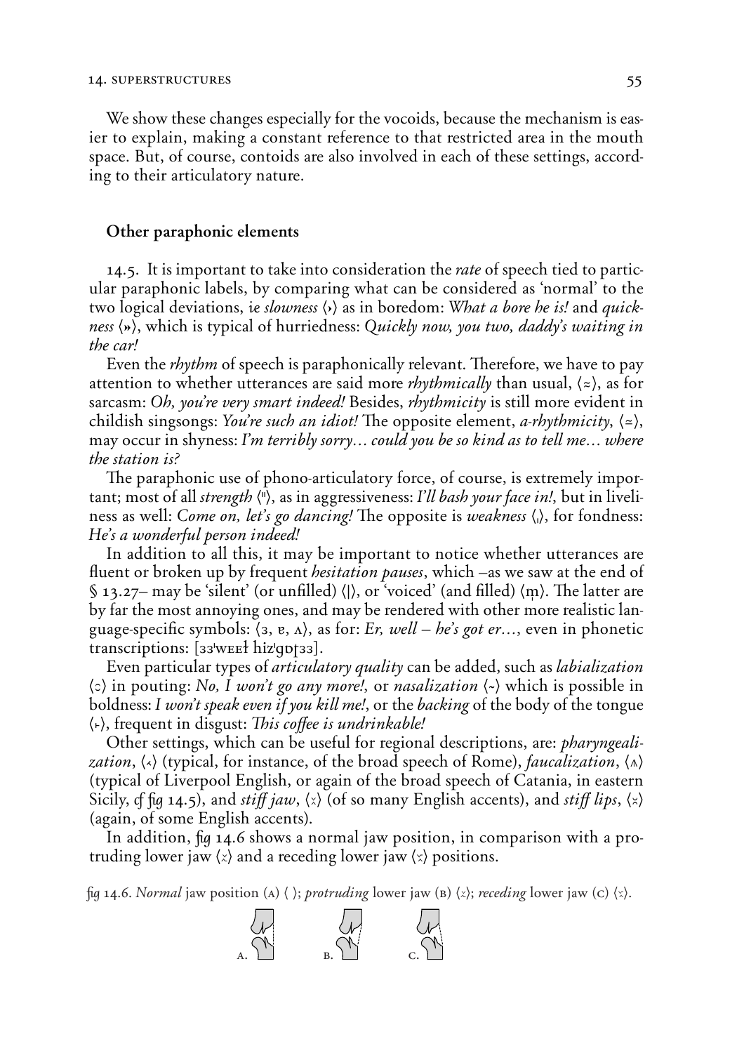We show these changes especially for the vocoids, because the mechanism is easier to explain, making a constant reference to that restricted area in the mouth space. But, of course, contoids are also involved in each of these settings, according to their articulatory nature.

### Other paraphonic elements

14.5. It is important to take into consideration the *rate* of speech tied to particular paraphonic labels, by comparing what can be considered as 'normal' to the two logical deviations, i*e* *slowness* ⟨›⟩ as in boredom: *What a bore he is!* and *quickness* ⟨»⟩, which is typical of hurriedness: *Quickly now, you two, daddy's waiting in the car!*

Even the *rhythm* of speech is paraphonically relevant. Therefore, we have to pay attention to whether utterances are said more *rhythmically* than usual, ⟨≈⟩, as for sarcasm: *Oh, you're very smart indeed!* Besides, *rhythmicity* is still more evident in childish singsongs: *You're such an idiot!* The opposite element, *a-rhythmicity*, ⟨≂⟩, may occur in shyness: *I'm terribly sorry… could you be so kind as to tell me… where the station is?*

The paraphonic use of phono-articulatory force, of course, is extremely important; most of all *strength* ⟨ͦ⟩, as in aggressiveness: *I'll bash your face in!*, but in liveliness as well: *Come on, let's go dancing!* The opposite is *weakness* ⟨ͅ⟩, for fondness: *He's a wonderful person indeed!*

In addition to all this, it may be important to notice whether utterances are fluent or broken up by frequent *hesitation pauses*, which –as we saw at the end of § 13.27– may be 'silent' (or unfilled) ⟨|⟩, or 'voiced' (and filled) ⟨m̩⟩. The latter are by far the most annoying ones, and may be rendered with other more realistic language-specific symbols: ⟨ɜ, ɐ, ʌ⟩, as for: *Er, well – he's got er…*, even in phonetic transcriptions: [ɜɜˈwɛɛɫ hiz'gɒʈɜɜ].

Even particular types of *articulatory quality* can be added, such as *labialization* ⟨꜀⟩ in pouting: *No, I won't go any more!*, or *nasalization* ⟨~⟩ which is possible in boldness: *I won't speak even if you kill me!*, or the *backing* of the body of the tongue ⟨˫⟩, frequent in disgust: *This coffee is undrinkable!*

Other settings, which can be useful for regional descriptions, are: *pharyngealization*, ⟨˂⟩ (typical, for instance, of the broad speech of Rome), *faucalization*, ⟨ʌ⟩ (typical of Liverpool English, or again of the broad speech of Catania, in eastern Sicily, *cf fig* 14.5), and *stiff jaw*, ⟨x⟩ (of so many English accents), and *stiff lips*, ⟨x⟩ (again, of some English accents).

In addition, *fig* 14.6 shows a normal jaw position, in comparison with a protruding lower jaw ⟨z⟩ and a receding lower jaw ⟨x⟩ positions.

*fig* 14.6. *Normal* jaw position (A) ⟨ ⟩; *protruding* lower jaw (B) ⟨z⟩; *receding* lower jaw (C) ⟨x⟩.

A. B. C.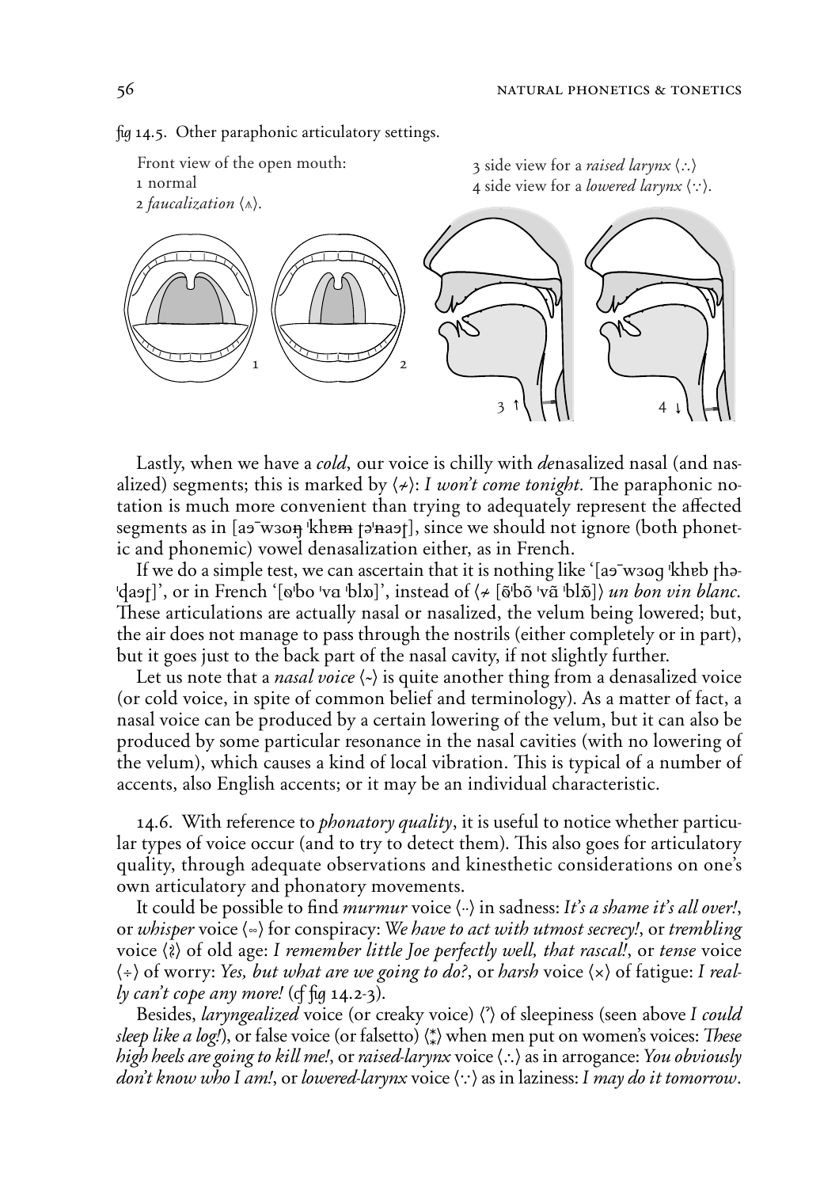*fig* 14.5. Other paraphonic articulatory settings.

Front view of the open mouth:
1 normal
2 *faucalization* ⟨⩚⟩.

3 side view for a *raised larynx* ⟨.·.⟩
4 side view for a *lowered larynx* ⟨·.·⟩.

Lastly, when we have a *cold*, our voice is chilly with *de*nasalized nasal (and nasalized) segments; this is marked by ⟨≁⟩: *I won't come tonight*. The paraphonic notation is much more convenient than trying to adequately represent the affected segments as in [aə̄wɜʊŋ̶ ˈkhɐm̶ ʈəˈn̶aəʈ], since we should not ignore (both phonetic and phonemic) vowel denasalization either, as in French.

If we do a simple test, we can ascertain that it is nothing like '[aə̄wɜʊɡ ˈkhɐb ʈhəˈɖaəʈ]', or in French '[ɐ̃ˈbo ˈvɑ ˈblɒ]', instead of ⟨≁ [ɐ̃ˈbõ ˈvɑ̃ ˈblɒ̃]⟩ *un bon vin blanc*. These articulations are actually nasal or nasalized, the velum being lowered; but, the air does not manage to pass through the nostrils (either completely or in part), but it goes just to the back part of the nasal cavity, if not slightly further.

Let us note that a *nasal voice* ⟨~⟩ is quite another thing from a denasalized voice (or cold voice, in spite of common belief and terminology). As a matter of fact, a nasal voice can be produced by a certain lowering of the velum, but it can also be produced by some particular resonance in the nasal cavities (with no lowering of the velum), which causes a kind of local vibration. This is typical of a number of accents, also English accents; or it may be an individual characteristic.

14.6. With reference to *phonatory quality*, it is useful to notice whether particular types of voice occur (and to try to detect them). This also goes for articulatory quality, through adequate observations and kinesthetic considerations on one's own articulatory and phonatory movements.

It could be possible to find *murmur* voice ⟨··⟩ in sadness: *It's a shame it's all over!*, or *whisper* voice ⟨◦◦⟩ for conspiracy: *We have to act with utmost secrecy!*, or *trembling* voice ⟨≀⟩ of old age: *I remember little Joe perfectly well, that rascal!*, or *tense* voice ⟨÷⟩ of worry: *Yes, but what are we going to do?*, or *harsh* voice ⟨×⟩ of fatigue: *I really can't cope any more!* (cf *fig* 14.2-3).

Besides, *laryngealized* voice (or creaky voice) ⟨ˀ⟩ of sleepiness (seen above *I could sleep like a log!*), or false voice (or falsetto) ⟨⁑⟩ when men put on women's voices: *These high heels are going to kill me!*, or *raised-larynx* voice ⟨.·.⟩ as in arrogance: *You obviously don't know who I am!*, or *lowered-larynx* voice ⟨·.·⟩ as in laziness: *I may do it tomorrow*.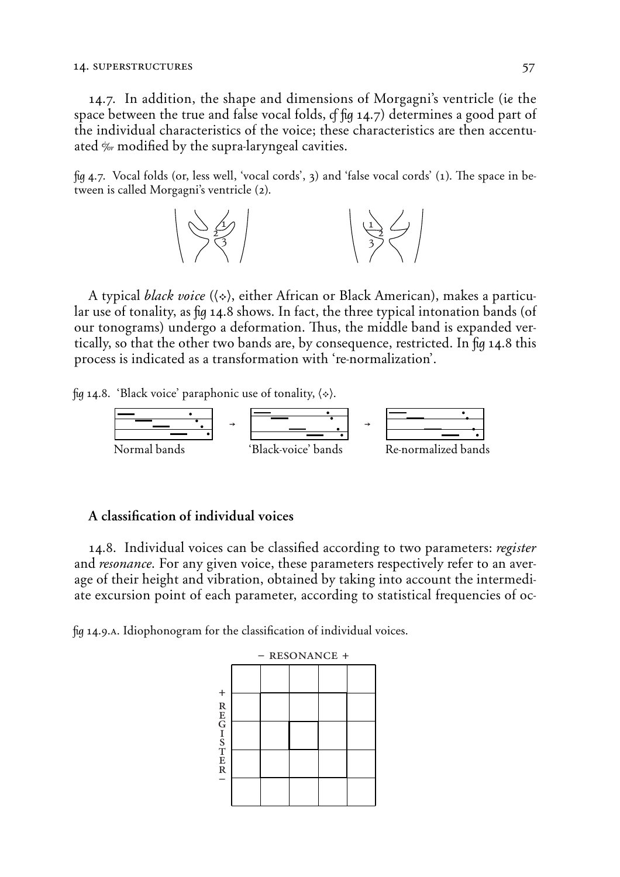14.7. In addition, the shape and dimensions of Morgagni's ventricle (*ie* the space between the true and false vocal folds, *cf fig* 14.7) determines a good part of the individual characteristics of the voice; these characteristics are then accentuated &/or modified by the supra-laryngeal cavities.

*fig* 4.7. Vocal folds (or, less well, 'vocal cords', 3) and 'false vocal cords' (1). The space in between is called Morgagni's ventricle (2).

A typical *black voice* (⟨∻⟩, either African or Black American), makes a particular use of tonality, as *fig* 14.8 shows. In fact, the three typical intonation bands (of our tonograms) undergo a deformation. Thus, the middle band is expanded vertically, so that the other two bands are, by consequence, restricted. In *fig* 14.8 this process is indicated as a transformation with 're-normalization'.

*fig* 14.8. 'Black voice' paraphonic use of tonality, ⟨∻⟩.

Normal bands → 'Black-voice' bands → Re-normalized bands

### A classification of individual voices

14.8. Individual voices can be classified according to two parameters: *register* and *resonance*. For any given voice, these parameters respectively refer to an average of their height and vibration, obtained by taking into account the intermediate excursion point of each parameter, according to statistical frequencies of oc-

*fig* 14.9.A. Idiophonogram for the classification of individual voices.

− RESONANCE +

+ REGISTER −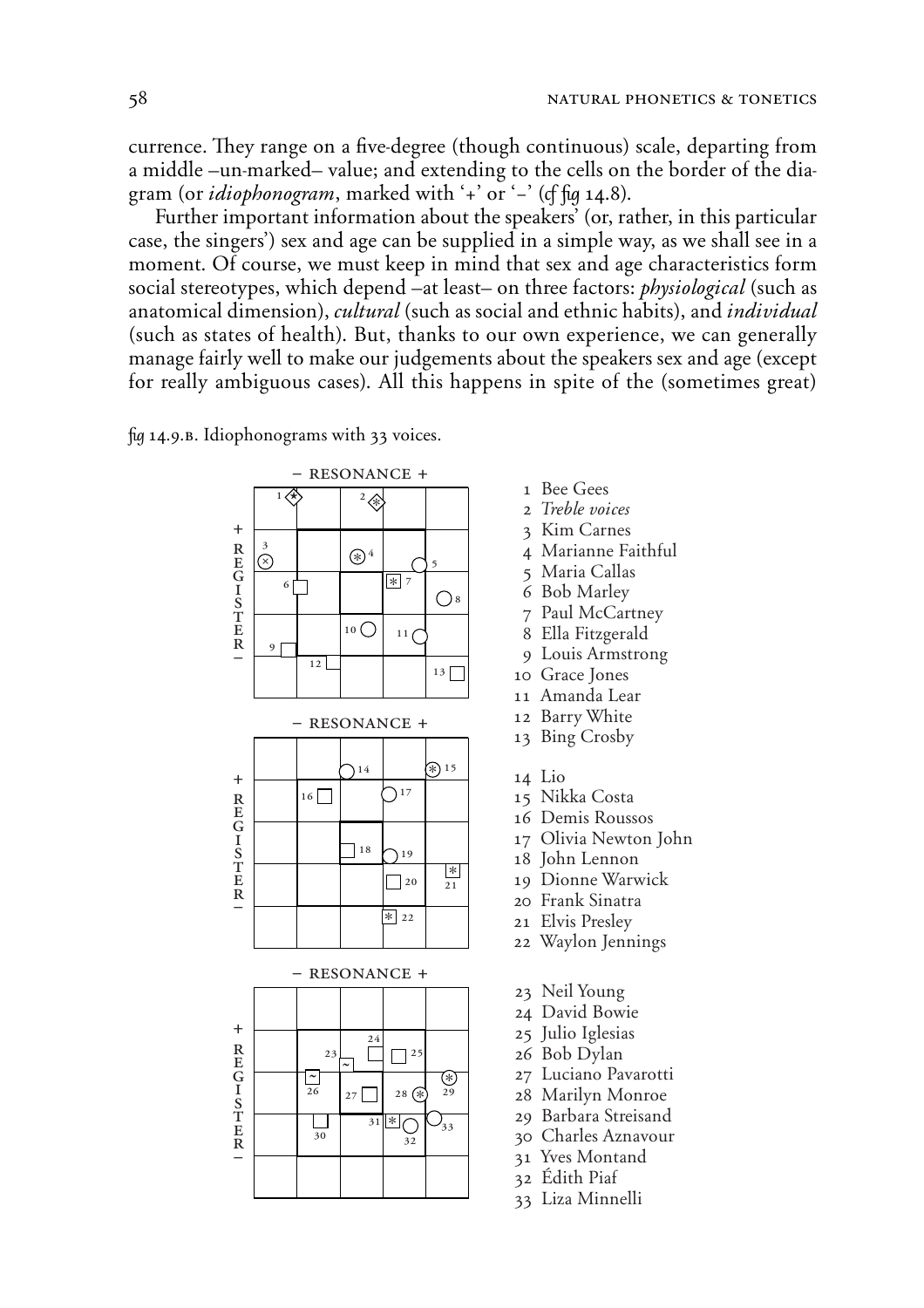currence. They range on a five-degree (though continuous) scale, departing from a middle –un-marked– value; and extending to the cells on the border of the diagram (or *idiophonogram*, marked with '+' or '–' (*cf* *fig* 14.8).

Further important information about the speakers' (or, rather, in this particular case, the singers') sex and age can be supplied in a simple way, as we shall see in a moment. Of course, we must keep in mind that sex and age characteristics form social stereotypes, which depend –at least– on three factors: *physiological* (such as anatomical dimension), *cultural* (such as social and ethnic habits), and *individual* (such as states of health). But, thanks to our own experience, we can generally manage fairly well to make our judgements about the speakers sex and age (except for really ambiguous cases). All this happens in spite of the (sometimes great)

*fig* 14.9.B. Idiophonograms with 33 voices.

1 Bee Gees
2 *Treble voices*
3 Kim Carnes
4 Marianne Faithful
5 Maria Callas
6 Bob Marley
7 Paul McCartney
8 Ella Fitzgerald
9 Louis Armstrong
10 Grace Jones
11 Amanda Lear
12 Barry White
13 Bing Crosby

14 Lio
15 Nikka Costa
16 Demis Roussos
17 Olivia Newton John
18 John Lennon
19 Dionne Warwick
20 Frank Sinatra
21 Elvis Presley
22 Waylon Jennings

23 Neil Young
24 David Bowie
25 Julio Iglesias
26 Bob Dylan
27 Luciano Pavarotti
28 Marilyn Monroe
29 Barbara Streisand
30 Charles Aznavour
31 Yves Montand
32 Édith Piaf
33 Liza Minnelli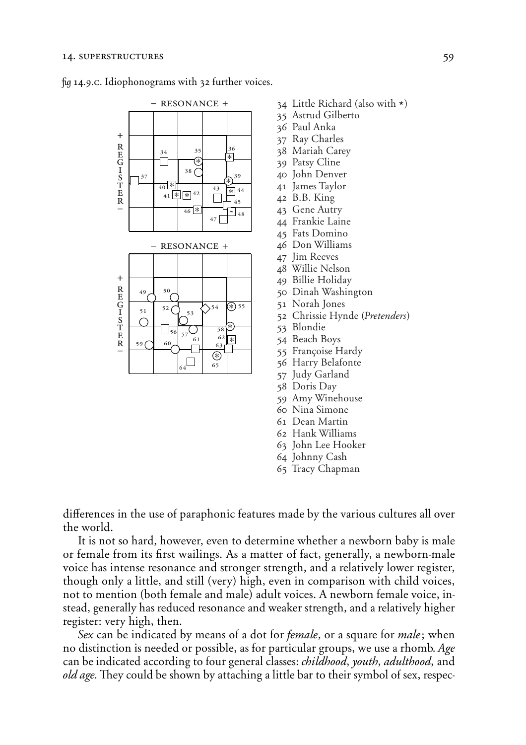*fig* 14.9.c. Idiophonograms with 32 further voices.

34 Little Richard (also with ⋆)
35 Astrud Gilberto
36 Paul Anka
37 Ray Charles
38 Mariah Carey
39 Patsy Cline
40 John Denver
41 James Taylor
42 B.B. King
43 Gene Autry
44 Frankie Laine
45 Fats Domino
46 Don Williams
47 Jim Reeves
48 Willie Nelson
49 Billie Holiday
50 Dinah Washington
51 Norah Jones
52 Chrissie Hynde (*Pretenders*)
53 Blondie
54 Beach Boys
55 Françoise Hardy
56 Harry Belafonte
57 Judy Garland
58 Doris Day
59 Amy Winehouse
60 Nina Simone
61 Dean Martin
62 Hank Williams
63 John Lee Hooker
64 Johnny Cash
65 Tracy Chapman

differences in the use of paraphonic features made by the various cultures all over the world.

It is not so hard, however, even to determine whether a newborn baby is male or female from its first wailings. As a matter of fact, generally, a newborn-male voice has intense resonance and stronger strength, and a relatively lower register, though only a little, and still (very) high, even in comparison with child voices, not to mention (both female and male) adult voices. A newborn female voice, instead, generally has reduced resonance and weaker strength, and a relatively higher register: very high, then.

*Sex* can be indicated by means of a dot for *female*, or a square for *male*; when no distinction is needed or possible, as for particular groups, we use a rhomb. *Age* can be indicated according to four general classes: *childhood*, *youth*, *adulthood*, and *old age*. They could be shown by attaching a little bar to their symbol of sex, respec-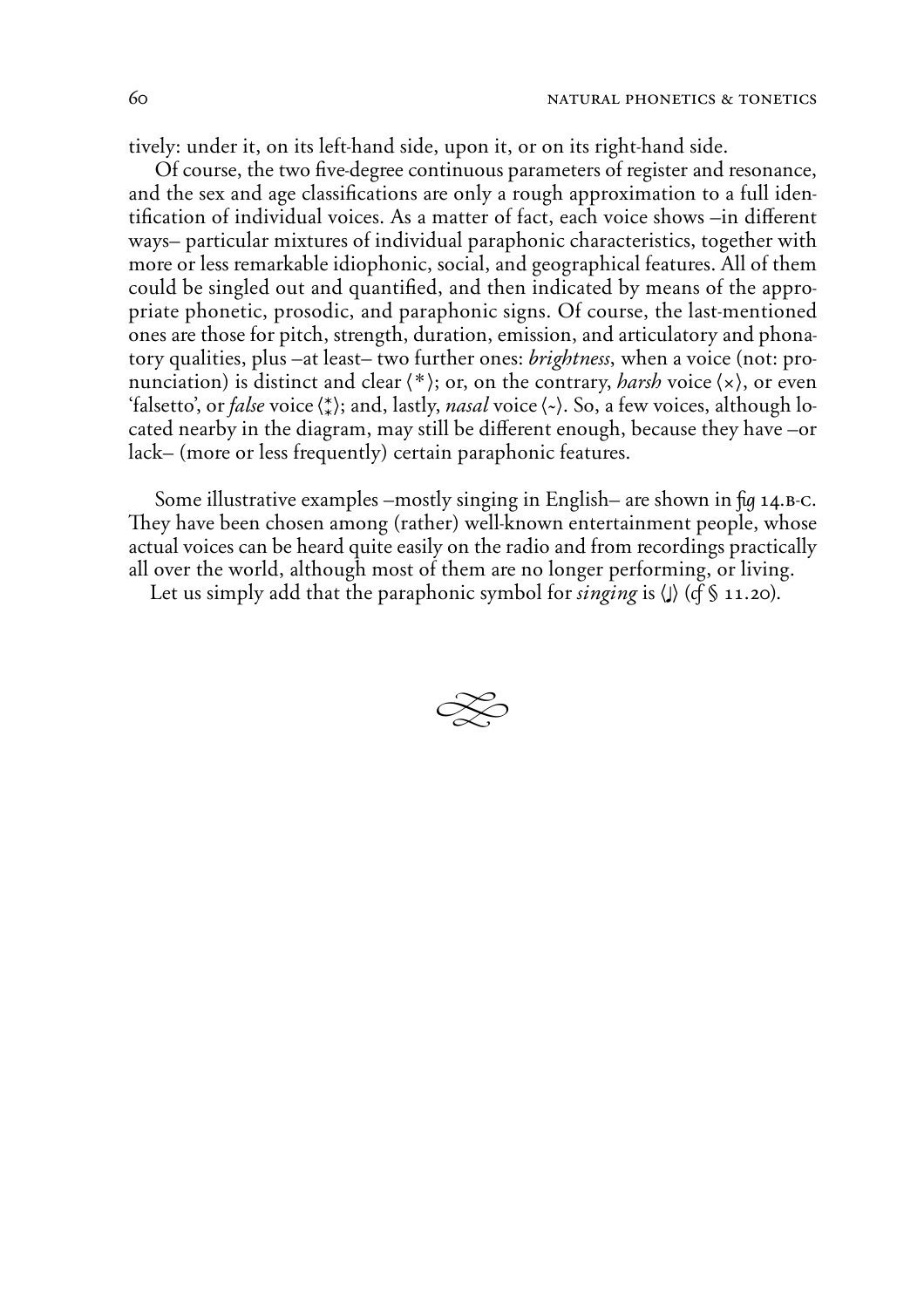tively: under it, on its left-hand side, upon it, or on its right-hand side.

Of course, the two five-degree continuous parameters of register and resonance, and the sex and age classifications are only a rough approximation to a full identification of individual voices. As a matter of fact, each voice shows –in different ways– particular mixtures of individual paraphonic characteristics, together with more or less remarkable idiophonic, social, and geographical features. All of them could be singled out and quantified, and then indicated by means of the appropriate phonetic, prosodic, and paraphonic signs. Of course, the last-mentioned ones are those for pitch, strength, duration, emission, and articulatory and phonatory qualities, plus –at least– two further ones: *brightness*, when a voice (not: pronunciation) is distinct and clear ⟨*⟩; or, on the contrary, *harsh* voice ⟨×⟩, or even 'falsetto', or *false* voice ⟨⁑⟩; and, lastly, *nasal* voice ⟨~⟩. So, a few voices, although located nearby in the diagram, may still be different enough, because they have –or lack– (more or less frequently) certain paraphonic features.

Some illustrative examples –mostly singing in English– are shown in *fig* 14.B-C. They have been chosen among (rather) well-known entertainment people, whose actual voices can be heard quite easily on the radio and from recordings practically all over the world, although most of them are no longer performing, or living.

Let us simply add that the paraphonic symbol for *singing* is ⟨♩⟩ (*cf* § 11.20).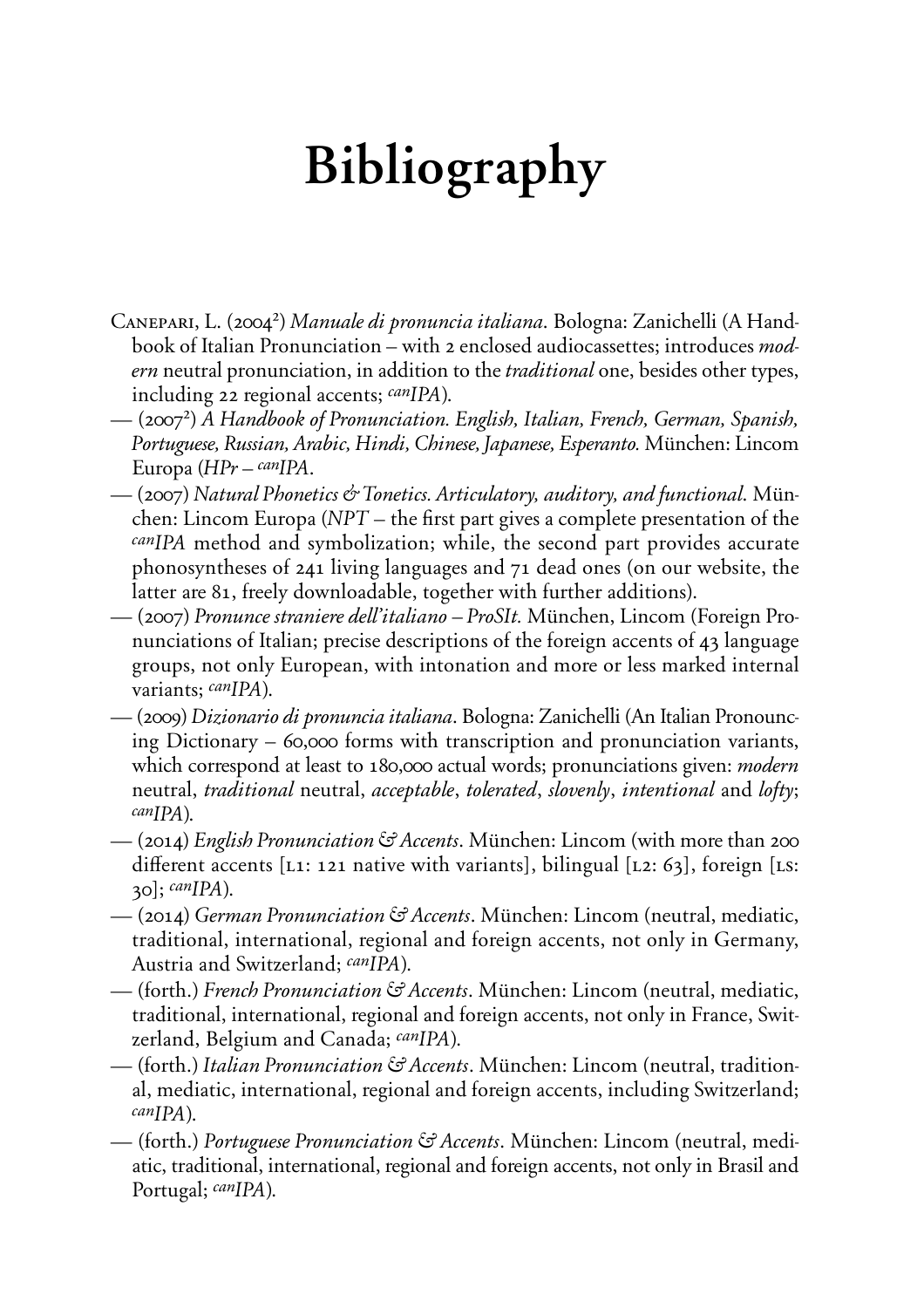# Bibliography

Canepari, L. (2004²) *Manuale di pronuncia italiana*. Bologna: Zanichelli (A Handbook of Italian Pronunciation – with 2 enclosed audiocassettes; introduces *modern* neutral pronunciation, in addition to the *traditional* one, besides other types, including 22 regional accents; *canIPA*).

— (2007²) *A Handbook of Pronunciation. English, Italian, French, German, Spanish, Portuguese, Russian, Arabic, Hindi, Chinese, Japanese, Esperanto.* München: Lincom Europa (*HPr – canIPA*.

— (2007) *Natural Phonetics & Tonetics. Articulatory, auditory, and functional.* München: Lincom Europa (*NPT* – the first part gives a complete presentation of the *canIPA* method and symbolization; while, the second part provides accurate phonosyntheses of 241 living languages and 71 dead ones (on our website, the latter are 81, freely downloadable, together with further additions).

— (2007) *Pronunce straniere dell'italiano – ProSIt.* München, Lincom (Foreign Pronunciations of Italian; precise descriptions of the foreign accents of 43 language groups, not only European, with intonation and more or less marked internal variants; *canIPA*).

— (2009) *Dizionario di pronuncia italiana*. Bologna: Zanichelli (An Italian Pronouncing Dictionary – 60,000 forms with transcription and pronunciation variants, which correspond at least to 180,000 actual words; pronunciations given: *modern* neutral, *traditional* neutral, *acceptable*, *tolerated*, *slovenly*, *intentional* and *lofty*; *canIPA*).

— (2014) *English Pronunciation & Accents*. München: Lincom (with more than 200 different accents [L1: 121 native with variants], bilingual [L2: 63], foreign [LS: 30]; *canIPA*).

— (2014) *German Pronunciation & Accents*. München: Lincom (neutral, mediatic, traditional, international, regional and foreign accents, not only in Germany, Austria and Switzerland; *canIPA*).

— (forth.) *French Pronunciation & Accents*. München: Lincom (neutral, mediatic, traditional, international, regional and foreign accents, not only in France, Switzerland, Belgium and Canada; *canIPA*).

— (forth.) *Italian Pronunciation & Accents*. München: Lincom (neutral, traditional, mediatic, international, regional and foreign accents, including Switzerland; *canIPA*).

— (forth.) *Portuguese Pronunciation & Accents*. München: Lincom (neutral, mediatic, traditional, international, regional and foreign accents, not only in Brasil and Portugal; *canIPA*).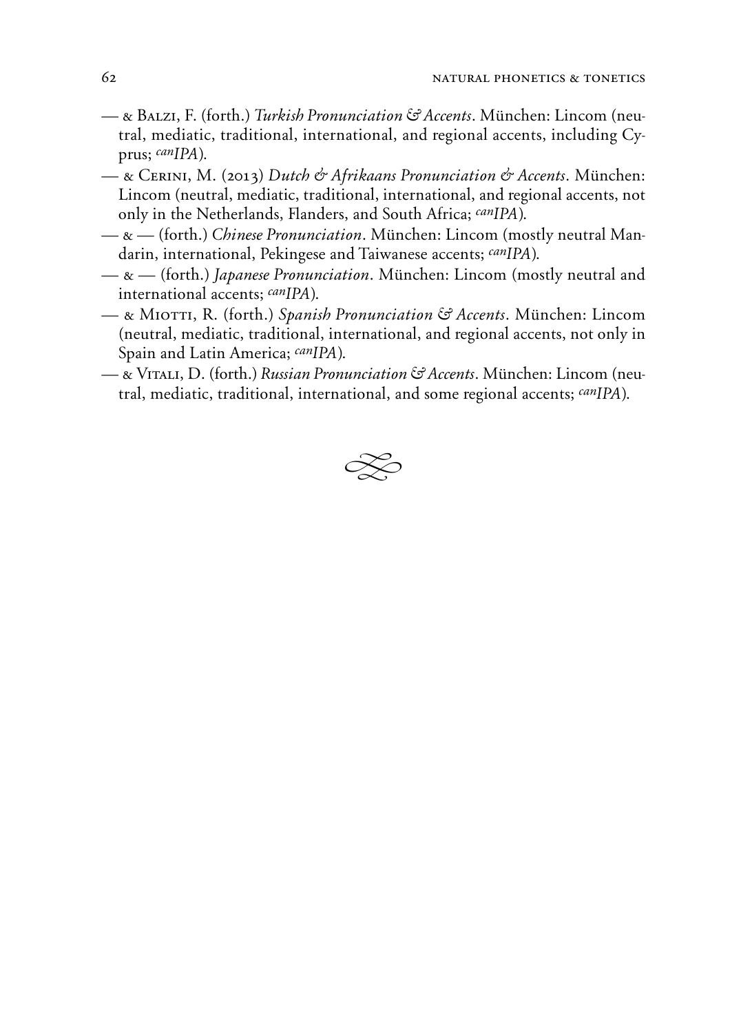— & Balzi, F. (forth.) *Turkish Pronunciation & Accents*. München: Lincom (neutral, mediatic, traditional, international, and regional accents, including Cyprus; *canIPA*).

— & Cerini, M. (2013) *Dutch & Afrikaans Pronunciation & Accents*. München: Lincom (neutral, mediatic, traditional, international, and regional accents, not only in the Netherlands, Flanders, and South Africa; *canIPA*).

— & — (forth.) *Chinese Pronunciation*. München: Lincom (mostly neutral Mandarin, international, Pekingese and Taiwanese accents; *canIPA*).

— & — (forth.) *Japanese Pronunciation*. München: Lincom (mostly neutral and international accents; *canIPA*).

— & Miotti, R. (forth.) *Spanish Pronunciation & Accents*. München: Lincom (neutral, mediatic, traditional, international, and regional accents, not only in Spain and Latin America; *canIPA*).

— & Vitali, D. (forth.) *Russian Pronunciation & Accents*. München: Lincom (neutral, mediatic, traditional, international, and some regional accents; *canIPA*).